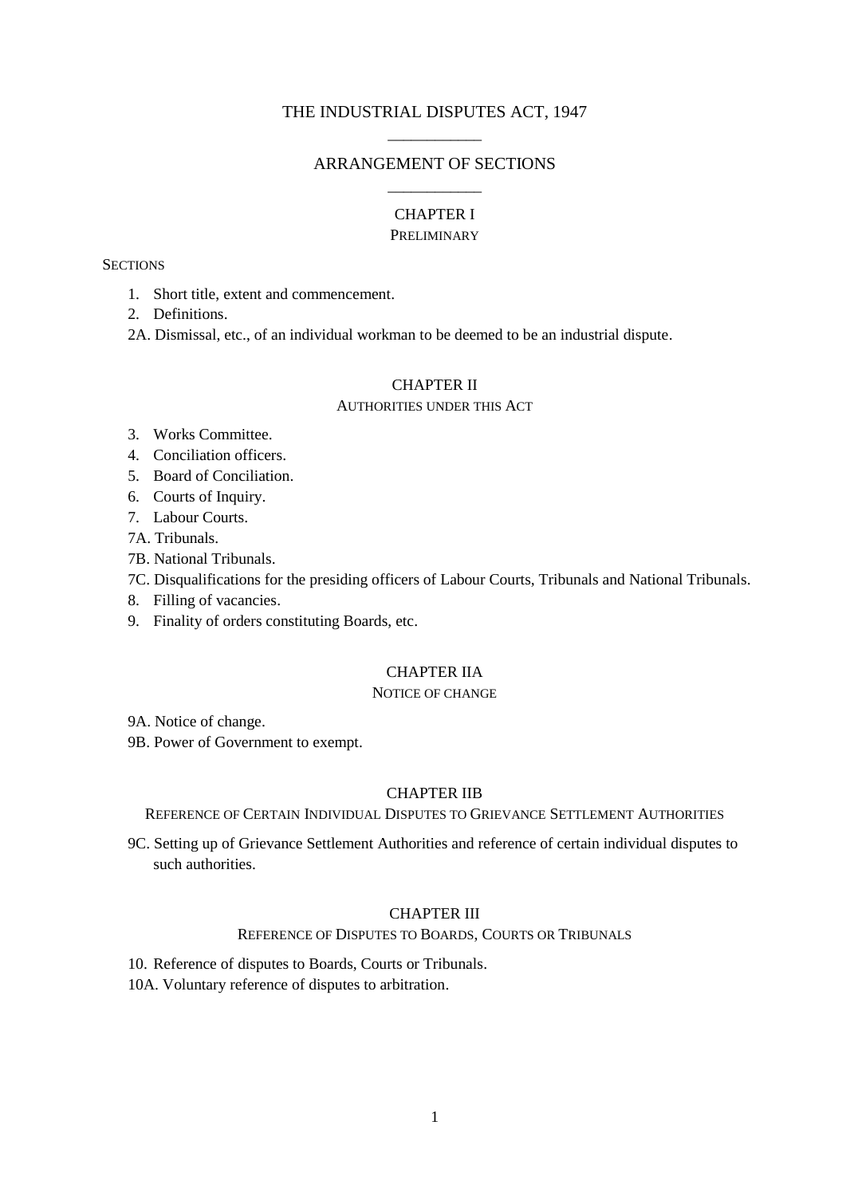# THE INDUSTRIAL DISPUTES ACT, 1947

## ARRANGEMENT OF SECTIONS

### CHAPTER I

PRELIMINARY

SECTIONS

1. Short title, extent and commencement.
2. Definitions.

2A. Dismissal, etc., of an individual workman to be deemed to be an industrial dispute.

### CHAPTER II

AUTHORITIES UNDER THIS ACT

3. Works Committee.
4. Conciliation officers.
5. Board of Conciliation.
6. Courts of Inquiry.
7. Labour Courts.

7A. Tribunals.

7B. National Tribunals.

7C. Disqualifications for the presiding officers of Labour Courts, Tribunals and National Tribunals.

8. Filling of vacancies.
9. Finality of orders constituting Boards, etc.

### CHAPTER IIA

NOTICE OF CHANGE

9A. Notice of change.

9B. Power of Government to exempt.

### CHAPTER IIB

REFERENCE OF CERTAIN INDIVIDUAL DISPUTES TO GRIEVANCE SETTLEMENT AUTHORITIES

9C. Setting up of Grievance Settlement Authorities and reference of certain individual disputes to such authorities.

### CHAPTER III

REFERENCE OF DISPUTES TO BOARDS, COURTS OR TRIBUNALS

10. Reference of disputes to Boards, Courts or Tribunals.

10A. Voluntary reference of disputes to arbitration.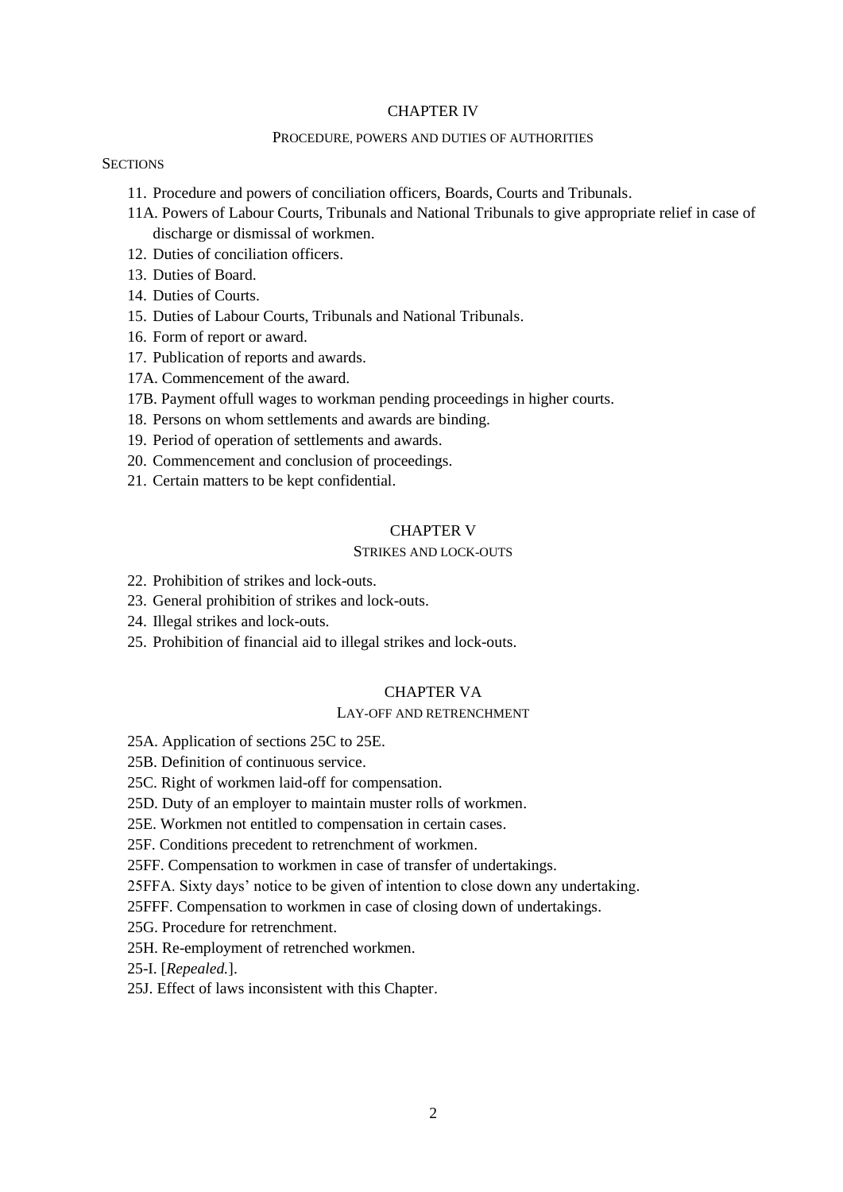## CHAPTER IV

### PROCEDURE, POWERS AND DUTIES OF AUTHORITIES

SECTIONS

11. Procedure and powers of conciliation officers, Boards, Courts and Tribunals.

11A. Powers of Labour Courts, Tribunals and National Tribunals to give appropriate relief in case of discharge or dismissal of workmen.

12. Duties of conciliation officers.

13. Duties of Board.

14. Duties of Courts.

15. Duties of Labour Courts, Tribunals and National Tribunals.

16. Form of report or award.

17. Publication of reports and awards.

17A. Commencement of the award.

17B. Payment offull wages to workman pending proceedings in higher courts.

18. Persons on whom settlements and awards are binding.

19. Period of operation of settlements and awards.

20. Commencement and conclusion of proceedings.

21. Certain matters to be kept confidential.

## CHAPTER V

### STRIKES AND LOCK-OUTS

22. Prohibition of strikes and lock-outs.

23. General prohibition of strikes and lock-outs.

24. Illegal strikes and lock-outs.

25. Prohibition of financial aid to illegal strikes and lock-outs.

## CHAPTER VA

### LAY-OFF AND RETRENCHMENT

25A. Application of sections 25C to 25E.

25B. Definition of continuous service.

25C. Right of workmen laid-off for compensation.

25D. Duty of an employer to maintain muster rolls of workmen.

25E. Workmen not entitled to compensation in certain cases.

25F. Conditions precedent to retrenchment of workmen.

25FF. Compensation to workmen in case of transfer of undertakings.

25FFA. Sixty days' notice to be given of intention to close down any undertaking.

25FFF. Compensation to workmen in case of closing down of undertakings.

25G. Procedure for retrenchment.

25H. Re-employment of retrenched workmen.

25-I. [*Repealed.*].

25J. Effect of laws inconsistent with this Chapter.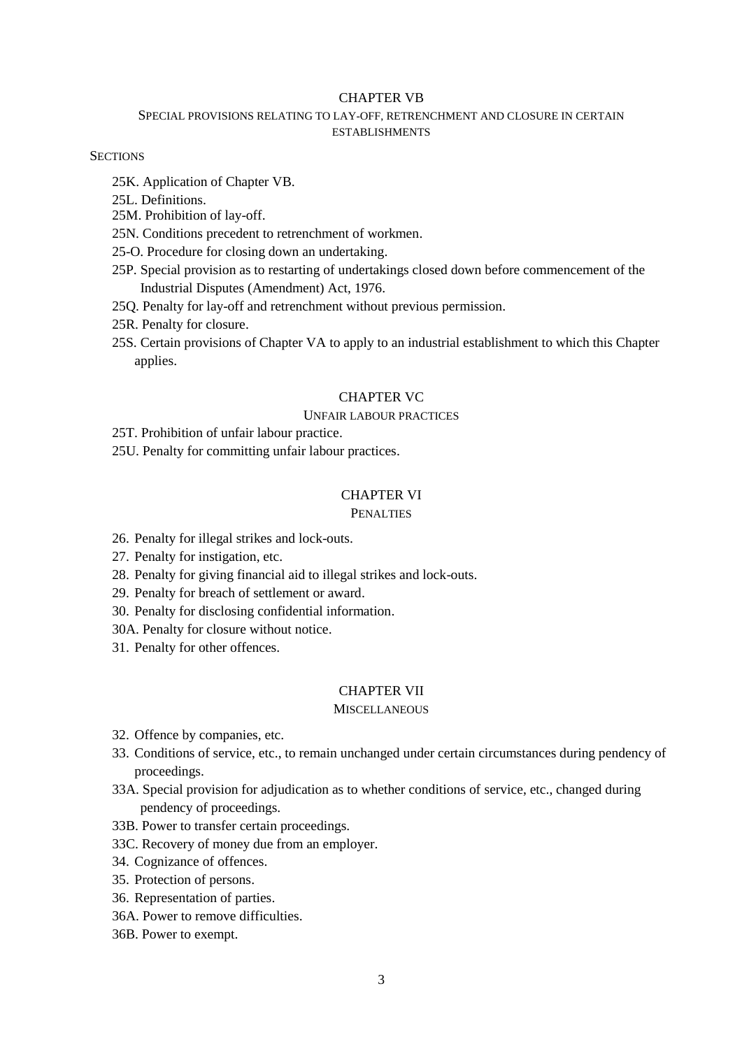## CHAPTER VB

### SPECIAL PROVISIONS RELATING TO LAY-OFF, RETRENCHMENT AND CLOSURE IN CERTAIN ESTABLISHMENTS

SECTIONS

25K. Application of Chapter VB.

25L. Definitions.

25M. Prohibition of lay-off.

25N. Conditions precedent to retrenchment of workmen.

25-O. Procedure for closing down an undertaking.

25P. Special provision as to restarting of undertakings closed down before commencement of the Industrial Disputes (Amendment) Act, 1976.

25Q. Penalty for lay-off and retrenchment without previous permission.

25R. Penalty for closure.

25S. Certain provisions of Chapter VA to apply to an industrial establishment to which this Chapter applies.

## CHAPTER VC

### UNFAIR LABOUR PRACTICES

25T. Prohibition of unfair labour practice.

25U. Penalty for committing unfair labour practices.

## CHAPTER VI

### PENALTIES

26. Penalty for illegal strikes and lock-outs.

27. Penalty for instigation, etc.

28. Penalty for giving financial aid to illegal strikes and lock-outs.

29. Penalty for breach of settlement or award.

30. Penalty for disclosing confidential information.

30A. Penalty for closure without notice.

31. Penalty for other offences.

## CHAPTER VII

### MISCELLANEOUS

32. Offence by companies, etc.

33. Conditions of service, etc., to remain unchanged under certain circumstances during pendency of proceedings.

33A. Special provision for adjudication as to whether conditions of service, etc., changed during pendency of proceedings.

33B. Power to transfer certain proceedings.

33C. Recovery of money due from an employer.

34. Cognizance of offences.

35. Protection of persons.

36. Representation of parties.

36A. Power to remove difficulties.

36B. Power to exempt.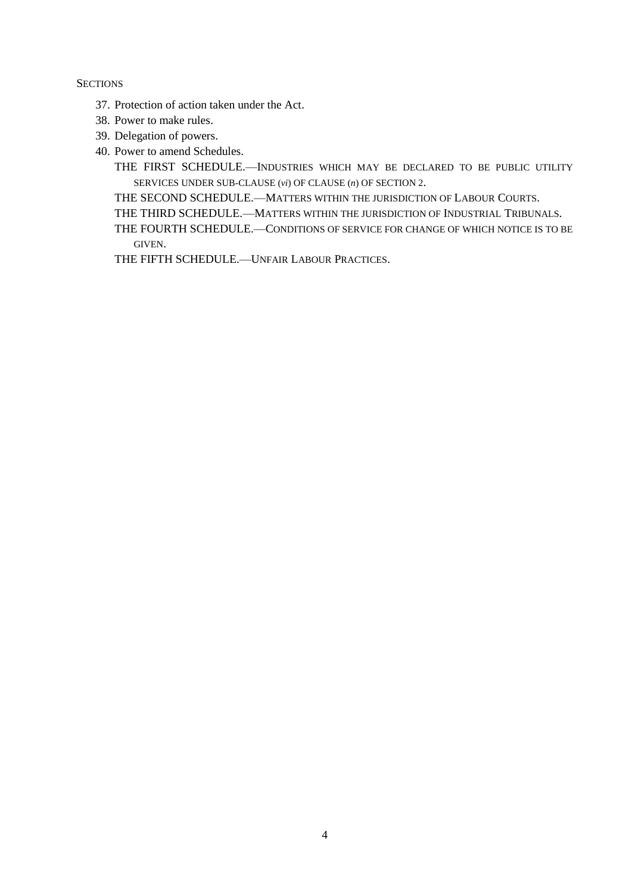SECTIONS

37. Protection of action taken under the Act.
38. Power to make rules.
39. Delegation of powers.
40. Power to amend Schedules.

THE FIRST SCHEDULE.—INDUSTRIES WHICH MAY BE DECLARED TO BE PUBLIC UTILITY SERVICES UNDER SUB-CLAUSE (*vi*) OF CLAUSE (*n*) OF SECTION 2.

THE SECOND SCHEDULE.—MATTERS WITHIN THE JURISDICTION OF LABOUR COURTS.

THE THIRD SCHEDULE.—MATTERS WITHIN THE JURISDICTION OF INDUSTRIAL TRIBUNALS.

THE FOURTH SCHEDULE.—CONDITIONS OF SERVICE FOR CHANGE OF WHICH NOTICE IS TO BE GIVEN.

THE FIFTH SCHEDULE.—UNFAIR LABOUR PRACTICES.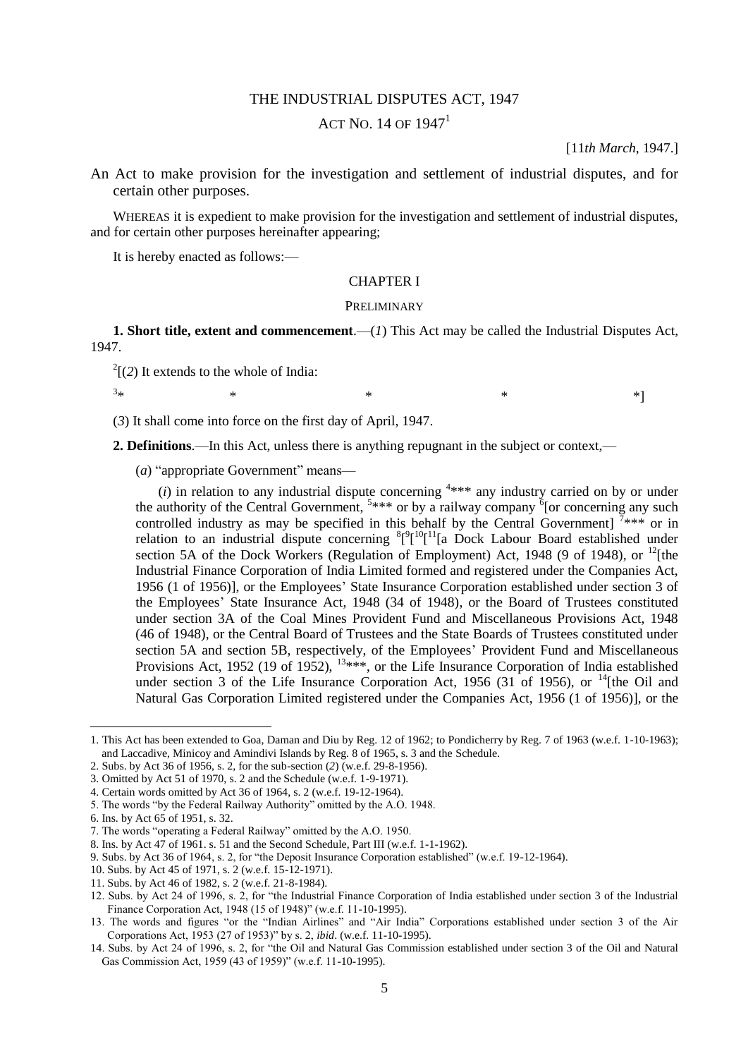# THE INDUSTRIAL DISPUTES ACT, 1947

## ACT NO. 14 OF 1947[1]

[11*th March*, 1947.]

An Act to make provision for the investigation and settlement of industrial disputes, and for certain other purposes.

WHEREAS it is expedient to make provision for the investigation and settlement of industrial disputes, and for certain other purposes hereinafter appearing;

It is hereby enacted as follows:—

### CHAPTER I

### PRELIMINARY

**1. Short title, extent and commencement**.—(*1*) This Act may be called the Industrial Disputes Act, 1947.

[2][(*2*) It extends to the whole of India:

[3]* * * * *]

(*3*) It shall come into force on the first day of April, 1947.

**2. Definitions**.—In this Act, unless there is anything repugnant in the subject or context,—

(*a*) "appropriate Government" means—

(*i*) in relation to any industrial dispute concerning [4]*** any industry carried on by or under the authority of the Central Government, [5]*** or by a railway company [6][or concerning any such controlled industry as may be specified in this behalf by the Central Government] [7]*** or in relation to an industrial dispute concerning [8][[9][[10][[11][a Dock Labour Board established under section 5A of the Dock Workers (Regulation of Employment) Act, 1948 (9 of 1948), or [12][the Industrial Finance Corporation of India Limited formed and registered under the Companies Act, 1956 (1 of 1956)], or the Employees' State Insurance Corporation established under section 3 of the Employees' State Insurance Act, 1948 (34 of 1948), or the Board of Trustees constituted under section 3A of the Coal Mines Provident Fund and Miscellaneous Provisions Act, 1948 (46 of 1948), or the Central Board of Trustees and the State Boards of Trustees constituted under section 5A and section 5B, respectively, of the Employees' Provident Fund and Miscellaneous Provisions Act, 1952 (19 of 1952), [13]***, or the Life Insurance Corporation of India established under section 3 of the Life Insurance Corporation Act, 1956 (31 of 1956), or [14][the Oil and Natural Gas Corporation Limited registered under the Companies Act, 1956 (1 of 1956)], or the

---

1. This Act has been extended to Goa, Daman and Diu by Reg. 12 of 1962; to Pondicherry by Reg. 7 of 1963 (w.e.f. 1-10-1963); and Laccadive, Minicoy and Amindivi Islands by Reg. 8 of 1965, s. 3 and the Schedule.
2. Subs. by Act 36 of 1956, s. 2, for the sub-section (*2*) (w.e.f. 29-8-1956).
3. Omitted by Act 51 of 1970, s. 2 and the Schedule (w.e.f. 1-9-1971).
4. Certain words omitted by Act 36 of 1964, s. 2 (w.e.f. 19-12-1964).
5. The words "by the Federal Railway Authority" omitted by the A.O. 1948.
6. Ins. by Act 65 of 1951, s. 32.
7. The words "operating a Federal Railway" omitted by the A.O. 1950.
8. Ins. by Act 47 of 1961. s. 51 and the Second Schedule, Part III (w.e.f. 1-1-1962).
9. Subs. by Act 36 of 1964, s. 2, for "the Deposit Insurance Corporation established" (w.e.f. 19-12-1964).
10. Subs. by Act 45 of 1971, s. 2 (w.e.f. 15-12-1971).
11. Subs. by Act 46 of 1982, s. 2 (w.e.f. 21-8-1984).
12. Subs. by Act 24 of 1996, s. 2, for "the Industrial Finance Corporation of India established under section 3 of the Industrial Finance Corporation Act, 1948 (15 of 1948)" (w.e.f. 11-10-1995).
13. The words and figures "or the "Indian Airlines" and "Air India" Corporations established under section 3 of the Air Corporations Act, 1953 (27 of 1953)" by s. 2, *ibid*. (w.e.f. 11-10-1995).
14. Subs. by Act 24 of 1996, s. 2, for "the Oil and Natural Gas Commission established under section 3 of the Oil and Natural Gas Commission Act, 1959 (43 of 1959)" (w.e.f. 11-10-1995).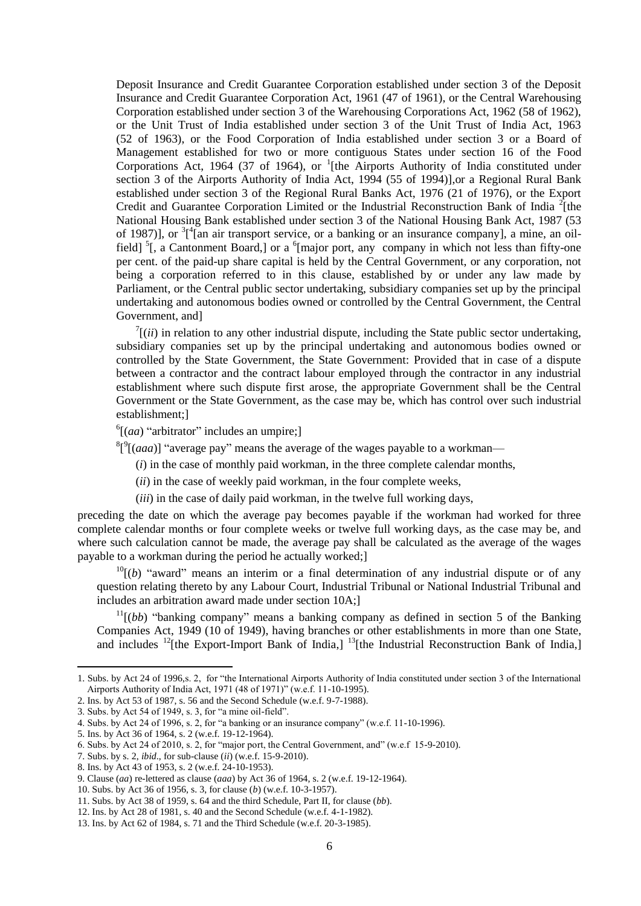Deposit Insurance and Credit Guarantee Corporation established under section 3 of the Deposit Insurance and Credit Guarantee Corporation Act, 1961 (47 of 1961), or the Central Warehousing Corporation established under section 3 of the Warehousing Corporations Act, 1962 (58 of 1962), or the Unit Trust of India established under section 3 of the Unit Trust of India Act, 1963 (52 of 1963), or the Food Corporation of India established under section 3 or a Board of Management established for two or more contiguous States under section 16 of the Food Corporations Act, 1964 (37 of 1964), or [1][the Airports Authority of India constituted under section 3 of the Airports Authority of India Act, 1994 (55 of 1994)],or a Regional Rural Bank established under section 3 of the Regional Rural Banks Act, 1976 (21 of 1976), or the Export Credit and Guarantee Corporation Limited or the Industrial Reconstruction Bank of India [2][the National Housing Bank established under section 3 of the National Housing Bank Act, 1987 (53 of 1987)], or [3][[4][an air transport service, or a banking or an insurance company], a mine, an oil-field] [5][, a Cantonment Board,] or a [6][major port, any company in which not less than fifty-one per cent. of the paid-up share capital is held by the Central Government, or any corporation, not being a corporation referred to in this clause, established by or under any law made by Parliament, or the Central public sector undertaking, subsidiary companies set up by the principal undertaking and autonomous bodies owned or controlled by the Central Government, the Central Government, and]

[7][(*ii*) in relation to any other industrial dispute, including the State public sector undertaking, subsidiary companies set up by the principal undertaking and autonomous bodies owned or controlled by the State Government, the State Government: Provided that in case of a dispute between a contractor and the contract labour employed through the contractor in any industrial establishment where such dispute first arose, the appropriate Government shall be the Central Government or the State Government, as the case may be, which has control over such industrial establishment;]

[6][(*aa*) "arbitrator" includes an umpire;]

[8][[9][(*aaa*)] "average pay" means the average of the wages payable to a workman—

(*i*) in the case of monthly paid workman, in the three complete calendar months,

(*ii*) in the case of weekly paid workman, in the four complete weeks,

(*iii*) in the case of daily paid workman, in the twelve full working days,

preceding the date on which the average pay becomes payable if the workman had worked for three complete calendar months or four complete weeks or twelve full working days, as the case may be, and where such calculation cannot be made, the average pay shall be calculated as the average of the wages payable to a workman during the period he actually worked;]

[10][(*b*) "award" means an interim or a final determination of any industrial dispute or of any question relating thereto by any Labour Court, Industrial Tribunal or National Industrial Tribunal and includes an arbitration award made under section 10A;]

[11][(*bb*) "banking company" means a banking company as defined in section 5 of the Banking Companies Act, 1949 (10 of 1949), having branches or other establishments in more than one State, and includes [12][the Export-Import Bank of India,] [13][the Industrial Reconstruction Bank of India,]

---

1. Subs. by Act 24 of 1996,s. 2, for "the International Airports Authority of India constituted under section 3 of the International Airports Authority of India Act, 1971 (48 of 1971)" (w.e.f. 11-10-1995).
2. Ins. by Act 53 of 1987, s. 56 and the Second Schedule (w.e.f. 9-7-1988).
3. Subs. by Act 54 of 1949, s. 3, for "a mine oil-field".
4. Subs. by Act 24 of 1996, s. 2, for "a banking or an insurance company" (w.e.f. 11-10-1996).
5. Ins. by Act 36 of 1964, s. 2 (w.e.f. 19-12-1964).
6. Subs. by Act 24 of 2010, s. 2, for "major port, the Central Government, and" (w.e.f 15-9-2010).
7. Subs. by s. 2, *ibid*., for sub-clause (*ii*) (w.e.f. 15-9-2010).
8. Ins. by Act 43 of 1953, s. 2 (w.e.f. 24-10-1953).
9. Clause (*aa*) re-lettered as clause (*aaa*) by Act 36 of 1964, s. 2 (w.e.f. 19-12-1964).
10. Subs. by Act 36 of 1956, s. 3, for clause (*b*) (w.e.f. 10-3-1957).
11. Subs. by Act 38 of 1959, s. 64 and the third Schedule, Part II, for clause (*bb*).
12. Ins. by Act 28 of 1981, s. 40 and the Second Schedule (w.e.f. 4-1-1982).
13. Ins. by Act 62 of 1984, s. 71 and the Third Schedule (w.e.f. 20-3-1985).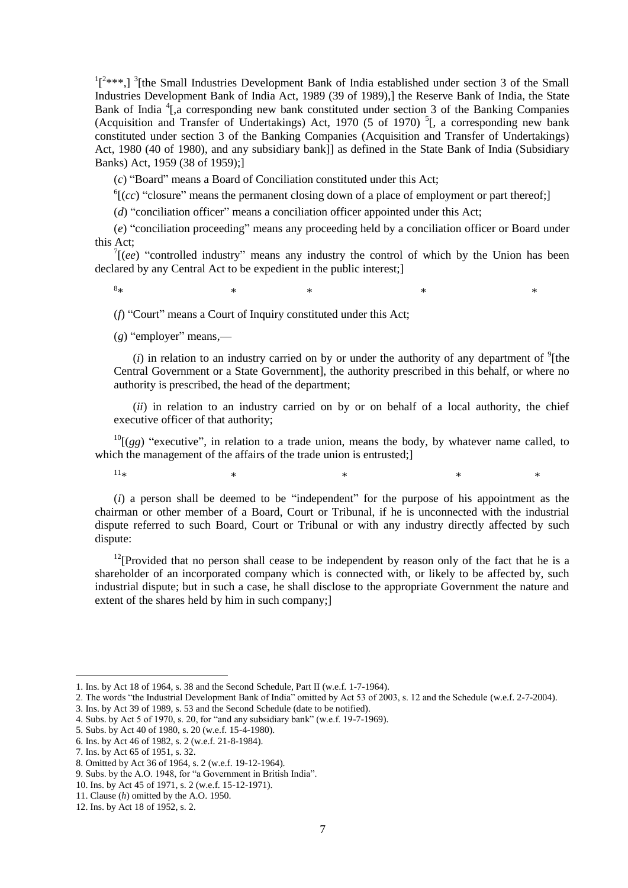[1][[2]***,] [3][the Small Industries Development Bank of India established under section 3 of the Small Industries Development Bank of India Act, 1989 (39 of 1989),] the Reserve Bank of India, the State Bank of India [4][,a corresponding new bank constituted under section 3 of the Banking Companies (Acquisition and Transfer of Undertakings) Act, 1970 (5 of 1970) [5][, a corresponding new bank constituted under section 3 of the Banking Companies (Acquisition and Transfer of Undertakings) Act, 1980 (40 of 1980), and any subsidiary bank]] as defined in the State Bank of India (Subsidiary Banks) Act, 1959 (38 of 1959);]

(*c*) "Board" means a Board of Conciliation constituted under this Act;

[6][(*cc*) "closure" means the permanent closing down of a place of employment or part thereof;]

(*d*) "conciliation officer" means a conciliation officer appointed under this Act;

(*e*) "conciliation proceeding" means any proceeding held by a conciliation officer or Board under this Act;

[7][(*ee*) "controlled industry" means any industry the control of which by the Union has been declared by any Central Act to be expedient in the public interest;]

[8]* * * * *

(*f*) "Court" means a Court of Inquiry constituted under this Act;

(*g*) "employer" means,—

(*i*) in relation to an industry carried on by or under the authority of any department of [9][the Central Government or a State Government], the authority prescribed in this behalf, or where no authority is prescribed, the head of the department;

(*ii*) in relation to an industry carried on by or on behalf of a local authority, the chief executive officer of that authority;

[10][(*gg*) "executive", in relation to a trade union, means the body, by whatever name called, to which the management of the affairs of the trade union is entrusted;]

[11]* * * * *

(*i*) a person shall be deemed to be "independent" for the purpose of his appointment as the chairman or other member of a Board, Court or Tribunal, if he is unconnected with the industrial dispute referred to such Board, Court or Tribunal or with any industry directly affected by such dispute:

[12][Provided that no person shall cease to be independent by reason only of the fact that he is a shareholder of an incorporated company which is connected with, or likely to be affected by, such industrial dispute; but in such a case, he shall disclose to the appropriate Government the nature and extent of the shares held by him in such company;]

---

1. Ins. by Act 18 of 1964, s. 38 and the Second Schedule, Part II (w.e.f. 1-7-1964).
2. The words "the Industrial Development Bank of India" omitted by Act 53 of 2003, s. 12 and the Schedule (w.e.f. 2-7-2004).
3. Ins. by Act 39 of 1989, s. 53 and the Second Schedule (date to be notified).
4. Subs. by Act 5 of 1970, s. 20, for "and any subsidiary bank" (w.e.f. 19-7-1969).
5. Subs. by Act 40 of 1980, s. 20 (w.e.f. 15-4-1980).
6. Ins. by Act 46 of 1982, s. 2 (w.e.f. 21-8-1984).
7. Ins. by Act 65 of 1951, s. 32.
8. Omitted by Act 36 of 1964, s. 2 (w.e.f. 19-12-1964).
9. Subs. by the A.O. 1948, for "a Government in British India".
10. Ins. by Act 45 of 1971, s. 2 (w.e.f. 15-12-1971).
11. Clause (*h*) omitted by the A.O. 1950.
12. Ins. by Act 18 of 1952, s. 2.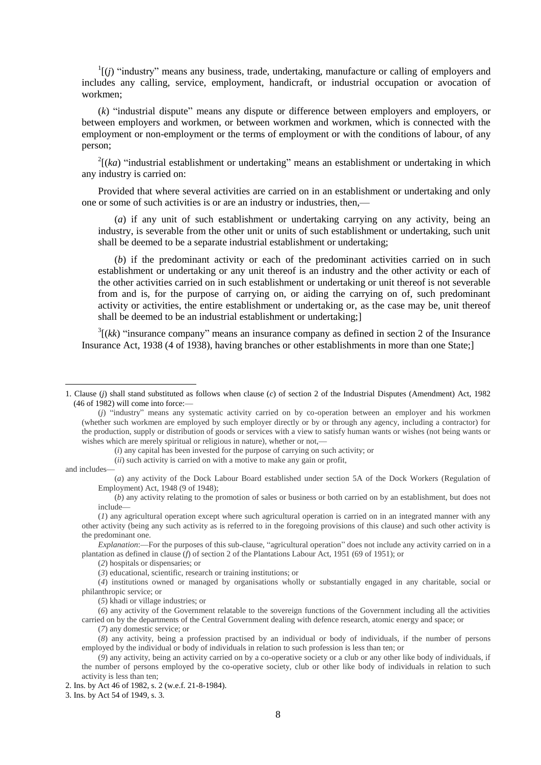[1][(*j*) "industry" means any business, trade, undertaking, manufacture or calling of employers and includes any calling, service, employment, handicraft, or industrial occupation or avocation of workmen;

(*k*) "industrial dispute" means any dispute or difference between employers and employers, or between employers and workmen, or between workmen and workmen, which is connected with the employment or non-employment or the terms of employment or with the conditions of labour, of any person;

[2][(*ka*) "industrial establishment or undertaking" means an establishment or undertaking in which any industry is carried on:

Provided that where several activities are carried on in an establishment or undertaking and only one or some of such activities is or are an industry or industries, then,—

(*a*) if any unit of such establishment or undertaking carrying on any activity, being an industry, is severable from the other unit or units of such establishment or undertaking, such unit shall be deemed to be a separate industrial establishment or undertaking;

(*b*) if the predominant activity or each of the predominant activities carried on in such establishment or undertaking or any unit thereof is an industry and the other activity or each of the other activities carried on in such establishment or undertaking or unit thereof is not severable from and is, for the purpose of carrying on, or aiding the carrying on of, such predominant activity or activities, the entire establishment or undertaking or, as the case may be, unit thereof shall be deemed to be an industrial establishment or undertaking;]

[3][(*kk*) "insurance company" means an insurance company as defined in section 2 of the Insurance Insurance Act, 1938 (4 of 1938), having branches or other establishments in more than one State;]

---

1. Clause (*j*) shall stand substituted as follows when clause (*c*) of section 2 of the Industrial Disputes (Amendment) Act, 1982 (46 of 1982) will come into force:—

(*j*) "industry" means any systematic activity carried on by co-operation between an employer and his workmen (whether such workmen are employed by such employer directly or by or through any agency, including a contractor) for the production, supply or distribution of goods or services with a view to satisfy human wants or wishes (not being wants or wishes which are merely spiritual or religious in nature), whether or not,—

(*i*) any capital has been invested for the purpose of carrying on such activity; or

(*ii*) such activity is carried on with a motive to make any gain or profit,

and includes—

(*a*) any activity of the Dock Labour Board established under section 5A of the Dock Workers (Regulation of Employment) Act, 1948 (9 of 1948);

(*b*) any activity relating to the promotion of sales or business or both carried on by an establishment, but does not include—

(*1*) any agricultural operation except where such agricultural operation is carried on in an integrated manner with any other activity (being any such activity as is referred to in the foregoing provisions of this clause) and such other activity is the predominant one.

*Explanation*:—For the purposes of this sub-clause, "agricultural operation" does not include any activity carried on in a plantation as defined in clause (*f*) of section 2 of the Plantations Labour Act, 1951 (69 of 1951); or

(*2*) hospitals or dispensaries; or

(*3*) educational, scientific, research or training institutions; or

(*4*) institutions owned or managed by organisations wholly or substantially engaged in any charitable, social or philanthropic service; or

(*5*) khadi or village industries; or

(*6*) any activity of the Government relatable to the sovereign functions of the Government including all the activities carried on by the departments of the Central Government dealing with defence research, atomic energy and space; or

(*7*) any domestic service; or

(*8*) any activity, being a profession practised by an individual or body of individuals, if the number of persons employed by the individual or body of individuals in relation to such profession is less than ten; or

(*9*) any activity, being an activity carried on by a co-operative society or a club or any other like body of individuals, if the number of persons employed by the co-operative society, club or other like body of individuals in relation to such activity is less than ten;

2. Ins. by Act 46 of 1982, s. 2 (w.e.f. 21-8-1984).

3. Ins. by Act 54 of 1949, s. 3.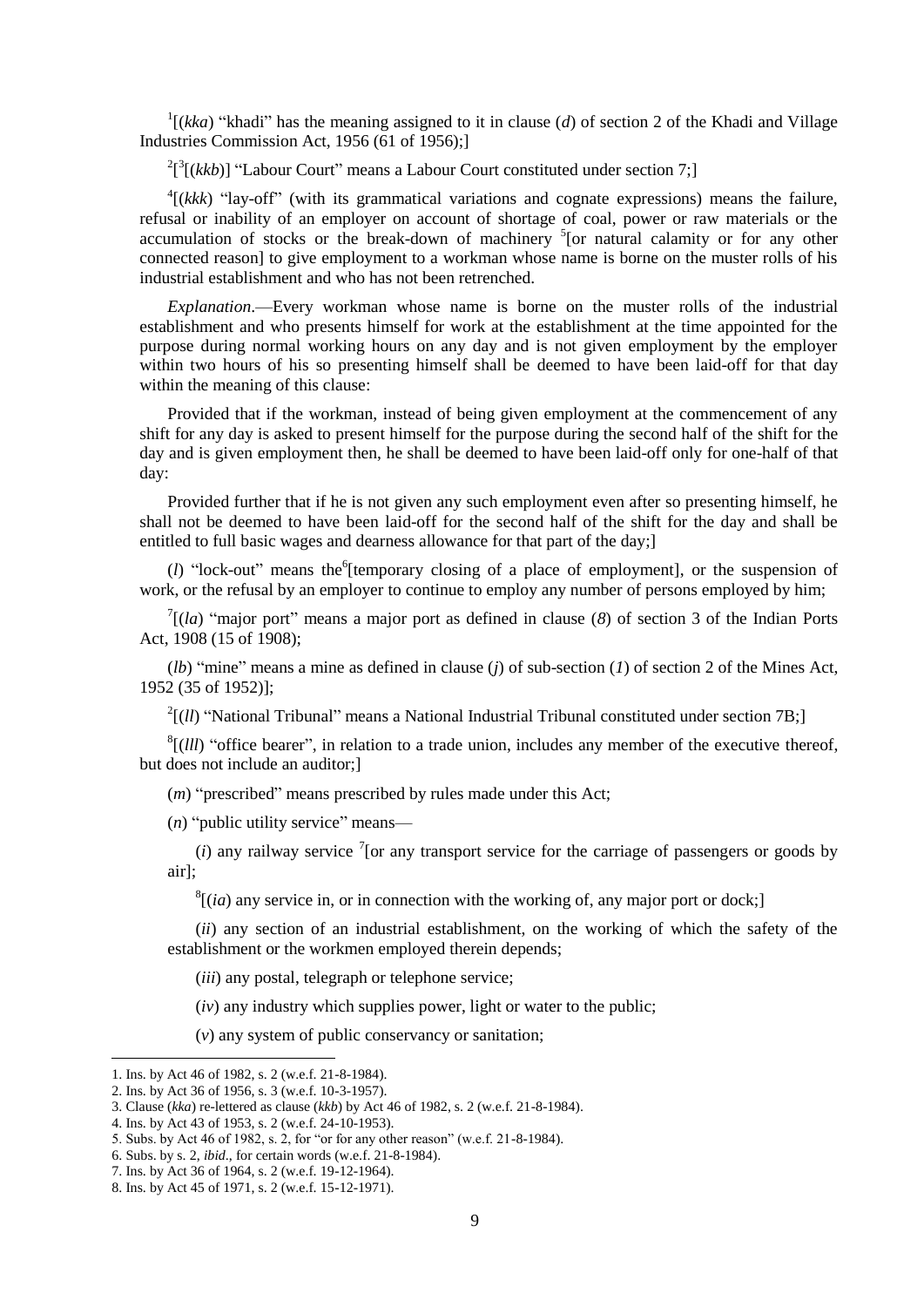[1][(*kka*) "khadi" has the meaning assigned to it in clause (*d*) of section 2 of the Khadi and Village Industries Commission Act, 1956 (61 of 1956);]

[2][[3][(*kkb*)] "Labour Court" means a Labour Court constituted under section 7;]

[4][(*kkk*) "lay-off" (with its grammatical variations and cognate expressions) means the failure, refusal or inability of an employer on account of shortage of coal, power or raw materials or the accumulation of stocks or the break-down of machinery [5][or natural calamity or for any other connected reason] to give employment to a workman whose name is borne on the muster rolls of his industrial establishment and who has not been retrenched.

*Explanation*.—Every workman whose name is borne on the muster rolls of the industrial establishment and who presents himself for work at the establishment at the time appointed for the purpose during normal working hours on any day and is not given employment by the employer within two hours of his so presenting himself shall be deemed to have been laid-off for that day within the meaning of this clause:

Provided that if the workman, instead of being given employment at the commencement of any shift for any day is asked to present himself for the purpose during the second half of the shift for the day and is given employment then, he shall be deemed to have been laid-off only for one-half of that day:

Provided further that if he is not given any such employment even after so presenting himself, he shall not be deemed to have been laid-off for the second half of the shift for the day and shall be entitled to full basic wages and dearness allowance for that part of the day;]

(*l*) "lock-out" means the[6][temporary closing of a place of employment], or the suspension of work, or the refusal by an employer to continue to employ any number of persons employed by him;

[7][(*la*) "major port" means a major port as defined in clause (*8*) of section 3 of the Indian Ports Act, 1908 (15 of 1908);

(*lb*) "mine" means a mine as defined in clause (*j*) of sub-section (*1*) of section 2 of the Mines Act, 1952 (35 of 1952)];

[2][(*ll*) "National Tribunal" means a National Industrial Tribunal constituted under section 7B;]

[8][(*lll*) "office bearer", in relation to a trade union, includes any member of the executive thereof, but does not include an auditor;]

(*m*) "prescribed" means prescribed by rules made under this Act;

(*n*) "public utility service" means—

(*i*) any railway service [7][or any transport service for the carriage of passengers or goods by air];

[8][(*ia*) any service in, or in connection with the working of, any major port or dock;]

(*ii*) any section of an industrial establishment, on the working of which the safety of the establishment or the workmen employed therein depends;

(*iii*) any postal, telegraph or telephone service;

(*iv*) any industry which supplies power, light or water to the public;

(*v*) any system of public conservancy or sanitation;

---

1. Ins. by Act 46 of 1982, s. 2 (w.e.f. 21-8-1984).
2. Ins. by Act 36 of 1956, s. 3 (w.e.f. 10-3-1957).
3. Clause (*kka*) re-lettered as clause (*kkb*) by Act 46 of 1982, s. 2 (w.e.f. 21-8-1984).
4. Ins. by Act 43 of 1953, s. 2 (w.e.f. 24-10-1953).
5. Subs. by Act 46 of 1982, s. 2, for "or for any other reason" (w.e.f. 21-8-1984).
6. Subs. by s. 2, *ibid*., for certain words (w.e.f. 21-8-1984).
7. Ins. by Act 36 of 1964, s. 2 (w.e.f. 19-12-1964).
8. Ins. by Act 45 of 1971, s. 2 (w.e.f. 15-12-1971).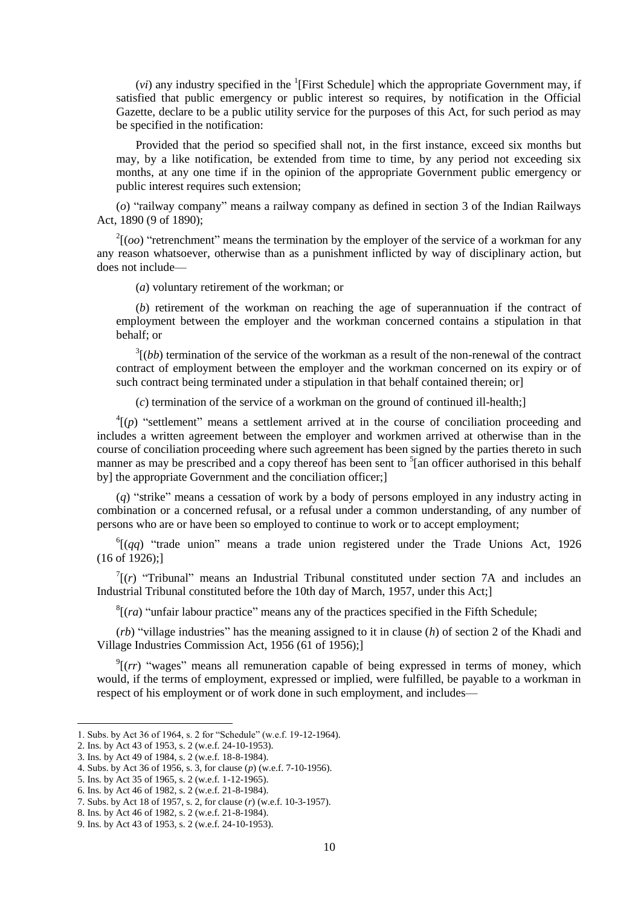(*vi*) any industry specified in the [1][First Schedule] which the appropriate Government may, if satisfied that public emergency or public interest so requires, by notification in the Official Gazette, declare to be a public utility service for the purposes of this Act, for such period as may be specified in the notification:

Provided that the period so specified shall not, in the first instance, exceed six months but may, by a like notification, be extended from time to time, by any period not exceeding six months, at any one time if in the opinion of the appropriate Government public emergency or public interest requires such extension;

(*o*) "railway company" means a railway company as defined in section 3 of the Indian Railways Act, 1890 (9 of 1890);

[2][(*oo*) "retrenchment" means the termination by the employer of the service of a workman for any any reason whatsoever, otherwise than as a punishment inflicted by way of disciplinary action, but does not include—

(*a*) voluntary retirement of the workman; or

(*b*) retirement of the workman on reaching the age of superannuation if the contract of employment between the employer and the workman concerned contains a stipulation in that behalf; or

[3][(*bb*) termination of the service of the workman as a result of the non-renewal of the contract contract of employment between the employer and the workman concerned on its expiry or of such contract being terminated under a stipulation in that behalf contained therein; or]

(*c*) termination of the service of a workman on the ground of continued ill-health;]

[4][(*p*) "settlement" means a settlement arrived at in the course of conciliation proceeding and includes a written agreement between the employer and workmen arrived at otherwise than in the course of conciliation proceeding where such agreement has been signed by the parties thereto in such manner as may be prescribed and a copy thereof has been sent to [5][an officer authorised in this behalf by] the appropriate Government and the conciliation officer;]

(*q*) "strike" means a cessation of work by a body of persons employed in any industry acting in combination or a concerned refusal, or a refusal under a common understanding, of any number of persons who are or have been so employed to continue to work or to accept employment;

[6][(*qq*) "trade union" means a trade union registered under the Trade Unions Act, 1926 (16 of 1926);]

[7][(*r*) "Tribunal" means an Industrial Tribunal constituted under section 7A and includes an Industrial Tribunal constituted before the 10th day of March, 1957, under this Act;]

[8][(*ra*) "unfair labour practice" means any of the practices specified in the Fifth Schedule;

(*rb*) "village industries" has the meaning assigned to it in clause (*h*) of section 2 of the Khadi and Village Industries Commission Act, 1956 (61 of 1956);]

[9][(*rr*) "wages" means all remuneration capable of being expressed in terms of money, which would, if the terms of employment, expressed or implied, were fulfilled, be payable to a workman in respect of his employment or of work done in such employment, and includes—

---

1. Subs. by Act 36 of 1964, s. 2 for "Schedule" (w.e.f. 19-12-1964).
2. Ins. by Act 43 of 1953, s. 2 (w.e.f. 24-10-1953).
3. Ins. by Act 49 of 1984, s. 2 (w.e.f. 18-8-1984).
4. Subs. by Act 36 of 1956, s. 3, for clause (*p*) (w.e.f. 7-10-1956).
5. Ins. by Act 35 of 1965, s. 2 (w.e.f. 1-12-1965).
6. Ins. by Act 46 of 1982, s. 2 (w.e.f. 21-8-1984).
7. Subs. by Act 18 of 1957, s. 2, for clause (*r*) (w.e.f. 10-3-1957).
8. Ins. by Act 46 of 1982, s. 2 (w.e.f. 21-8-1984).
9. Ins. by Act 43 of 1953, s. 2 (w.e.f. 24-10-1953).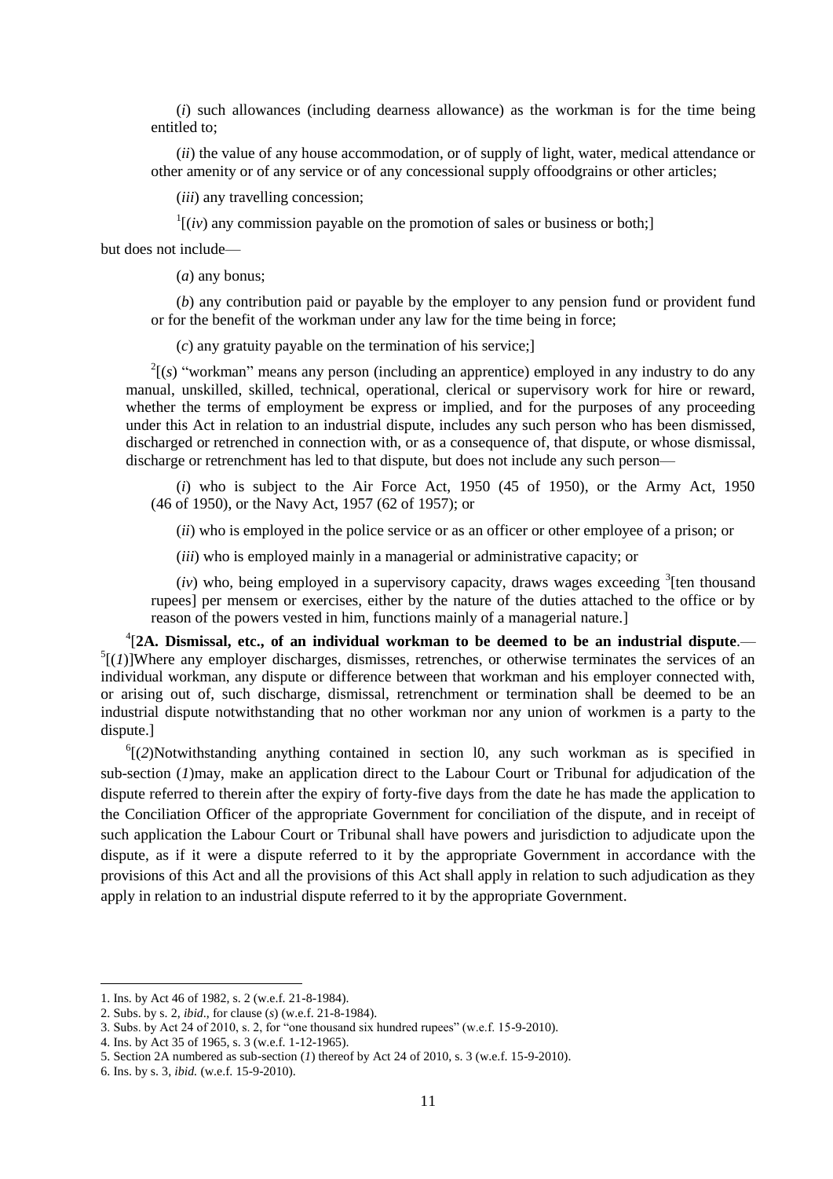(*i*) such allowances (including dearness allowance) as the workman is for the time being entitled to;

(*ii*) the value of any house accommodation, or of supply of light, water, medical attendance or other amenity or of any service or of any concessional supply offoodgrains or other articles;

(*iii*) any travelling concession;

[1][(*iv*) any commission payable on the promotion of sales or business or both;]

but does not include—

(*a*) any bonus;

(*b*) any contribution paid or payable by the employer to any pension fund or provident fund or for the benefit of the workman under any law for the time being in force;

(*c*) any gratuity payable on the termination of his service;]

[2][(*s*) "workman" means any person (including an apprentice) employed in any industry to do any manual, unskilled, skilled, technical, operational, clerical or supervisory work for hire or reward, whether the terms of employment be express or implied, and for the purposes of any proceeding under this Act in relation to an industrial dispute, includes any such person who has been dismissed, discharged or retrenched in connection with, or as a consequence of, that dispute, or whose dismissal, discharge or retrenchment has led to that dispute, but does not include any such person—

(*i*) who is subject to the Air Force Act, 1950 (45 of 1950), or the Army Act, 1950 (46 of 1950), or the Navy Act, 1957 (62 of 1957); or

(*ii*) who is employed in the police service or as an officer or other employee of a prison; or

(*iii*) who is employed mainly in a managerial or administrative capacity; or

(*iv*) who, being employed in a supervisory capacity, draws wages exceeding [3][ten thousand rupees] per mensem or exercises, either by the nature of the duties attached to the office or by reason of the powers vested in him, functions mainly of a managerial nature.]

[4][**2A. Dismissal, etc., of an individual workman to be deemed to be an industrial dispute**.—[5][(*1*)]Where any employer discharges, dismisses, retrenches, or otherwise terminates the services of an individual workman, any dispute or difference between that workman and his employer connected with, or arising out of, such discharge, dismissal, retrenchment or termination shall be deemed to be an industrial dispute notwithstanding that no other workman nor any union of workmen is a party to the dispute.]

[6][(*2*)Notwithstanding anything contained in section l0, any such workman as is specified in sub-section (*1*)may, make an application direct to the Labour Court or Tribunal for adjudication of the dispute referred to therein after the expiry of forty-five days from the date he has made the application to the Conciliation Officer of the appropriate Government for conciliation of the dispute, and in receipt of such application the Labour Court or Tribunal shall have powers and jurisdiction to adjudicate upon the dispute, as if it were a dispute referred to it by the appropriate Government in accordance with the provisions of this Act and all the provisions of this Act shall apply in relation to such adjudication as they apply in relation to an industrial dispute referred to it by the appropriate Government.

---

1. Ins. by Act 46 of 1982, s. 2 (w.e.f. 21-8-1984).
2. Subs. by s. 2, *ibid*., for clause (*s*) (w.e.f. 21-8-1984).
3. Subs. by Act 24 of 2010, s. 2, for "one thousand six hundred rupees" (w.e.f. 15-9-2010).
4. Ins. by Act 35 of 1965, s. 3 (w.e.f. 1-12-1965).
5. Section 2A numbered as sub-section (*1*) thereof by Act 24 of 2010, s. 3 (w.e.f. 15-9-2010).
6. Ins. by s. 3, *ibid.* (w.e.f. 15-9-2010).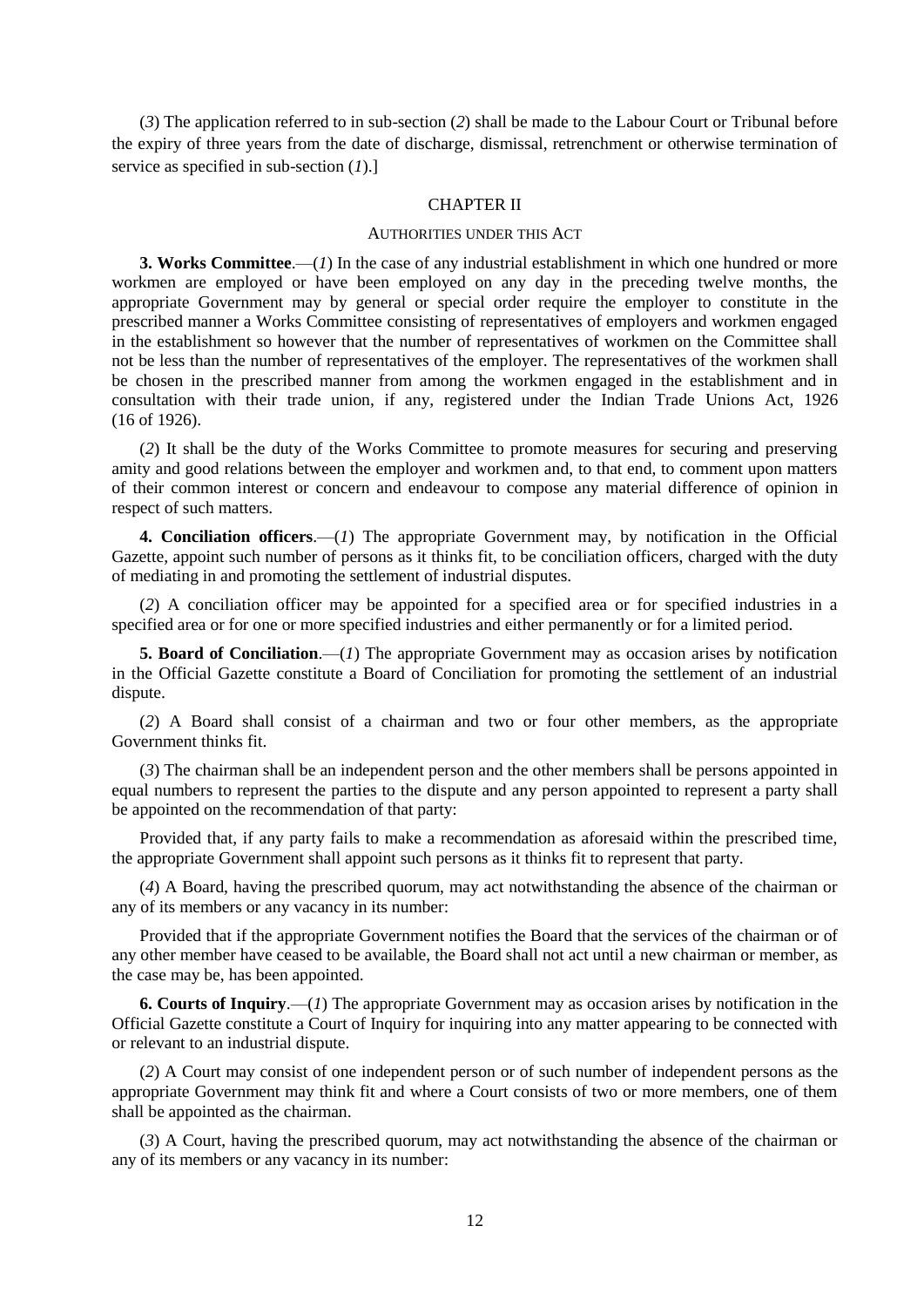(*3*) The application referred to in sub-section (*2*) shall be made to the Labour Court or Tribunal before the expiry of three years from the date of discharge, dismissal, retrenchment or otherwise termination of service as specified in sub-section (*1*).]

## CHAPTER II

### AUTHORITIES UNDER THIS ACT

**3. Works Committee**.—(*1*) In the case of any industrial establishment in which one hundred or more workmen are employed or have been employed on any day in the preceding twelve months, the appropriate Government may by general or special order require the employer to constitute in the prescribed manner a Works Committee consisting of representatives of employers and workmen engaged in the establishment so however that the number of representatives of workmen on the Committee shall not be less than the number of representatives of the employer. The representatives of the workmen shall be chosen in the prescribed manner from among the workmen engaged in the establishment and in consultation with their trade union, if any, registered under the Indian Trade Unions Act, 1926 (16 of 1926).

(*2*) It shall be the duty of the Works Committee to promote measures for securing and preserving amity and good relations between the employer and workmen and, to that end, to comment upon matters of their common interest or concern and endeavour to compose any material difference of opinion in respect of such matters.

**4. Conciliation officers**.—(*1*) The appropriate Government may, by notification in the Official Gazette, appoint such number of persons as it thinks fit, to be conciliation officers, charged with the duty of mediating in and promoting the settlement of industrial disputes.

(*2*) A conciliation officer may be appointed for a specified area or for specified industries in a specified area or for one or more specified industries and either permanently or for a limited period.

**5. Board of Conciliation**.—(*1*) The appropriate Government may as occasion arises by notification in the Official Gazette constitute a Board of Conciliation for promoting the settlement of an industrial dispute.

(*2*) A Board shall consist of a chairman and two or four other members, as the appropriate Government thinks fit.

(*3*) The chairman shall be an independent person and the other members shall be persons appointed in equal numbers to represent the parties to the dispute and any person appointed to represent a party shall be appointed on the recommendation of that party:

Provided that, if any party fails to make a recommendation as aforesaid within the prescribed time, the appropriate Government shall appoint such persons as it thinks fit to represent that party.

(*4*) A Board, having the prescribed quorum, may act notwithstanding the absence of the chairman or any of its members or any vacancy in its number:

Provided that if the appropriate Government notifies the Board that the services of the chairman or of any other member have ceased to be available, the Board shall not act until a new chairman or member, as the case may be, has been appointed.

**6. Courts of Inquiry**.—(*1*) The appropriate Government may as occasion arises by notification in the Official Gazette constitute a Court of Inquiry for inquiring into any matter appearing to be connected with or relevant to an industrial dispute.

(*2*) A Court may consist of one independent person or of such number of independent persons as the appropriate Government may think fit and where a Court consists of two or more members, one of them shall be appointed as the chairman.

(*3*) A Court, having the prescribed quorum, may act notwithstanding the absence of the chairman or any of its members or any vacancy in its number: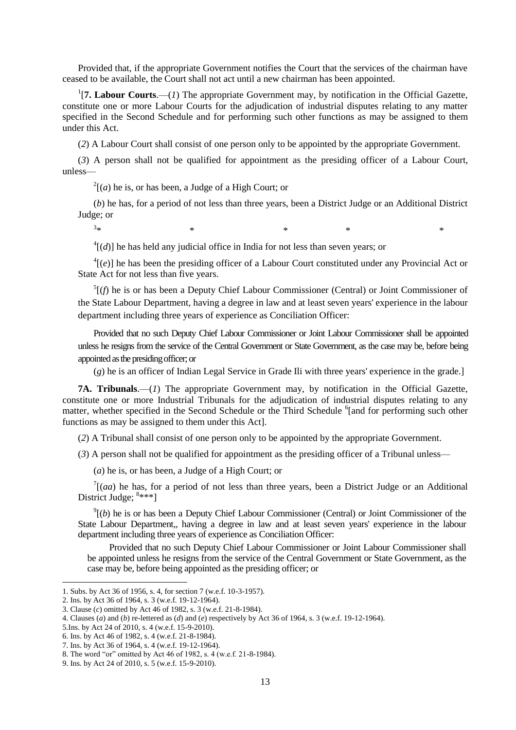Provided that, if the appropriate Government notifies the Court that the services of the chairman have ceased to be available, the Court shall not act until a new chairman has been appointed.

[1][**7. Labour Courts**.—(*1*) The appropriate Government may, by notification in the Official Gazette, constitute one or more Labour Courts for the adjudication of industrial disputes relating to any matter specified in the Second Schedule and for performing such other functions as may be assigned to them under this Act.

(*2*) A Labour Court shall consist of one person only to be appointed by the appropriate Government.

(*3*) A person shall not be qualified for appointment as the presiding officer of a Labour Court, unless—

[2][(*a*) he is, or has been, a Judge of a High Court; or

(*b*) he has, for a period of not less than three years, been a District Judge or an Additional District Judge; or

[3]* * * * *

[4][(*d*)] he has held any judicial office in India for not less than seven years; or

[4][(*e*)] he has been the presiding officer of a Labour Court constituted under any Provincial Act or State Act for not less than five years.

[5][(*f*) he is or has been a Deputy Chief Labour Commissioner (Central) or Joint Commissioner of the State Labour Department, having a degree in law and at least seven years' experience in the labour department including three years of experience as Conciliation Officer:

Provided that no such Deputy Chief Labour Commissioner or Joint Labour Commissioner shall be appointed unless he resigns from the service of the Central Government or State Government, as the case may be, before being appointed as the presiding officer; or

(*g*) he is an officer of Indian Legal Service in Grade Ili with three years' experience in the grade.]

**7A. Tribunals**.—(*1*) The appropriate Government may, by notification in the Official Gazette, constitute one or more Industrial Tribunals for the adjudication of industrial disputes relating to any matter, whether specified in the Second Schedule or the Third Schedule [6][and for performing such other functions as may be assigned to them under this Act].

(*2*) A Tribunal shall consist of one person only to be appointed by the appropriate Government.

(*3*) A person shall not be qualified for appointment as the presiding officer of a Tribunal unless—

(*a*) he is, or has been, a Judge of a High Court; or

[7][(*aa*) he has, for a period of not less than three years, been a District Judge or an Additional District Judge; [8]***]

[9][(*b*) he is or has been a Deputy Chief Labour Commissioner (Central) or Joint Commissioner of the State Labour Department,, having a degree in law and at least seven years' experience in the labour department including three years of experience as Conciliation Officer:

Provided that no such Deputy Chief Labour Commissioner or Joint Labour Commissioner shall be appointed unless he resigns from the service of the Central Government or State Government, as the case may be, before being appointed as the presiding officer; or

---

1. Subs. by Act 36 of 1956, s. 4, for section 7 (w.e.f. 10-3-1957).
2. Ins. by Act 36 of 1964, s. 3 (w.e.f. 19-12-1964).
3. Clause (*c*) omitted by Act 46 of 1982, s. 3 (w.e.f. 21-8-1984).
4. Clauses (*a*) and (*b*) re-lettered as (*d*) and (*e*) respectively by Act 36 of 1964, s. 3 (w.e.f. 19-12-1964).
5. Ins. by Act 24 of 2010, s. 4 (w.e.f. 15-9-2010).
6. Ins. by Act 46 of 1982, s. 4 (w.e.f. 21-8-1984).
7. Ins. by Act 36 of 1964, s. 4 (w.e.f. 19-12-1964).
8. The word "or" omitted by Act 46 of 1982, s. 4 (w.e.f. 21-8-1984).
9. Ins. by Act 24 of 2010, s. 5 (w.e.f. 15-9-2010).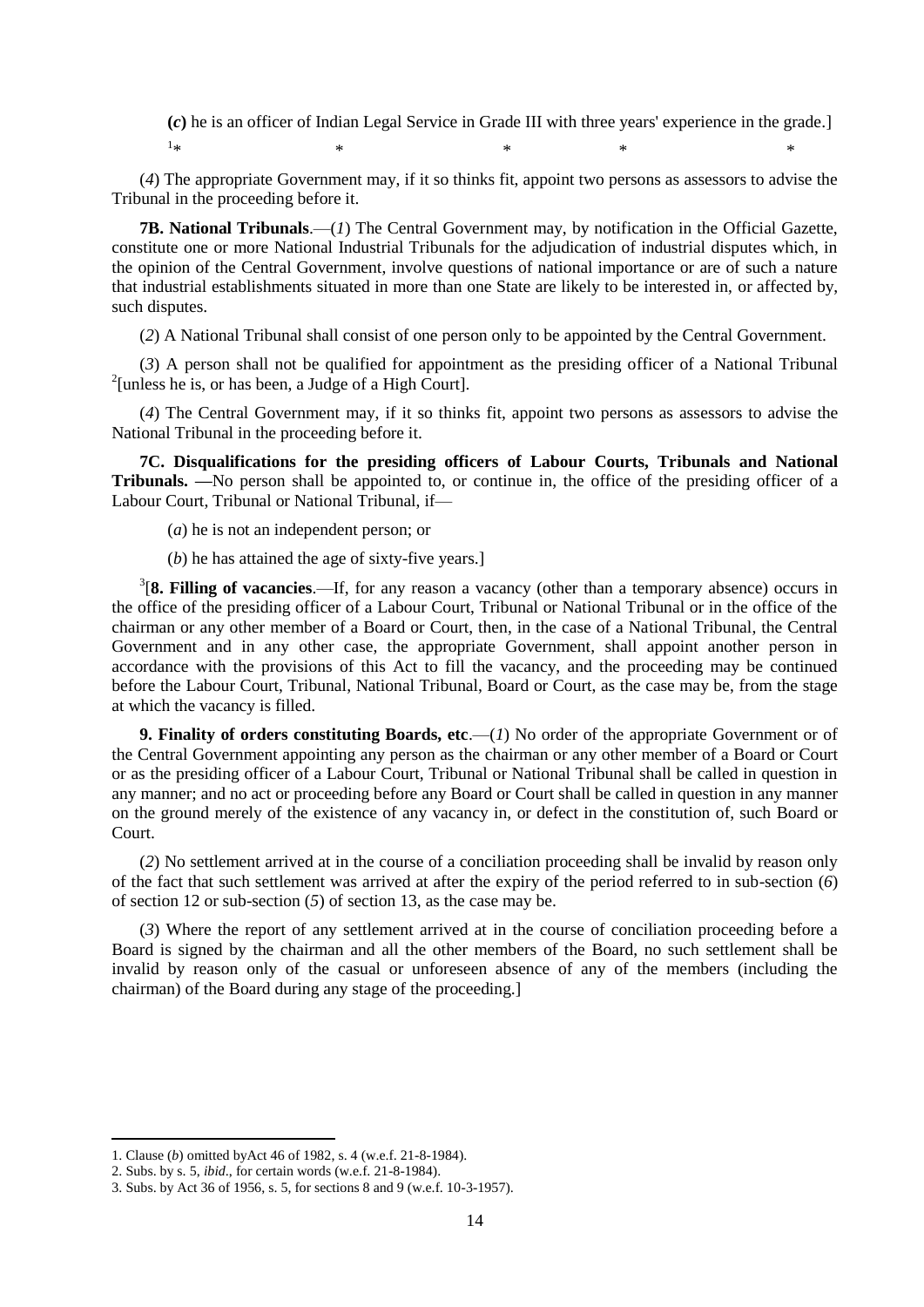**(*c*)** he is an officer of Indian Legal Service in Grade III with three years' experience in the grade.]

[1]* * * * *

(*4*) The appropriate Government may, if it so thinks fit, appoint two persons as assessors to advise the Tribunal in the proceeding before it.

**7B. National Tribunals**.—(*1*) The Central Government may, by notification in the Official Gazette, constitute one or more National Industrial Tribunals for the adjudication of industrial disputes which, in the opinion of the Central Government, involve questions of national importance or are of such a nature that industrial establishments situated in more than one State are likely to be interested in, or affected by, such disputes.

(*2*) A National Tribunal shall consist of one person only to be appointed by the Central Government.

(*3*) A person shall not be qualified for appointment as the presiding officer of a National Tribunal [2][unless he is, or has been, a Judge of a High Court].

(*4*) The Central Government may, if it so thinks fit, appoint two persons as assessors to advise the National Tribunal in the proceeding before it.

**7C. Disqualifications for the presiding officers of Labour Courts, Tribunals and National Tribunals. —**No person shall be appointed to, or continue in, the office of the presiding officer of a Labour Court, Tribunal or National Tribunal, if—

(*a*) he is not an independent person; or

(*b*) he has attained the age of sixty-five years.]

[3][**8. Filling of vacancies**.—If, for any reason a vacancy (other than a temporary absence) occurs in the office of the presiding officer of a Labour Court, Tribunal or National Tribunal or in the office of the chairman or any other member of a Board or Court, then, in the case of a National Tribunal, the Central Government and in any other case, the appropriate Government, shall appoint another person in accordance with the provisions of this Act to fill the vacancy, and the proceeding may be continued before the Labour Court, Tribunal, National Tribunal, Board or Court, as the case may be, from the stage at which the vacancy is filled.

**9. Finality of orders constituting Boards, etc**.—(*1*) No order of the appropriate Government or of the Central Government appointing any person as the chairman or any other member of a Board or Court or as the presiding officer of a Labour Court, Tribunal or National Tribunal shall be called in question in any manner; and no act or proceeding before any Board or Court shall be called in question in any manner on the ground merely of the existence of any vacancy in, or defect in the constitution of, such Board or Court.

(*2*) No settlement arrived at in the course of a conciliation proceeding shall be invalid by reason only of the fact that such settlement was arrived at after the expiry of the period referred to in sub-section (*6*) of section 12 or sub-section (*5*) of section 13, as the case may be.

(*3*) Where the report of any settlement arrived at in the course of conciliation proceeding before a Board is signed by the chairman and all the other members of the Board, no such settlement shall be invalid by reason only of the casual or unforeseen absence of any of the members (including the chairman) of the Board during any stage of the proceeding.]

---

1. Clause (*b*) omitted byAct 46 of 1982, s. 4 (w.e.f. 21-8-1984).
2. Subs. by s. 5, *ibid*., for certain words (w.e.f. 21-8-1984).
3. Subs. by Act 36 of 1956, s. 5, for sections 8 and 9 (w.e.f. 10-3-1957).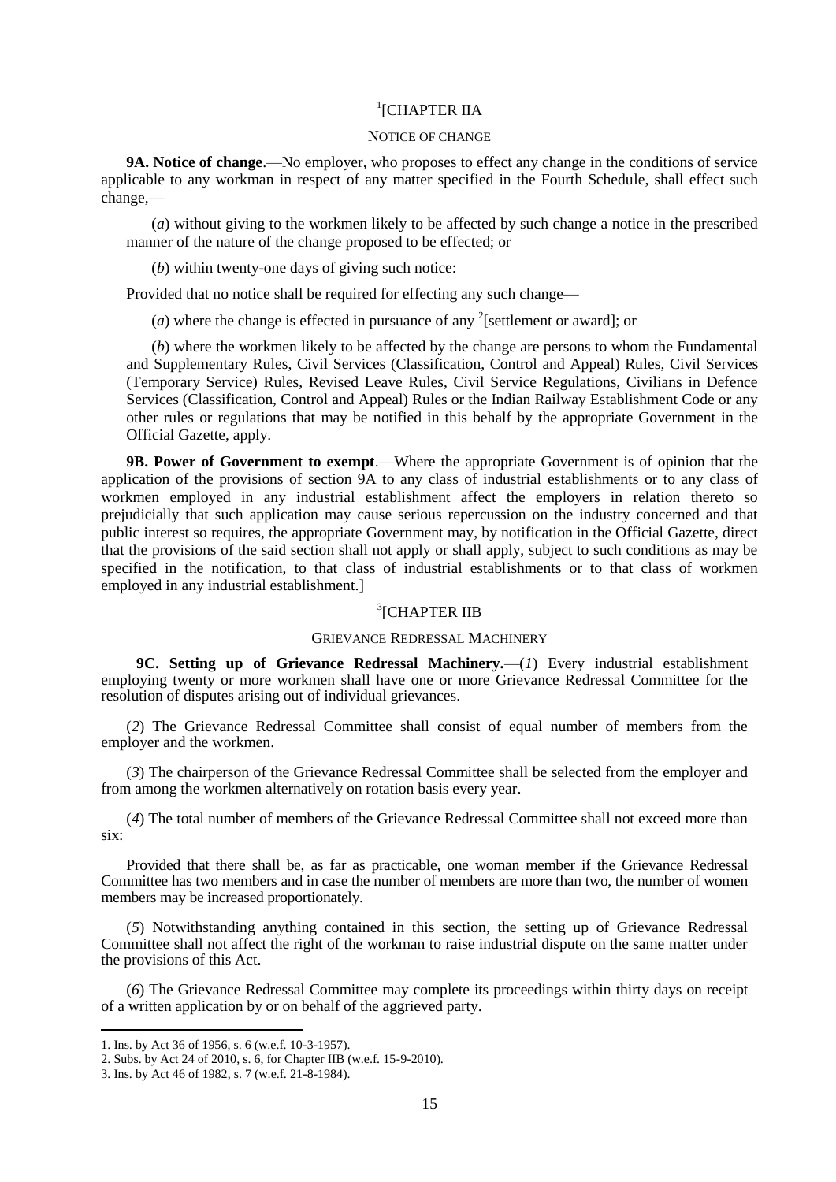[1][CHAPTER IIA

NOTICE OF CHANGE

**9A. Notice of change**.—No employer, who proposes to effect any change in the conditions of service applicable to any workman in respect of any matter specified in the Fourth Schedule, shall effect such change,—

(*a*) without giving to the workmen likely to be affected by such change a notice in the prescribed manner of the nature of the change proposed to be effected; or

(*b*) within twenty-one days of giving such notice:

Provided that no notice shall be required for effecting any such change—

(*a*) where the change is effected in pursuance of any [2][settlement or award]; or

(*b*) where the workmen likely to be affected by the change are persons to whom the Fundamental and Supplementary Rules, Civil Services (Classification, Control and Appeal) Rules, Civil Services (Temporary Service) Rules, Revised Leave Rules, Civil Service Regulations, Civilians in Defence Services (Classification, Control and Appeal) Rules or the Indian Railway Establishment Code or any other rules or regulations that may be notified in this behalf by the appropriate Government in the Official Gazette, apply.

**9B. Power of Government to exempt**.—Where the appropriate Government is of opinion that the application of the provisions of section 9A to any class of industrial establishments or to any class of workmen employed in any industrial establishment affect the employers in relation thereto so prejudicially that such application may cause serious repercussion on the industry concerned and that public interest so requires, the appropriate Government may, by notification in the Official Gazette, direct that the provisions of the said section shall not apply or shall apply, subject to such conditions as may be specified in the notification, to that class of industrial establishments or to that class of workmen employed in any industrial establishment.]

[3][CHAPTER IIB

GRIEVANCE REDRESSAL MACHINERY

**9C. Setting up of Grievance Redressal Machinery.**—(*1*) Every industrial establishment employing twenty or more workmen shall have one or more Grievance Redressal Committee for the resolution of disputes arising out of individual grievances.

(*2*) The Grievance Redressal Committee shall consist of equal number of members from the employer and the workmen.

(*3*) The chairperson of the Grievance Redressal Committee shall be selected from the employer and from among the workmen alternatively on rotation basis every year.

(*4*) The total number of members of the Grievance Redressal Committee shall not exceed more than six:

Provided that there shall be, as far as practicable, one woman member if the Grievance Redressal Committee has two members and in case the number of members are more than two, the number of women members may be increased proportionately.

(*5*) Notwithstanding anything contained in this section, the setting up of Grievance Redressal Committee shall not affect the right of the workman to raise industrial dispute on the same matter under the provisions of this Act.

(*6*) The Grievance Redressal Committee may complete its proceedings within thirty days on receipt of a written application by or on behalf of the aggrieved party.

---

1. Ins. by Act 36 of 1956, s. 6 (w.e.f. 10-3-1957).
2. Subs. by Act 24 of 2010, s. 6, for Chapter IIB (w.e.f. 15-9-2010).
3. Ins. by Act 46 of 1982, s. 7 (w.e.f. 21-8-1984).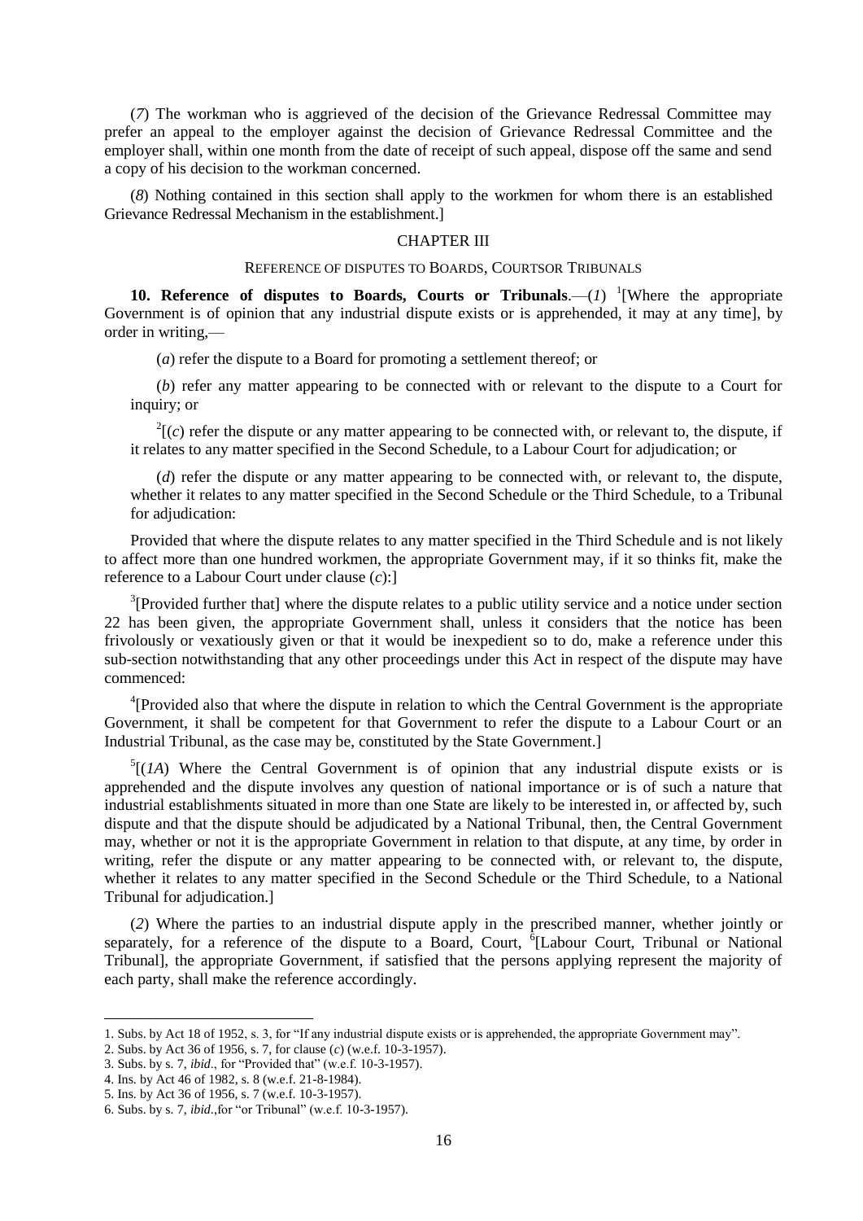(*7*) The workman who is aggrieved of the decision of the Grievance Redressal Committee may prefer an appeal to the employer against the decision of Grievance Redressal Committee and the employer shall, within one month from the date of receipt of such appeal, dispose off the same and send a copy of his decision to the workman concerned.

(*8*) Nothing contained in this section shall apply to the workmen for whom there is an established Grievance Redressal Mechanism in the establishment.]

## CHAPTER III

### REFERENCE OF DISPUTES TO BOARDS, COURTSOR TRIBUNALS

**10. Reference of disputes to Boards, Courts or Tribunals**.—(*1*) [1][Where the appropriate Government is of opinion that any industrial dispute exists or is apprehended, it may at any time], by order in writing,—

(*a*) refer the dispute to a Board for promoting a settlement thereof; or

(*b*) refer any matter appearing to be connected with or relevant to the dispute to a Court for inquiry; or

[2][(*c*) refer the dispute or any matter appearing to be connected with, or relevant to, the dispute, if it relates to any matter specified in the Second Schedule, to a Labour Court for adjudication; or

(*d*) refer the dispute or any matter appearing to be connected with, or relevant to, the dispute, whether it relates to any matter specified in the Second Schedule or the Third Schedule, to a Tribunal for adjudication:

Provided that where the dispute relates to any matter specified in the Third Schedule and is not likely to affect more than one hundred workmen, the appropriate Government may, if it so thinks fit, make the reference to a Labour Court under clause (*c*):]

[3][Provided further that] where the dispute relates to a public utility service and a notice under section 22 has been given, the appropriate Government shall, unless it considers that the notice has been frivolously or vexatiously given or that it would be inexpedient so to do, make a reference under this sub-section notwithstanding that any other proceedings under this Act in respect of the dispute may have commenced:

[4][Provided also that where the dispute in relation to which the Central Government is the appropriate Government, it shall be competent for that Government to refer the dispute to a Labour Court or an Industrial Tribunal, as the case may be, constituted by the State Government.]

[5][(*1A*) Where the Central Government is of opinion that any industrial dispute exists or is apprehended and the dispute involves any question of national importance or is of such a nature that industrial establishments situated in more than one State are likely to be interested in, or affected by, such dispute and that the dispute should be adjudicated by a National Tribunal, then, the Central Government may, whether or not it is the appropriate Government in relation to that dispute, at any time, by order in writing, refer the dispute or any matter appearing to be connected with, or relevant to, the dispute, whether it relates to any matter specified in the Second Schedule or the Third Schedule, to a National Tribunal for adjudication.]

(*2*) Where the parties to an industrial dispute apply in the prescribed manner, whether jointly or separately, for a reference of the dispute to a Board, Court, [6][Labour Court, Tribunal or National Tribunal], the appropriate Government, if satisfied that the persons applying represent the majority of each party, shall make the reference accordingly.

---

1. Subs. by Act 18 of 1952, s. 3, for "If any industrial dispute exists or is apprehended, the appropriate Government may".
2. Subs. by Act 36 of 1956, s. 7, for clause (*c*) (w.e.f. 10-3-1957).
3. Subs. by s. 7, *ibid*., for "Provided that" (w.e.f. 10-3-1957).
4. Ins. by Act 46 of 1982, s. 8 (w.e.f. 21-8-1984).
5. Ins. by Act 36 of 1956, s. 7 (w.e.f. 10-3-1957).
6. Subs. by s. 7, *ibid*.,for "or Tribunal" (w.e.f. 10-3-1957).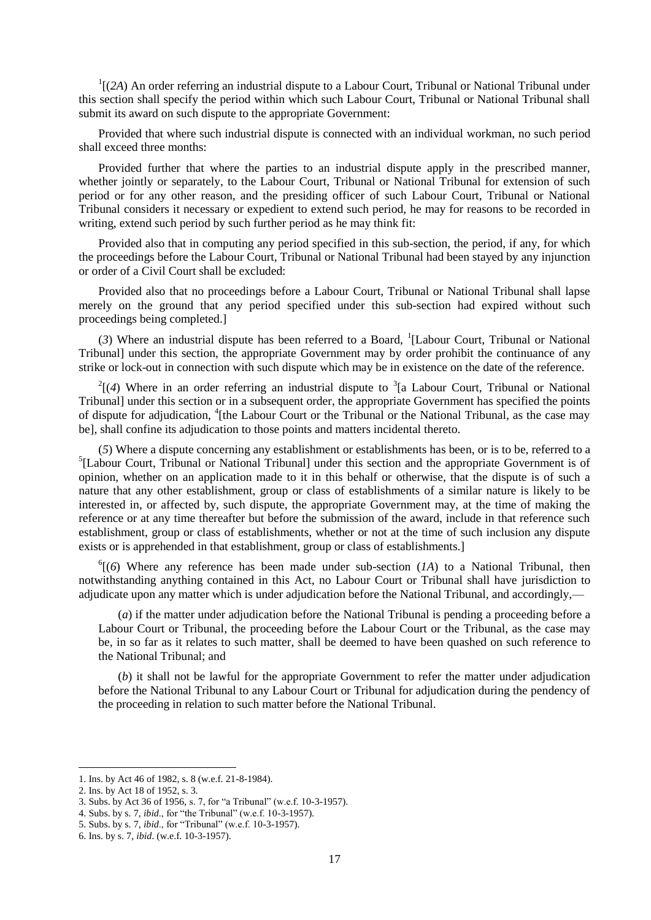[1][(*2A*) An order referring an industrial dispute to a Labour Court, Tribunal or National Tribunal under this section shall specify the period within which such Labour Court, Tribunal or National Tribunal shall submit its award on such dispute to the appropriate Government:

Provided that where such industrial dispute is connected with an individual workman, no such period shall exceed three months:

Provided further that where the parties to an industrial dispute apply in the prescribed manner, whether jointly or separately, to the Labour Court, Tribunal or National Tribunal for extension of such period or for any other reason, and the presiding officer of such Labour Court, Tribunal or National Tribunal considers it necessary or expedient to extend such period, he may for reasons to be recorded in writing, extend such period by such further period as he may think fit:

Provided also that in computing any period specified in this sub-section, the period, if any, for which the proceedings before the Labour Court, Tribunal or National Tribunal had been stayed by any injunction or order of a Civil Court shall be excluded:

Provided also that no proceedings before a Labour Court, Tribunal or National Tribunal shall lapse merely on the ground that any period specified under this sub-section had expired without such proceedings being completed.]

(*3*) Where an industrial dispute has been referred to a Board, [1][Labour Court, Tribunal or National Tribunal] under this section, the appropriate Government may by order prohibit the continuance of any strike or lock-out in connection with such dispute which may be in existence on the date of the reference.

[2][(*4*) Where in an order referring an industrial dispute to [3][a Labour Court, Tribunal or National Tribunal] under this section or in a subsequent order, the appropriate Government has specified the points of dispute for adjudication, [4][the Labour Court or the Tribunal or the National Tribunal, as the case may be], shall confine its adjudication to those points and matters incidental thereto.

(*5*) Where a dispute concerning any establishment or establishments has been, or is to be, referred to a [5][Labour Court, Tribunal or National Tribunal] under this section and the appropriate Government is of opinion, whether on an application made to it in this behalf or otherwise, that the dispute is of such a nature that any other establishment, group or class of establishments of a similar nature is likely to be interested in, or affected by, such dispute, the appropriate Government may, at the time of making the reference or at any time thereafter but before the submission of the award, include in that reference such establishment, group or class of establishments, whether or not at the time of such inclusion any dispute exists or is apprehended in that establishment, group or class of establishments.]

[6][(*6*) Where any reference has been made under sub-section (*1A*) to a National Tribunal, then notwithstanding anything contained in this Act, no Labour Court or Tribunal shall have jurisdiction to adjudicate upon any matter which is under adjudication before the National Tribunal, and accordingly,—

(*a*) if the matter under adjudication before the National Tribunal is pending a proceeding before a Labour Court or Tribunal, the proceeding before the Labour Court or the Tribunal, as the case may be, in so far as it relates to such matter, shall be deemed to have been quashed on such reference to the National Tribunal; and

(*b*) it shall not be lawful for the appropriate Government to refer the matter under adjudication before the National Tribunal to any Labour Court or Tribunal for adjudication during the pendency of the proceeding in relation to such matter before the National Tribunal.

---

1. Ins. by Act 46 of 1982, s. 8 (w.e.f. 21-8-1984).
2. Ins. by Act 18 of 1952, s. 3.
3. Subs. by Act 36 of 1956, s. 7, for "a Tribunal" (w.e.f. 10-3-1957).
4. Subs. by s. 7, *ibid*., for "the Tribunal" (w.e.f. 10-3-1957).
5. Subs. by s. 7, *ibid*., for "Tribunal" (w.e.f. 10-3-1957).
6. Ins. by s. 7, *ibid*. (w.e.f. 10-3-1957).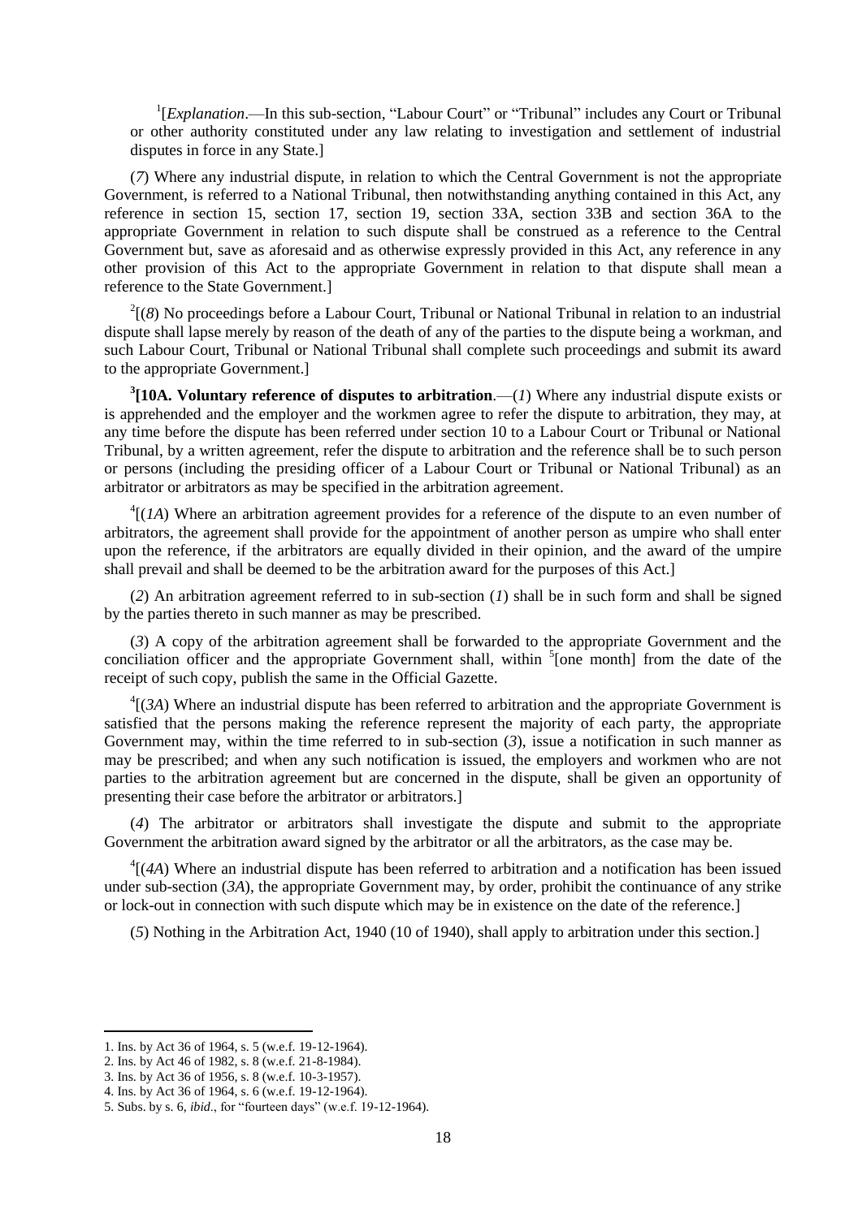[1][*Explanation*.—In this sub-section, "Labour Court" or "Tribunal" includes any Court or Tribunal or other authority constituted under any law relating to investigation and settlement of industrial disputes in force in any State.]

(*7*) Where any industrial dispute, in relation to which the Central Government is not the appropriate Government, is referred to a National Tribunal, then notwithstanding anything contained in this Act, any reference in section 15, section 17, section 19, section 33A, section 33B and section 36A to the appropriate Government in relation to such dispute shall be construed as a reference to the Central Government but, save as aforesaid and as otherwise expressly provided in this Act, any reference in any other provision of this Act to the appropriate Government in relation to that dispute shall mean a reference to the State Government.]

[2][(*8*) No proceedings before a Labour Court, Tribunal or National Tribunal in relation to an industrial dispute shall lapse merely by reason of the death of any of the parties to the dispute being a workman, and such Labour Court, Tribunal or National Tribunal shall complete such proceedings and submit its award to the appropriate Government.]

[3]**[10A. Voluntary reference of disputes to arbitration**.—(*1*) Where any industrial dispute exists or is apprehended and the employer and the workmen agree to refer the dispute to arbitration, they may, at any time before the dispute has been referred under section 10 to a Labour Court or Tribunal or National Tribunal, by a written agreement, refer the dispute to arbitration and the reference shall be to such person or persons (including the presiding officer of a Labour Court or Tribunal or National Tribunal) as an arbitrator or arbitrators as may be specified in the arbitration agreement.

[4][(*1A*) Where an arbitration agreement provides for a reference of the dispute to an even number of arbitrators, the agreement shall provide for the appointment of another person as umpire who shall enter upon the reference, if the arbitrators are equally divided in their opinion, and the award of the umpire shall prevail and shall be deemed to be the arbitration award for the purposes of this Act.]

(*2*) An arbitration agreement referred to in sub-section (*1*) shall be in such form and shall be signed by the parties thereto in such manner as may be prescribed.

(*3*) A copy of the arbitration agreement shall be forwarded to the appropriate Government and the conciliation officer and the appropriate Government shall, within [5][one month] from the date of the receipt of such copy, publish the same in the Official Gazette.

[4][(*3A*) Where an industrial dispute has been referred to arbitration and the appropriate Government is satisfied that the persons making the reference represent the majority of each party, the appropriate Government may, within the time referred to in sub-section (*3*), issue a notification in such manner as may be prescribed; and when any such notification is issued, the employers and workmen who are not parties to the arbitration agreement but are concerned in the dispute, shall be given an opportunity of presenting their case before the arbitrator or arbitrators.]

(*4*) The arbitrator or arbitrators shall investigate the dispute and submit to the appropriate Government the arbitration award signed by the arbitrator or all the arbitrators, as the case may be.

[4][(*4A*) Where an industrial dispute has been referred to arbitration and a notification has been issued under sub-section (*3A*), the appropriate Government may, by order, prohibit the continuance of any strike or lock-out in connection with such dispute which may be in existence on the date of the reference.]

(*5*) Nothing in the Arbitration Act, 1940 (10 of 1940), shall apply to arbitration under this section.]

---

1. Ins. by Act 36 of 1964, s. 5 (w.e.f. 19-12-1964).
2. Ins. by Act 46 of 1982, s. 8 (w.e.f. 21-8-1984).
3. Ins. by Act 36 of 1956, s. 8 (w.e.f. 10-3-1957).
4. Ins. by Act 36 of 1964, s. 6 (w.e.f. 19-12-1964).
5. Subs. by s. 6, *ibid*., for "fourteen days" (w.e.f. 19-12-1964).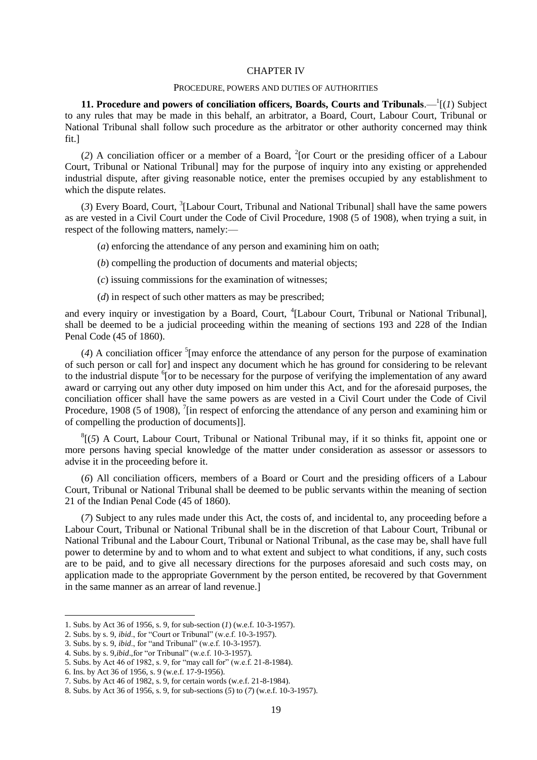## CHAPTER IV

### PROCEDURE, POWERS AND DUTIES OF AUTHORITIES

**11. Procedure and powers of conciliation officers, Boards, Courts and Tribunals**.—[1][(*1*) Subject to any rules that may be made in this behalf, an arbitrator, a Board, Court, Labour Court, Tribunal or National Tribunal shall follow such procedure as the arbitrator or other authority concerned may think fit.]

(*2*) A conciliation officer or a member of a Board, [2][or Court or the presiding officer of a Labour Court, Tribunal or National Tribunal] may for the purpose of inquiry into any existing or apprehended industrial dispute, after giving reasonable notice, enter the premises occupied by any establishment to which the dispute relates.

(*3*) Every Board, Court, [3][Labour Court, Tribunal and National Tribunal] shall have the same powers as are vested in a Civil Court under the Code of Civil Procedure, 1908 (5 of 1908), when trying a suit, in respect of the following matters, namely:—

(*a*) enforcing the attendance of any person and examining him on oath;

(*b*) compelling the production of documents and material objects;

(*c*) issuing commissions for the examination of witnesses;

(*d*) in respect of such other matters as may be prescribed;

and every inquiry or investigation by a Board, Court, [4][Labour Court, Tribunal or National Tribunal], shall be deemed to be a judicial proceeding within the meaning of sections 193 and 228 of the Indian Penal Code (45 of 1860).

(*4*) A conciliation officer [5][may enforce the attendance of any person for the purpose of examination of such person or call for] and inspect any document which he has ground for considering to be relevant to the industrial dispute [6][or to be necessary for the purpose of verifying the implementation of any award award or carrying out any other duty imposed on him under this Act, and for the aforesaid purposes, the conciliation officer shall have the same powers as are vested in a Civil Court under the Code of Civil Procedure, 1908 (5 of 1908), [7][in respect of enforcing the attendance of any person and examining him or of compelling the production of documents]].

[8][(*5*) A Court, Labour Court, Tribunal or National Tribunal may, if it so thinks fit, appoint one or more persons having special knowledge of the matter under consideration as assessor or assessors to advise it in the proceeding before it.

(*6*) All conciliation officers, members of a Board or Court and the presiding officers of a Labour Court, Tribunal or National Tribunal shall be deemed to be public servants within the meaning of section 21 of the Indian Penal Code (45 of 1860).

(*7*) Subject to any rules made under this Act, the costs of, and incidental to, any proceeding before a Labour Court, Tribunal or National Tribunal shall be in the discretion of that Labour Court, Tribunal or National Tribunal and the Labour Court, Tribunal or National Tribunal, as the case may be, shall have full power to determine by and to whom and to what extent and subject to what conditions, if any, such costs are to be paid, and to give all necessary directions for the purposes aforesaid and such costs may, on application made to the appropriate Government by the person entited, be recovered by that Government in the same manner as an arrear of land revenue.]

---

1. Subs. by Act 36 of 1956, s. 9, for sub-section (*1*) (w.e.f. 10-3-1957).
2. Subs. by s. 9, *ibid*., for "Court or Tribunal" (w.e.f. 10-3-1957).
3. Subs. by s. 9, *ibid*., for "and Tribunal" (w.e.f. 10-3-1957).
4. Subs. by s. 9,*ibid*.,for "or Tribunal" (w.e.f. 10-3-1957).
5. Subs. by Act 46 of 1982, s. 9, for "may call for" (w.e.f. 21-8-1984).
6. Ins. by Act 36 of 1956, s. 9 (w.e.f. 17-9-1956).
7. Subs. by Act 46 of 1982, s. 9, for certain words (w.e.f. 21-8-1984).
8. Subs. by Act 36 of 1956, s. 9, for sub-sections (*5*) to (*7*) (w.e.f. 10-3-1957).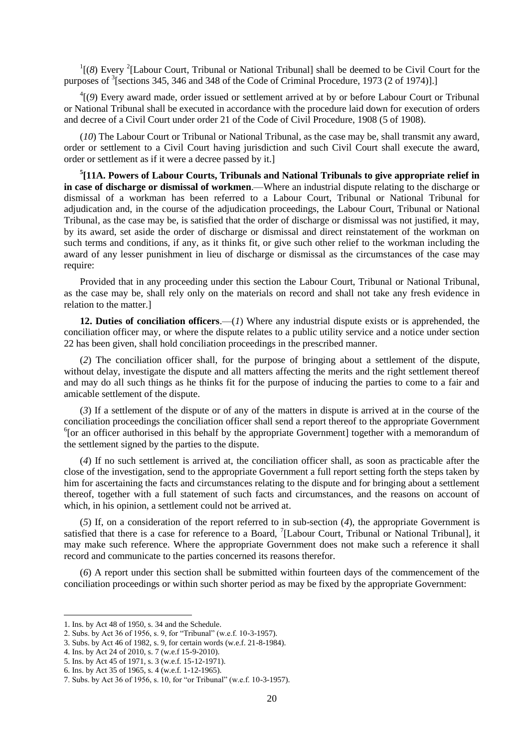[1][(*8*) Every [2][Labour Court, Tribunal or National Tribunal] shall be deemed to be Civil Court for the purposes of [3][sections 345, 346 and 348 of the Code of Criminal Procedure, 1973 (2 of 1974)].]

[4][(*9*) Every award made, order issued or settlement arrived at by or before Labour Court or Tribunal or National Tribunal shall be executed in accordance with the procedure laid down for execution of orders and decree of a Civil Court under order 21 of the Code of Civil Procedure, 1908 (5 of 1908).

(*10*) The Labour Court or Tribunal or National Tribunal, as the case may be, shall transmit any award, order or settlement to a Civil Court having jurisdiction and such Civil Court shall execute the award, order or settlement as if it were a decree passed by it.]

[5]**[11A. Powers of Labour Courts, Tribunals and National Tribunals to give appropriate relief in in case of discharge or dismissal of workmen**.—Where an industrial dispute relating to the discharge or dismissal of a workman has been referred to a Labour Court, Tribunal or National Tribunal for adjudication and, in the course of the adjudication proceedings, the Labour Court, Tribunal or National Tribunal, as the case may be, is satisfied that the order of discharge or dismissal was not justified, it may, by its award, set aside the order of discharge or dismissal and direct reinstatement of the workman on such terms and conditions, if any, as it thinks fit, or give such other relief to the workman including the award of any lesser punishment in lieu of discharge or dismissal as the circumstances of the case may require:

Provided that in any proceeding under this section the Labour Court, Tribunal or National Tribunal, as the case may be, shall rely only on the materials on record and shall not take any fresh evidence in relation to the matter.]

**12. Duties of conciliation officers**.—(*1*) Where any industrial dispute exists or is apprehended, the conciliation officer may, or where the dispute relates to a public utility service and a notice under section 22 has been given, shall hold conciliation proceedings in the prescribed manner.

(*2*) The conciliation officer shall, for the purpose of bringing about a settlement of the dispute, without delay, investigate the dispute and all matters affecting the merits and the right settlement thereof and may do all such things as he thinks fit for the purpose of inducing the parties to come to a fair and amicable settlement of the dispute.

(*3*) If a settlement of the dispute or of any of the matters in dispute is arrived at in the course of the conciliation proceedings the conciliation officer shall send a report thereof to the appropriate Government [6][or an officer authorised in this behalf by the appropriate Government] together with a memorandum of the settlement signed by the parties to the dispute.

(*4*) If no such settlement is arrived at, the conciliation officer shall, as soon as practicable after the close of the investigation, send to the appropriate Government a full report setting forth the steps taken by him for ascertaining the facts and circumstances relating to the dispute and for bringing about a settlement thereof, together with a full statement of such facts and circumstances, and the reasons on account of which, in his opinion, a settlement could not be arrived at.

(*5*) If, on a consideration of the report referred to in sub-section (*4*), the appropriate Government is satisfied that there is a case for reference to a Board, [7][Labour Court, Tribunal or National Tribunal], it may make such reference. Where the appropriate Government does not make such a reference it shall record and communicate to the parties concerned its reasons therefor.

(*6*) A report under this section shall be submitted within fourteen days of the commencement of the conciliation proceedings or within such shorter period as may be fixed by the appropriate Government:

---

1. Ins. by Act 48 of 1950, s. 34 and the Schedule.
2. Subs. by Act 36 of 1956, s. 9, for "Tribunal" (w.e.f. 10-3-1957).
3. Subs. by Act 46 of 1982, s. 9, for certain words (w.e.f. 21-8-1984).
4. Ins. by Act 24 of 2010, s. 7 (w.e.f 15-9-2010).
5. Ins. by Act 45 of 1971, s. 3 (w.e.f. 15-12-1971).
6. Ins. by Act 35 of 1965, s. 4 (w.e.f. 1-12-1965).
7. Subs. by Act 36 of 1956, s. 10, for "or Tribunal" (w.e.f. 10-3-1957).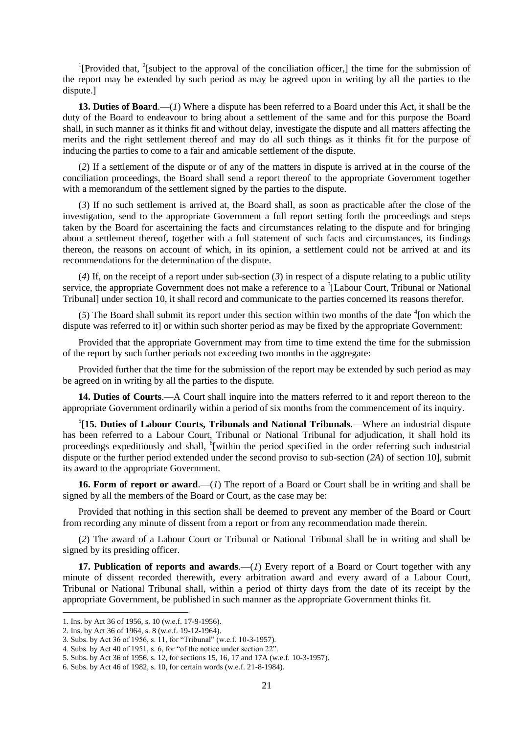[1][Provided that, [2][subject to the approval of the conciliation officer,] the time for the submission of the report may be extended by such period as may be agreed upon in writing by all the parties to the dispute.]

**13. Duties of Board**.—(*1*) Where a dispute has been referred to a Board under this Act, it shall be the duty of the Board to endeavour to bring about a settlement of the same and for this purpose the Board shall, in such manner as it thinks fit and without delay, investigate the dispute and all matters affecting the merits and the right settlement thereof and may do all such things as it thinks fit for the purpose of inducing the parties to come to a fair and amicable settlement of the dispute.

(*2*) If a settlement of the dispute or of any of the matters in dispute is arrived at in the course of the conciliation proceedings, the Board shall send a report thereof to the appropriate Government together with a memorandum of the settlement signed by the parties to the dispute.

(*3*) If no such settlement is arrived at, the Board shall, as soon as practicable after the close of the investigation, send to the appropriate Government a full report setting forth the proceedings and steps taken by the Board for ascertaining the facts and circumstances relating to the dispute and for bringing about a settlement thereof, together with a full statement of such facts and circumstances, its findings thereon, the reasons on account of which, in its opinion, a settlement could not be arrived at and its recommendations for the determination of the dispute.

(*4*) If, on the receipt of a report under sub-section (*3*) in respect of a dispute relating to a public utility service, the appropriate Government does not make a reference to a [3][Labour Court, Tribunal or National Tribunal] under section 10, it shall record and communicate to the parties concerned its reasons therefor.

(*5*) The Board shall submit its report under this section within two months of the date [4][on which the dispute was referred to it] or within such shorter period as may be fixed by the appropriate Government:

Provided that the appropriate Government may from time to time extend the time for the submission of the report by such further periods not exceeding two months in the aggregate:

Provided further that the time for the submission of the report may be extended by such period as may be agreed on in writing by all the parties to the dispute.

**14. Duties of Courts**.—A Court shall inquire into the matters referred to it and report thereon to the appropriate Government ordinarily within a period of six months from the commencement of its inquiry.

[5][**15. Duties of Labour Courts, Tribunals and National Tribunals**.—Where an industrial dispute has been referred to a Labour Court, Tribunal or National Tribunal for adjudication, it shall hold its proceedings expeditiously and shall, [6][within the period specified in the order referring such industrial dispute or the further period extended under the second proviso to sub-section (*2A*) of section 10], submit its award to the appropriate Government.

**16. Form of report or award**.—(*1*) The report of a Board or Court shall be in writing and shall be signed by all the members of the Board or Court, as the case may be:

Provided that nothing in this section shall be deemed to prevent any member of the Board or Court from recording any minute of dissent from a report or from any recommendation made therein.

(*2*) The award of a Labour Court or Tribunal or National Tribunal shall be in writing and shall be signed by its presiding officer.

**17. Publication of reports and awards**.—(*1*) Every report of a Board or Court together with any minute of dissent recorded therewith, every arbitration award and every award of a Labour Court, Tribunal or National Tribunal shall, within a period of thirty days from the date of its receipt by the appropriate Government, be published in such manner as the appropriate Government thinks fit.

---

1. Ins. by Act 36 of 1956, s. 10 (w.e.f. 17-9-1956).
2. Ins. by Act 36 of 1964, s. 8 (w.e.f. 19-12-1964).
3. Subs. by Act 36 of 1956, s. 11, for "Tribunal" (w.e.f. 10-3-1957).
4. Subs. by Act 40 of 1951, s. 6, for "of the notice under section 22".
5. Subs. by Act 36 of 1956, s. 12, for sections 15, 16, 17 and 17A (w.e.f. 10-3-1957).
6. Subs. by Act 46 of 1982, s. 10, for certain words (w.e.f. 21-8-1984).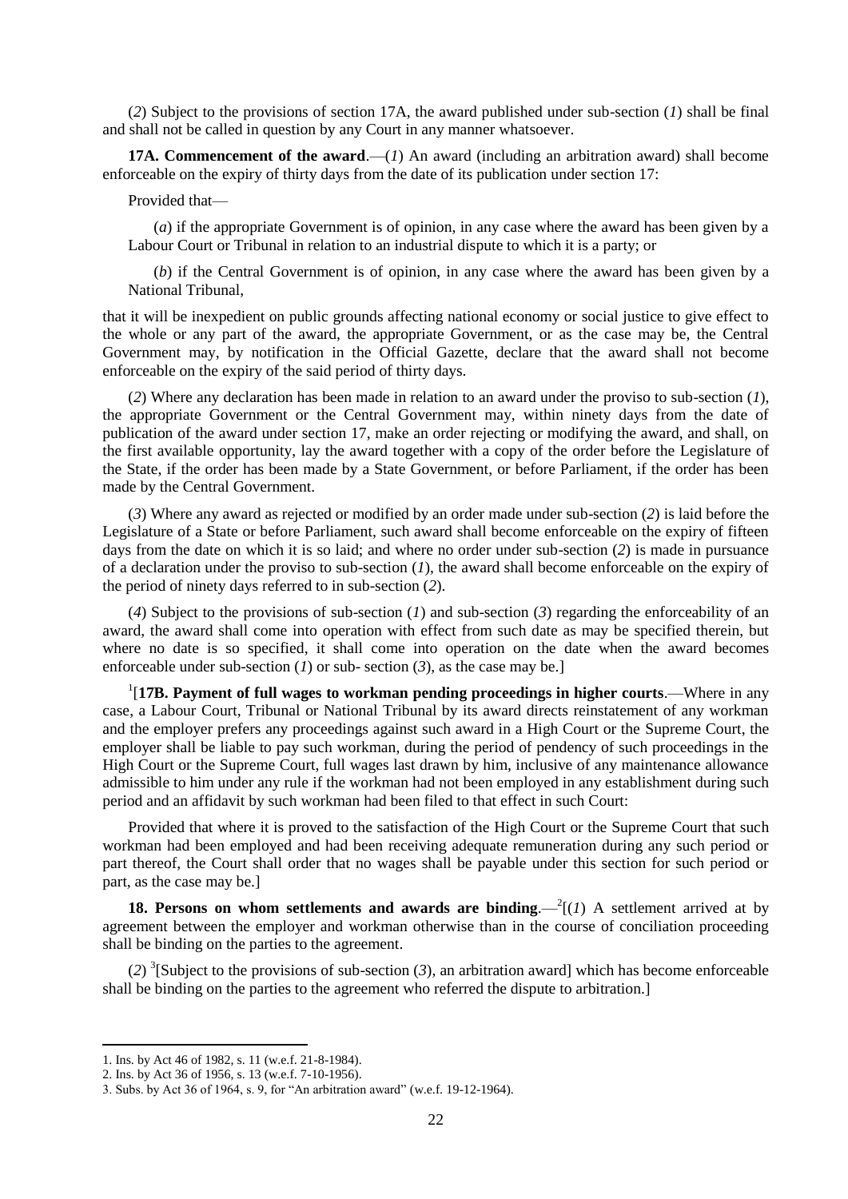(*2*) Subject to the provisions of section 17A, the award published under sub-section (*1*) shall be final and shall not be called in question by any Court in any manner whatsoever.

**17A. Commencement of the award**.—(*1*) An award (including an arbitration award) shall become enforceable on the expiry of thirty days from the date of its publication under section 17:

Provided that—

(*a*) if the appropriate Government is of opinion, in any case where the award has been given by a Labour Court or Tribunal in relation to an industrial dispute to which it is a party; or

(*b*) if the Central Government is of opinion, in any case where the award has been given by a National Tribunal,

that it will be inexpedient on public grounds affecting national economy or social justice to give effect to the whole or any part of the award, the appropriate Government, or as the case may be, the Central Government may, by notification in the Official Gazette, declare that the award shall not become enforceable on the expiry of the said period of thirty days.

(*2*) Where any declaration has been made in relation to an award under the proviso to sub-section (*1*), the appropriate Government or the Central Government may, within ninety days from the date of publication of the award under section 17, make an order rejecting or modifying the award, and shall, on the first available opportunity, lay the award together with a copy of the order before the Legislature of the State, if the order has been made by a State Government, or before Parliament, if the order has been made by the Central Government.

(*3*) Where any award as rejected or modified by an order made under sub-section (*2*) is laid before the Legislature of a State or before Parliament, such award shall become enforceable on the expiry of fifteen days from the date on which it is so laid; and where no order under sub-section (*2*) is made in pursuance of a declaration under the proviso to sub-section (*1*), the award shall become enforceable on the expiry of the period of ninety days referred to in sub-section (*2*).

(*4*) Subject to the provisions of sub-section (*1*) and sub-section (*3*) regarding the enforceability of an award, the award shall come into operation with effect from such date as may be specified therein, but where no date is so specified, it shall come into operation on the date when the award becomes enforceable under sub-section (*1*) or sub- section (*3*), as the case may be.]

[1][**17B. Payment of full wages to workman pending proceedings in higher courts**.—Where in any case, a Labour Court, Tribunal or National Tribunal by its award directs reinstatement of any workman and the employer prefers any proceedings against such award in a High Court or the Supreme Court, the employer shall be liable to pay such workman, during the period of pendency of such proceedings in the High Court or the Supreme Court, full wages last drawn by him, inclusive of any maintenance allowance admissible to him under any rule if the workman had not been employed in any establishment during such period and an affidavit by such workman had been filed to that effect in such Court:

Provided that where it is proved to the satisfaction of the High Court or the Supreme Court that such workman had been employed and had been receiving adequate remuneration during any such period or part thereof, the Court shall order that no wages shall be payable under this section for such period or part, as the case may be.]

**18. Persons on whom settlements and awards are binding**.—[2][(*1*) A settlement arrived at by agreement between the employer and workman otherwise than in the course of conciliation proceeding shall be binding on the parties to the agreement.

(*2*) [3][Subject to the provisions of sub-section (*3*), an arbitration award] which has become enforceable shall be binding on the parties to the agreement who referred the dispute to arbitration.]

---

1. Ins. by Act 46 of 1982, s. 11 (w.e.f. 21-8-1984).
2. Ins. by Act 36 of 1956, s. 13 (w.e.f. 7-10-1956).
3. Subs. by Act 36 of 1964, s. 9, for "An arbitration award" (w.e.f. 19-12-1964).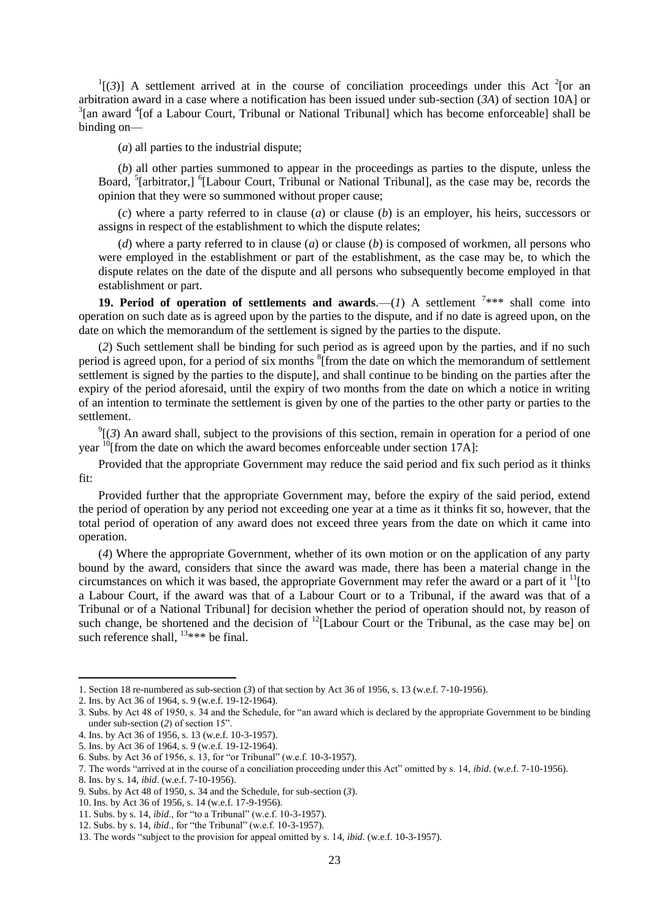[1][(*3*)] A settlement arrived at in the course of conciliation proceedings under this Act [2][or an arbitration award in a case where a notification has been issued under sub-section (*3A*) of section 10A] or [3][an award [4][of a Labour Court, Tribunal or National Tribunal] which has become enforceable] shall be binding on—

(*a*) all parties to the industrial dispute;

(*b*) all other parties summoned to appear in the proceedings as parties to the dispute, unless the Board, [5][arbitrator,] [6][Labour Court, Tribunal or National Tribunal], as the case may be, records the opinion that they were so summoned without proper cause;

(*c*) where a party referred to in clause (*a*) or clause (*b*) is an employer, his heirs, successors or assigns in respect of the establishment to which the dispute relates;

(*d*) where a party referred to in clause (*a*) or clause (*b*) is composed of workmen, all persons who were employed in the establishment or part of the establishment, as the case may be, to which the dispute relates on the date of the dispute and all persons who subsequently become employed in that establishment or part.

**19. Period of operation of settlements and awards**.—(*1*) A settlement [7]*** shall come into operation on such date as is agreed upon by the parties to the dispute, and if no date is agreed upon, on the date on which the memorandum of the settlement is signed by the parties to the dispute.

(*2*) Such settlement shall be binding for such period as is agreed upon by the parties, and if no such period is agreed upon, for a period of six months [8][from the date on which the memorandum of settlement settlement is signed by the parties to the dispute], and shall continue to be binding on the parties after the expiry of the period aforesaid, until the expiry of two months from the date on which a notice in writing of an intention to terminate the settlement is given by one of the parties to the other party or parties to the settlement.

[9][(*3*) An award shall, subject to the provisions of this section, remain in operation for a period of one year [10][from the date on which the award becomes enforceable under section 17A]:

Provided that the appropriate Government may reduce the said period and fix such period as it thinks fit:

Provided further that the appropriate Government may, before the expiry of the said period, extend the period of operation by any period not exceeding one year at a time as it thinks fit so, however, that the total period of operation of any award does not exceed three years from the date on which it came into operation.

(*4*) Where the appropriate Government, whether of its own motion or on the application of any party bound by the award, considers that since the award was made, there has been a material change in the circumstances on which it was based, the appropriate Government may refer the award or a part of it [11][to a Labour Court, if the award was that of a Labour Court or to a Tribunal, if the award was that of a Tribunal or of a National Tribunal] for decision whether the period of operation should not, by reason of such change, be shortened and the decision of [12][Labour Court or the Tribunal, as the case may be] on such reference shall, [13]*** be final.

---

1. Section 18 re-numbered as sub-section (*3*) of that section by Act 36 of 1956, s. 13 (w.e.f. 7-10-1956).
2. Ins. by Act 36 of 1964, s. 9 (w.e.f. 19-12-1964).
3. Subs. by Act 48 of 1950, s. 34 and the Schedule, for "an award which is declared by the appropriate Government to be binding under sub-section (*2*) of section 15".
4. Ins. by Act 36 of 1956, s. 13 (w.e.f. 10-3-1957).
5. Ins. by Act 36 of 1964, s. 9 (w.e.f. 19-12-1964).
6. Subs. by Act 36 of 1956, s. 13, for "or Tribunal" (w.e.f. 10-3-1957).
7. The words "arrived at in the course of a conciliation proceeding under this Act" omitted by s. 14, *ibid*. (w.e.f. 7-10-1956).
8. Ins. by s. 14, *ibid*. (w.e.f. 7-10-1956).
9. Subs. by Act 48 of 1950, s. 34 and the Schedule, for sub-section (*3*).
10. Ins. by Act 36 of 1956, s. 14 (w.e.f. 17-9-1956).
11. Subs. by s. 14, *ibid.*, for "to a Tribunal" (w.e.f. 10-3-1957).
12. Subs. by s. 14, *ibid.*, for "the Tribunal" (w.e.f. 10-3-1957).
13. The words "subject to the provision for appeal omitted by s. 14, *ibid*. (w.e.f. 10-3-1957).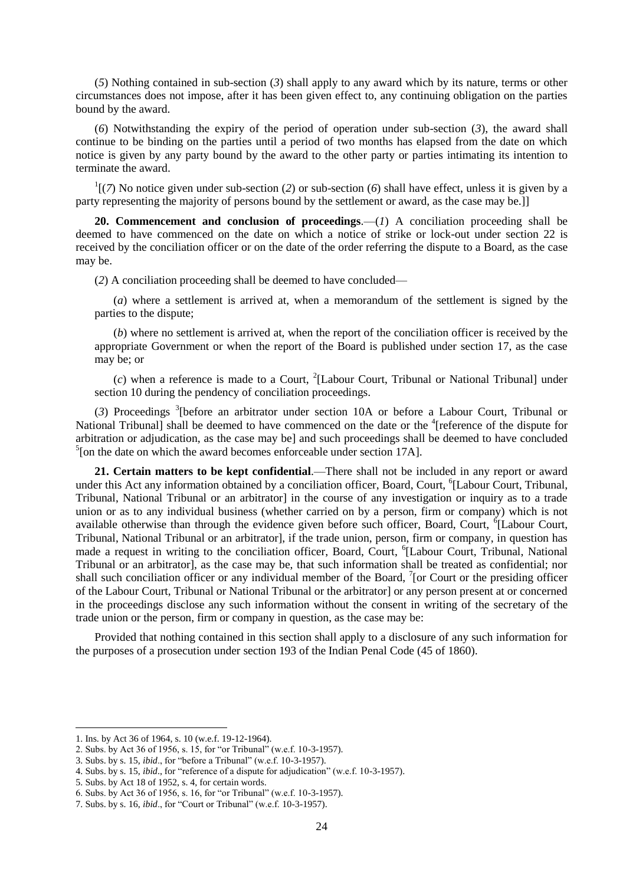(*5*) Nothing contained in sub-section (*3*) shall apply to any award which by its nature, terms or other circumstances does not impose, after it has been given effect to, any continuing obligation on the parties bound by the award.

(*6*) Notwithstanding the expiry of the period of operation under sub-section (*3*), the award shall continue to be binding on the parties until a period of two months has elapsed from the date on which notice is given by any party bound by the award to the other party or parties intimating its intention to terminate the award.

[1][(*7*) No notice given under sub-section (*2*) or sub-section (*6*) shall have effect, unless it is given by a party representing the majority of persons bound by the settlement or award, as the case may be.]]

**20. Commencement and conclusion of proceedings**.—(*1*) A conciliation proceeding shall be deemed to have commenced on the date on which a notice of strike or lock-out under section 22 is received by the conciliation officer or on the date of the order referring the dispute to a Board, as the case may be.

(*2*) A conciliation proceeding shall be deemed to have concluded—

(*a*) where a settlement is arrived at, when a memorandum of the settlement is signed by the parties to the dispute;

(*b*) where no settlement is arrived at, when the report of the conciliation officer is received by the appropriate Government or when the report of the Board is published under section 17, as the case may be; or

(*c*) when a reference is made to a Court, [2][Labour Court, Tribunal or National Tribunal] under section 10 during the pendency of conciliation proceedings.

(*3*) Proceedings [3][before an arbitrator under section 10A or before a Labour Court, Tribunal or National Tribunal] shall be deemed to have commenced on the date or the [4][reference of the dispute for arbitration or adjudication, as the case may be] and such proceedings shall be deemed to have concluded [5][on the date on which the award becomes enforceable under section 17A].

**21. Certain matters to be kept confidential**.—There shall not be included in any report or award under this Act any information obtained by a conciliation officer, Board, Court, [6][Labour Court, Tribunal, Tribunal, National Tribunal or an arbitrator] in the course of any investigation or inquiry as to a trade union or as to any individual business (whether carried on by a person, firm or company) which is not available otherwise than through the evidence given before such officer, Board, Court, [6][Labour Court, Tribunal, National Tribunal or an arbitrator], if the trade union, person, firm or company, in question has made a request in writing to the conciliation officer, Board, Court, [6][Labour Court, Tribunal, National Tribunal or an arbitrator], as the case may be, that such information shall be treated as confidential; nor shall such conciliation officer or any individual member of the Board, [7][or Court or the presiding officer of the Labour Court, Tribunal or National Tribunal or the arbitrator] or any person present at or concerned in the proceedings disclose any such information without the consent in writing of the secretary of the trade union or the person, firm or company in question, as the case may be:

Provided that nothing contained in this section shall apply to a disclosure of any such information for the purposes of a prosecution under section 193 of the Indian Penal Code (45 of 1860).

---

1. Ins. by Act 36 of 1964, s. 10 (w.e.f. 19-12-1964).
2. Subs. by Act 36 of 1956, s. 15, for "or Tribunal" (w.e.f. 10-3-1957).
3. Subs. by s. 15, *ibid*., for "before a Tribunal" (w.e.f. 10-3-1957).
4. Subs. by s. 15, *ibid*., for "reference of a dispute for adjudication" (w.e.f. 10-3-1957).
5. Subs. by Act 18 of 1952, s. 4, for certain words.
6. Subs. by Act 36 of 1956, s. 16, for "or Tribunal" (w.e.f. 10-3-1957).
7. Subs. by s. 16, *ibid*., for "Court or Tribunal" (w.e.f. 10-3-1957).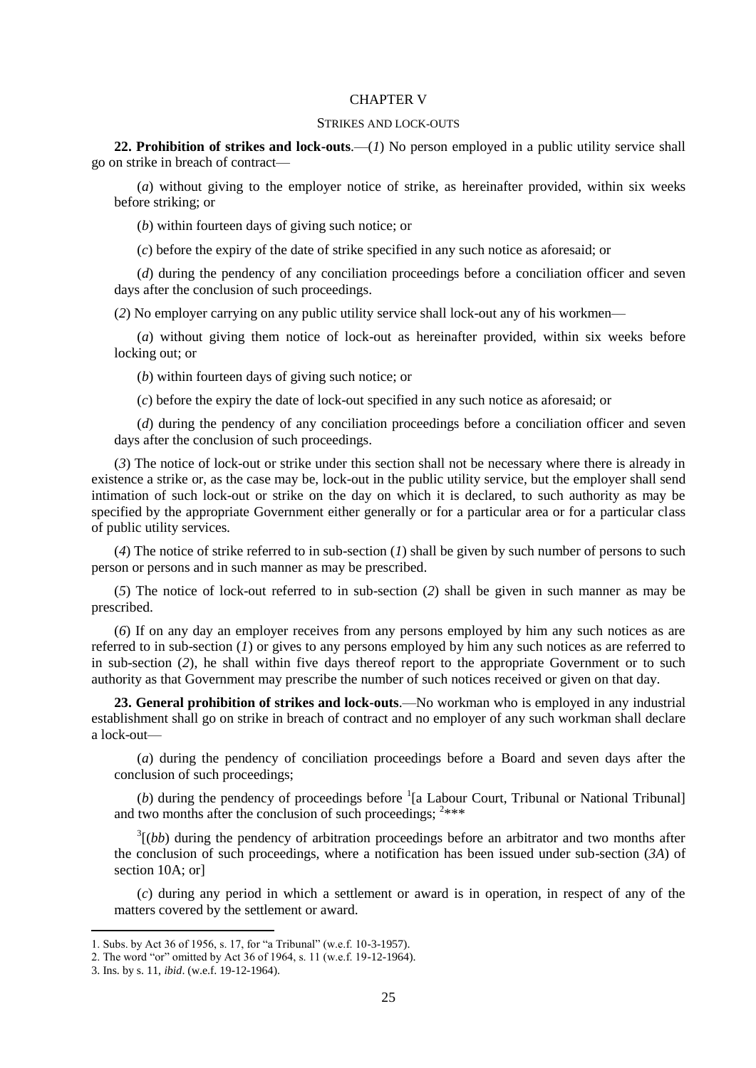## CHAPTER V

### STRIKES AND LOCK-OUTS

**22. Prohibition of strikes and lock-outs**.—(*1*) No person employed in a public utility service shall go on strike in breach of contract—

(*a*) without giving to the employer notice of strike, as hereinafter provided, within six weeks before striking; or

(*b*) within fourteen days of giving such notice; or

(*c*) before the expiry of the date of strike specified in any such notice as aforesaid; or

(*d*) during the pendency of any conciliation proceedings before a conciliation officer and seven days after the conclusion of such proceedings.

(*2*) No employer carrying on any public utility service shall lock-out any of his workmen—

(*a*) without giving them notice of lock-out as hereinafter provided, within six weeks before locking out; or

(*b*) within fourteen days of giving such notice; or

(*c*) before the expiry the date of lock-out specified in any such notice as aforesaid; or

(*d*) during the pendency of any conciliation proceedings before a conciliation officer and seven days after the conclusion of such proceedings.

(*3*) The notice of lock-out or strike under this section shall not be necessary where there is already in existence a strike or, as the case may be, lock-out in the public utility service, but the employer shall send intimation of such lock-out or strike on the day on which it is declared, to such authority as may be specified by the appropriate Government either generally or for a particular area or for a particular class of public utility services.

(*4*) The notice of strike referred to in sub-section (*1*) shall be given by such number of persons to such person or persons and in such manner as may be prescribed.

(*5*) The notice of lock-out referred to in sub-section (*2*) shall be given in such manner as may be prescribed.

(*6*) If on any day an employer receives from any persons employed by him any such notices as are referred to in sub-section (*1*) or gives to any persons employed by him any such notices as are referred to in sub-section (*2*), he shall within five days thereof report to the appropriate Government or to such authority as that Government may prescribe the number of such notices received or given on that day.

**23. General prohibition of strikes and lock-outs**.—No workman who is employed in any industrial establishment shall go on strike in breach of contract and no employer of any such workman shall declare a lock-out—

(*a*) during the pendency of conciliation proceedings before a Board and seven days after the conclusion of such proceedings;

(*b*) during the pendency of proceedings before [1][a Labour Court, Tribunal or National Tribunal] and two months after the conclusion of such proceedings; [2]\*\*\*

[3][(*bb*) during the pendency of arbitration proceedings before an arbitrator and two months after the conclusion of such proceedings, where a notification has been issued under sub-section (*3A*) of section 10A; or]

(*c*) during any period in which a settlement or award is in operation, in respect of any of the matters covered by the settlement or award.

---

1. Subs. by Act 36 of 1956, s. 17, for "a Tribunal" (w.e.f. 10-3-1957).
2. The word "or" omitted by Act 36 of 1964, s. 11 (w.e.f. 19-12-1964).
3. Ins. by s. 11, *ibid*. (w.e.f. 19-12-1964).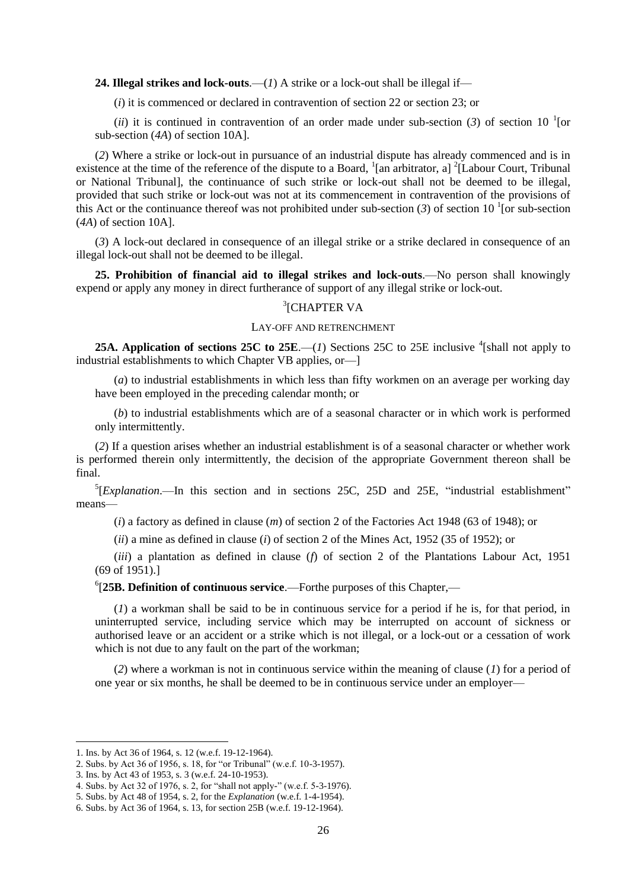**24. Illegal strikes and lock-outs**.—(*1*) A strike or a lock-out shall be illegal if—

(*i*) it is commenced or declared in contravention of section 22 or section 23; or

(*ii*) it is continued in contravention of an order made under sub-section (*3*) of section 10 [1][or sub-section (*4A*) of section 10A].

(*2*) Where a strike or lock-out in pursuance of an industrial dispute has already commenced and is in existence at the time of the reference of the dispute to a Board, [1][an arbitrator, a] [2][Labour Court, Tribunal or National Tribunal], the continuance of such strike or lock-out shall not be deemed to be illegal, provided that such strike or lock-out was not at its commencement in contravention of the provisions of this Act or the continuance thereof was not prohibited under sub-section (*3*) of section 10 [1][or sub-section (*4A*) of section 10A].

(*3*) A lock-out declared in consequence of an illegal strike or a strike declared in consequence of an illegal lock-out shall not be deemed to be illegal.

**25. Prohibition of financial aid to illegal strikes and lock-outs**.—No person shall knowingly expend or apply any money in direct furtherance of support of any illegal strike or lock-out.

[3][CHAPTER VA

LAY-OFF AND RETRENCHMENT

**25A. Application of sections 25C to 25E**.—(*1*) Sections 25C to 25E inclusive [4][shall not apply to industrial establishments to which Chapter VB applies, or—]

(*a*) to industrial establishments in which less than fifty workmen on an average per working day have been employed in the preceding calendar month; or

(*b*) to industrial establishments which are of a seasonal character or in which work is performed only intermittently.

(*2*) If a question arises whether an industrial establishment is of a seasonal character or whether work is performed therein only intermittently, the decision of the appropriate Government thereon shall be final.

[5][*Explanation*.—In this section and in sections 25C, 25D and 25E, "industrial establishment" means—

(*i*) a factory as defined in clause (*m*) of section 2 of the Factories Act 1948 (63 of 1948); or

(*ii*) a mine as defined in clause (*i*) of section 2 of the Mines Act, 1952 (35 of 1952); or

(*iii*) a plantation as defined in clause (*f*) of section 2 of the Plantations Labour Act, 1951 (69 of 1951).]

[6][**25B. Definition of continuous service**.—Forthe purposes of this Chapter,—

(*1*) a workman shall be said to be in continuous service for a period if he is, for that period, in uninterrupted service, including service which may be interrupted on account of sickness or authorised leave or an accident or a strike which is not illegal, or a lock-out or a cessation of work which is not due to any fault on the part of the workman;

(*2*) where a workman is not in continuous service within the meaning of clause (*1*) for a period of one year or six months, he shall be deemed to be in continuous service under an employer—

---

1. Ins. by Act 36 of 1964, s. 12 (w.e.f. 19-12-1964).
2. Subs. by Act 36 of 1956, s. 18, for "or Tribunal" (w.e.f. 10-3-1957).
3. Ins. by Act 43 of 1953, s. 3 (w.e.f. 24-10-1953).
4. Subs. by Act 32 of 1976, s. 2, for "shall not apply-" (w.e.f. 5-3-1976).
5. Subs. by Act 48 of 1954, s. 2, for the *Explanation* (w.e.f. 1-4-1954).
6. Subs. by Act 36 of 1964, s. 13, for section 25B (w.e.f. 19-12-1964).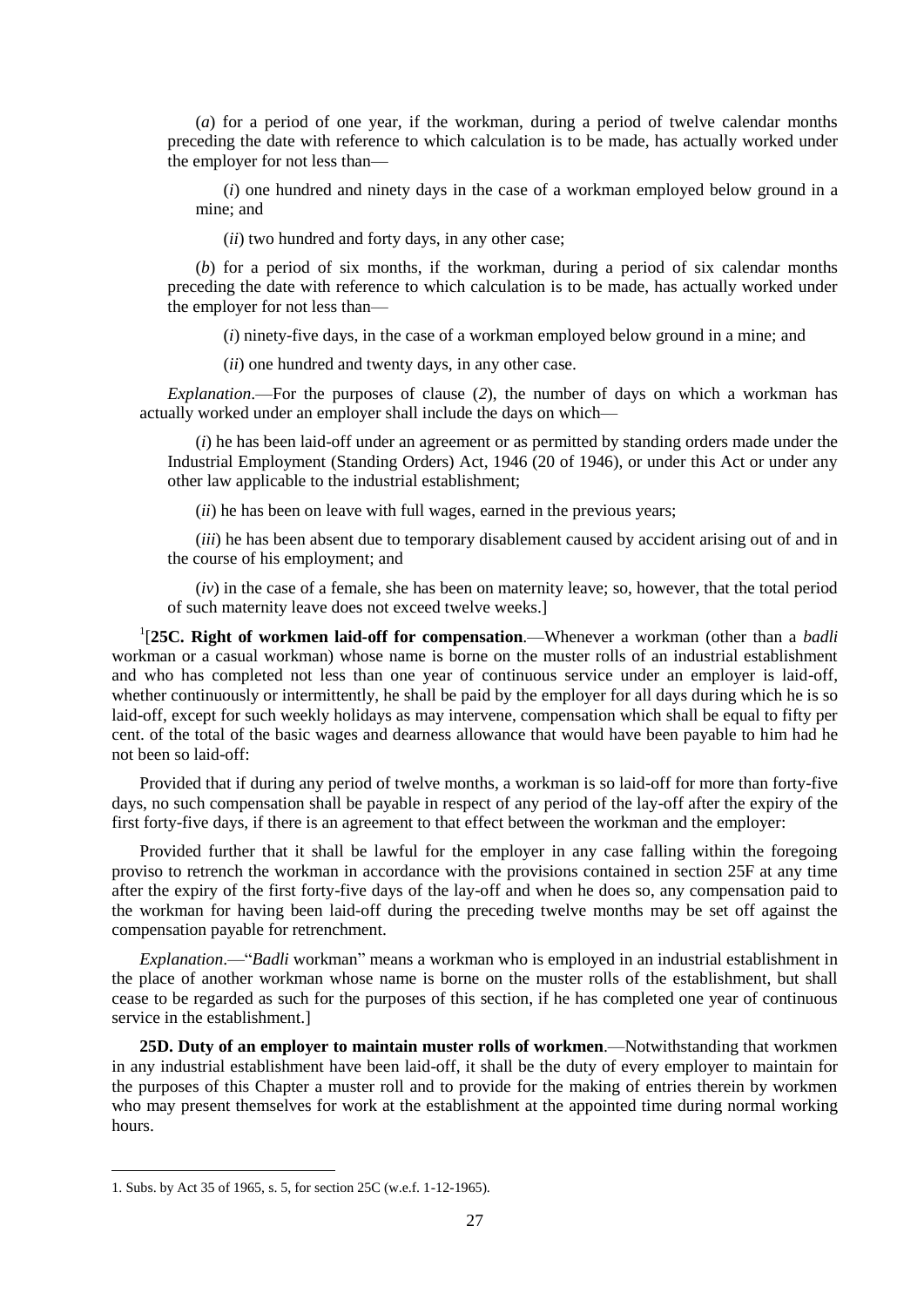(*a*) for a period of one year, if the workman, during a period of twelve calendar months preceding the date with reference to which calculation is to be made, has actually worked under the employer for not less than—

(*i*) one hundred and ninety days in the case of a workman employed below ground in a mine; and

(*ii*) two hundred and forty days, in any other case;

(*b*) for a period of six months, if the workman, during a period of six calendar months preceding the date with reference to which calculation is to be made, has actually worked under the employer for not less than—

(*i*) ninety-five days, in the case of a workman employed below ground in a mine; and

(*ii*) one hundred and twenty days, in any other case.

*Explanation*.—For the purposes of clause (*2*), the number of days on which a workman has actually worked under an employer shall include the days on which—

(*i*) he has been laid-off under an agreement or as permitted by standing orders made under the Industrial Employment (Standing Orders) Act, 1946 (20 of 1946), or under this Act or under any other law applicable to the industrial establishment;

(*ii*) he has been on leave with full wages, earned in the previous years;

(*iii*) he has been absent due to temporary disablement caused by accident arising out of and in the course of his employment; and

(*iv*) in the case of a female, she has been on maternity leave; so, however, that the total period of such maternity leave does not exceed twelve weeks.]

[1][**25C. Right of workmen laid-off for compensation**.—Whenever a workman (other than a *badli* workman or a casual workman) whose name is borne on the muster rolls of an industrial establishment and who has completed not less than one year of continuous service under an employer is laid-off, whether continuously or intermittently, he shall be paid by the employer for all days during which he is so laid-off, except for such weekly holidays as may intervene, compensation which shall be equal to fifty per cent. of the total of the basic wages and dearness allowance that would have been payable to him had he not been so laid-off:

Provided that if during any period of twelve months, a workman is so laid-off for more than forty-five days, no such compensation shall be payable in respect of any period of the lay-off after the expiry of the first forty-five days, if there is an agreement to that effect between the workman and the employer:

Provided further that it shall be lawful for the employer in any case falling within the foregoing proviso to retrench the workman in accordance with the provisions contained in section 25F at any time after the expiry of the first forty-five days of the lay-off and when he does so, any compensation paid to the workman for having been laid-off during the preceding twelve months may be set off against the compensation payable for retrenchment.

*Explanation*.—"*Badli* workman" means a workman who is employed in an industrial establishment in the place of another workman whose name is borne on the muster rolls of the establishment, but shall cease to be regarded as such for the purposes of this section, if he has completed one year of continuous service in the establishment.]

**25D. Duty of an employer to maintain muster rolls of workmen**.—Notwithstanding that workmen in any industrial establishment have been laid-off, it shall be the duty of every employer to maintain for the purposes of this Chapter a muster roll and to provide for the making of entries therein by workmen who may present themselves for work at the establishment at the appointed time during normal working hours.

---

1. Subs. by Act 35 of 1965, s. 5, for section 25C (w.e.f. 1-12-1965).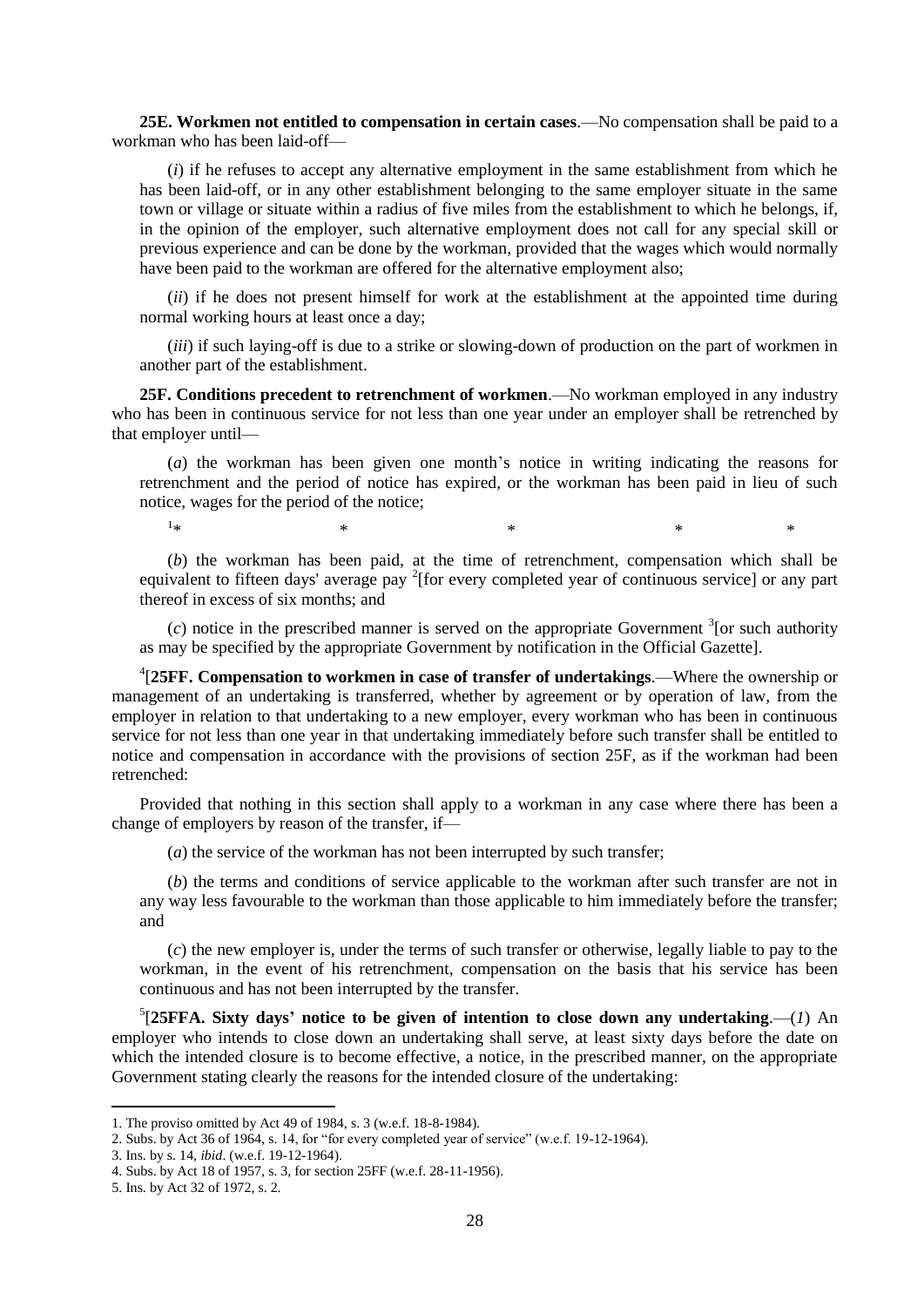**25E. Workmen not entitled to compensation in certain cases**.—No compensation shall be paid to a workman who has been laid-off—

(*i*) if he refuses to accept any alternative employment in the same establishment from which he has been laid-off, or in any other establishment belonging to the same employer situate in the same town or village or situate within a radius of five miles from the establishment to which he belongs, if, in the opinion of the employer, such alternative employment does not call for any special skill or previous experience and can be done by the workman, provided that the wages which would normally have been paid to the workman are offered for the alternative employment also;

(*ii*) if he does not present himself for work at the establishment at the appointed time during normal working hours at least once a day;

(*iii*) if such laying-off is due to a strike or slowing-down of production on the part of workmen in another part of the establishment.

**25F. Conditions precedent to retrenchment of workmen**.—No workman employed in any industry who has been in continuous service for not less than one year under an employer shall be retrenched by that employer until—

(*a*) the workman has been given one month's notice in writing indicating the reasons for retrenchment and the period of notice has expired, or the workman has been paid in lieu of such notice, wages for the period of the notice;

[1]* * * * *

(*b*) the workman has been paid, at the time of retrenchment, compensation which shall be equivalent to fifteen days' average pay [2][for every completed year of continuous service] or any part thereof in excess of six months; and

(*c*) notice in the prescribed manner is served on the appropriate Government [3][or such authority as may be specified by the appropriate Government by notification in the Official Gazette].

[4][**25FF. Compensation to workmen in case of transfer of undertakings**.—Where the ownership or management of an undertaking is transferred, whether by agreement or by operation of law, from the employer in relation to that undertaking to a new employer, every workman who has been in continuous service for not less than one year in that undertaking immediately before such transfer shall be entitled to notice and compensation in accordance with the provisions of section 25F, as if the workman had been retrenched:

Provided that nothing in this section shall apply to a workman in any case where there has been a change of employers by reason of the transfer, if—

(*a*) the service of the workman has not been interrupted by such transfer;

(*b*) the terms and conditions of service applicable to the workman after such transfer are not in any way less favourable to the workman than those applicable to him immediately before the transfer; and

(*c*) the new employer is, under the terms of such transfer or otherwise, legally liable to pay to the workman, in the event of his retrenchment, compensation on the basis that his service has been continuous and has not been interrupted by the transfer.

[5][**25FFA. Sixty days' notice to be given of intention to close down any undertaking**.—(*1*) An employer who intends to close down an undertaking shall serve, at least sixty days before the date on which the intended closure is to become effective, a notice, in the prescribed manner, on the appropriate Government stating clearly the reasons for the intended closure of the undertaking:

---

1. The proviso omitted by Act 49 of 1984, s. 3 (w.e.f. 18-8-1984).
2. Subs. by Act 36 of 1964, s. 14, for "for every completed year of service" (w.e.f. 19-12-1964).
3. Ins. by s. 14, *ibid*. (w.e.f. 19-12-1964).
4. Subs. by Act 18 of 1957, s. 3, for section 25FF (w.e.f. 28-11-1956).
5. Ins. by Act 32 of 1972, s. 2.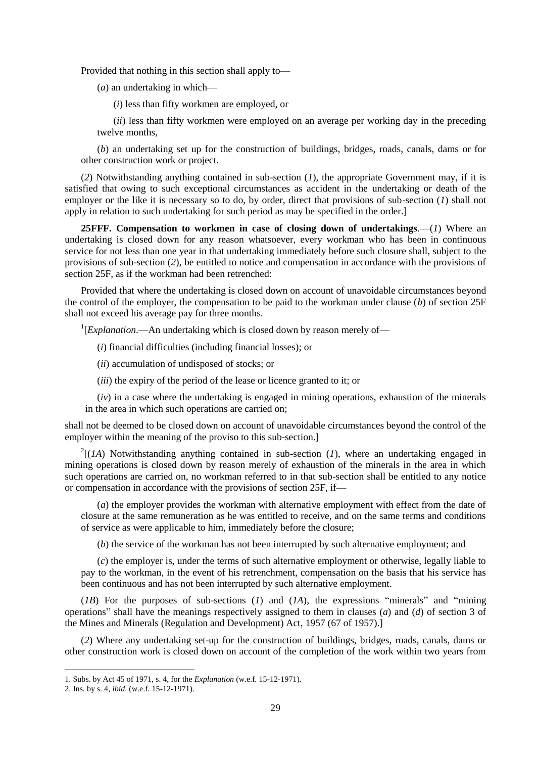Provided that nothing in this section shall apply to—

(*a*) an undertaking in which—

(*i*) less than fifty workmen are employed, or

(*ii*) less than fifty workmen were employed on an average per working day in the preceding twelve months,

(*b*) an undertaking set up for the construction of buildings, bridges, roads, canals, dams or for other construction work or project.

(*2*) Notwithstanding anything contained in sub-section (*1*), the appropriate Government may, if it is satisfied that owing to such exceptional circumstances as accident in the undertaking or death of the employer or the like it is necessary so to do, by order, direct that provisions of sub-section (*1*) shall not apply in relation to such undertaking for such period as may be specified in the order.]

**25FFF. Compensation to workmen in case of closing down of undertakings**.—(*1*) Where an undertaking is closed down for any reason whatsoever, every workman who has been in continuous service for not less than one year in that undertaking immediately before such closure shall, subject to the provisions of sub-section (*2*), be entitled to notice and compensation in accordance with the provisions of section 25F, as if the workman had been retrenched:

Provided that where the undertaking is closed down on account of unavoidable circumstances beyond the control of the employer, the compensation to be paid to the workman under clause (*b*) of section 25F shall not exceed his average pay for three months.

[1][*Explanation*.—An undertaking which is closed down by reason merely of—

(*i*) financial difficulties (including financial losses); or

(*ii*) accumulation of undisposed of stocks; or

(*iii*) the expiry of the period of the lease or licence granted to it; or

(*iv*) in a case where the undertaking is engaged in mining operations, exhaustion of the minerals in the area in which such operations are carried on;

shall not be deemed to be closed down on account of unavoidable circumstances beyond the control of the employer within the meaning of the proviso to this sub-section.]

[2][(*1A*) Notwithstanding anything contained in sub-section (*1*), where an undertaking engaged in mining operations is closed down by reason merely of exhaustion of the minerals in the area in which such operations are carried on, no workman referred to in that sub-section shall be entitled to any notice or compensation in accordance with the provisions of section 25F, if—

(*a*) the employer provides the workman with alternative employment with effect from the date of closure at the same remuneration as he was entitled to receive, and on the same terms and conditions of service as were applicable to him, immediately before the closure;

(*b*) the service of the workman has not been interrupted by such alternative employment; and

(*c*) the employer is, under the terms of such alternative employment or otherwise, legally liable to pay to the workman, in the event of his retrenchment, compensation on the basis that his service has been continuous and has not been interrupted by such alternative employment.

(*1B*) For the purposes of sub-sections (*1*) and (*1A*), the expressions "minerals" and "mining operations" shall have the meanings respectively assigned to them in clauses (*a*) and (*d*) of section 3 of the Mines and Minerals (Regulation and Development) Act, 1957 (67 of 1957).]

(*2*) Where any undertaking set-up for the construction of buildings, bridges, roads, canals, dams or other construction work is closed down on account of the completion of the work within two years from

---

1. Subs. by Act 45 of 1971, s. 4, for the *Explanation* (w.e.f. 15-12-1971).
2. Ins. by s. 4, *ibid*. (w.e.f. 15-12-1971).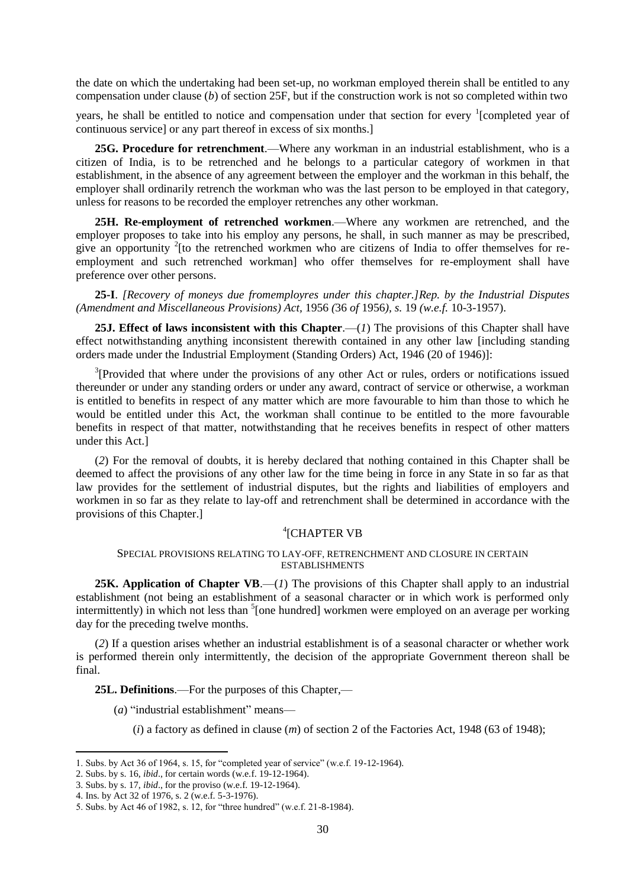the date on which the undertaking had been set-up, no workman employed therein shall be entitled to any compensation under clause (*b*) of section 25F, but if the construction work is not so completed within two years, he shall be entitled to notice and compensation under that section for every [1][completed year of continuous service] or any part thereof in excess of six months.]

**25G. Procedure for retrenchment**.—Where any workman in an industrial establishment, who is a citizen of India, is to be retrenched and he belongs to a particular category of workmen in that establishment, in the absence of any agreement between the employer and the workman in this behalf, the employer shall ordinarily retrench the workman who was the last person to be employed in that category, unless for reasons to be recorded the employer retrenches any other workman.

**25H. Re-employment of retrenched workmen**.—Where any workmen are retrenched, and the employer proposes to take into his employ any persons, he shall, in such manner as may be prescribed, give an opportunity [2][to the retrenched workmen who are citizens of India to offer themselves for re-employment and such retrenched workman] who offer themselves for re-employment shall have preference over other persons.

**25-I**. *[Recovery of moneys due fromemployres under this chapter.]Rep. by the Industrial Disputes (Amendment and Miscellaneous Provisions) Act,* 1956 *(*36 *of* 1956*), s.* 19 *(w.e.f.* 10-3-1957).

**25J. Effect of laws inconsistent with this Chapter**.—(*1*) The provisions of this Chapter shall have effect notwithstanding anything inconsistent therewith contained in any other law [including standing orders made under the Industrial Employment (Standing Orders) Act, 1946 (20 of 1946)]:

[3][Provided that where under the provisions of any other Act or rules, orders or notifications issued thereunder or under any standing orders or under any award, contract of service or otherwise, a workman is entitled to benefits in respect of any matter which are more favourable to him than those to which he would be entitled under this Act, the workman shall continue to be entitled to the more favourable benefits in respect of that matter, notwithstanding that he receives benefits in respect of other matters under this Act.]

(*2*) For the removal of doubts, it is hereby declared that nothing contained in this Chapter shall be deemed to affect the provisions of any other law for the time being in force in any State in so far as that law provides for the settlement of industrial disputes, but the rights and liabilities of employers and workmen in so far as they relate to lay-off and retrenchment shall be determined in accordance with the provisions of this Chapter.]

## [4][CHAPTER VB

### SPECIAL PROVISIONS RELATING TO LAY-OFF, RETRENCHMENT AND CLOSURE IN CERTAIN ESTABLISHMENTS

**25K. Application of Chapter VB**.—(*1*) The provisions of this Chapter shall apply to an industrial establishment (not being an establishment of a seasonal character or in which work is performed only intermittently) in which not less than [5][one hundred] workmen were employed on an average per working day for the preceding twelve months.

(*2*) If a question arises whether an industrial establishment is of a seasonal character or whether work is performed therein only intermittently, the decision of the appropriate Government thereon shall be final.

**25L. Definitions**.—For the purposes of this Chapter,—

(*a*) "industrial establishment" means—

(*i*) a factory as defined in clause (*m*) of section 2 of the Factories Act, 1948 (63 of 1948);

---

1. Subs. by Act 36 of 1964, s. 15, for "completed year of service" (w.e.f. 19-12-1964).
2. Subs. by s. 16, *ibid*., for certain words (w.e.f. 19-12-1964).
3. Subs. by s. 17, *ibid*., for the proviso (w.e.f. 19-12-1964).
4. Ins. by Act 32 of 1976, s. 2 (w.e.f. 5-3-1976).
5. Subs. by Act 46 of 1982, s. 12, for "three hundred" (w.e.f. 21-8-1984).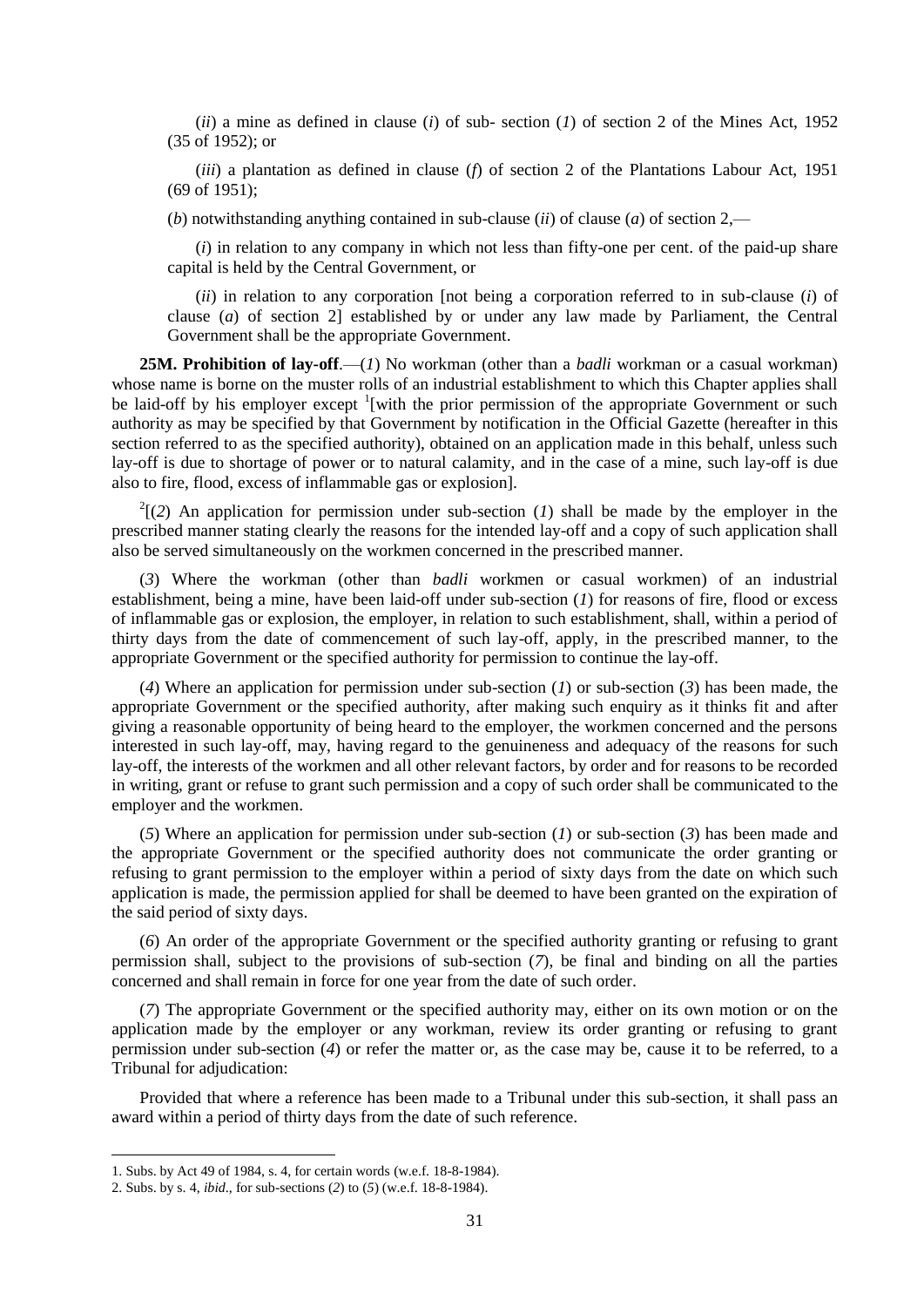(*ii*) a mine as defined in clause (*i*) of sub- section (*1*) of section 2 of the Mines Act, 1952 (35 of 1952); or

(*iii*) a plantation as defined in clause (*f*) of section 2 of the Plantations Labour Act, 1951 (69 of 1951);

(*b*) notwithstanding anything contained in sub-clause (*ii*) of clause (*a*) of section 2,—

(*i*) in relation to any company in which not less than fifty-one per cent. of the paid-up share capital is held by the Central Government, or

(*ii*) in relation to any corporation [not being a corporation referred to in sub-clause (*i*) of clause (*a*) of section 2] established by or under any law made by Parliament, the Central Government shall be the appropriate Government.

**25M. Prohibition of lay-off**.—(*1*) No workman (other than a *badli* workman or a casual workman) whose name is borne on the muster rolls of an industrial establishment to which this Chapter applies shall be laid-off by his employer except [1][with the prior permission of the appropriate Government or such authority as may be specified by that Government by notification in the Official Gazette (hereafter in this section referred to as the specified authority), obtained on an application made in this behalf, unless such lay-off is due to shortage of power or to natural calamity, and in the case of a mine, such lay-off is due also to fire, flood, excess of inflammable gas or explosion].

[2][(*2*) An application for permission under sub-section (*1*) shall be made by the employer in the prescribed manner stating clearly the reasons for the intended lay-off and a copy of such application shall also be served simultaneously on the workmen concerned in the prescribed manner.

(*3*) Where the workman (other than *badli* workmen or casual workmen) of an industrial establishment, being a mine, have been laid-off under sub-section (*1*) for reasons of fire, flood or excess of inflammable gas or explosion, the employer, in relation to such establishment, shall, within a period of thirty days from the date of commencement of such lay-off, apply, in the prescribed manner, to the appropriate Government or the specified authority for permission to continue the lay-off.

(*4*) Where an application for permission under sub-section (*1*) or sub-section (*3*) has been made, the appropriate Government or the specified authority, after making such enquiry as it thinks fit and after giving a reasonable opportunity of being heard to the employer, the workmen concerned and the persons interested in such lay-off, may, having regard to the genuineness and adequacy of the reasons for such lay-off, the interests of the workmen and all other relevant factors, by order and for reasons to be recorded in writing, grant or refuse to grant such permission and a copy of such order shall be communicated to the employer and the workmen.

(*5*) Where an application for permission under sub-section (*1*) or sub-section (*3*) has been made and the appropriate Government or the specified authority does not communicate the order granting or refusing to grant permission to the employer within a period of sixty days from the date on which such application is made, the permission applied for shall be deemed to have been granted on the expiration of the said period of sixty days.

(*6*) An order of the appropriate Government or the specified authority granting or refusing to grant permission shall, subject to the provisions of sub-section (*7*), be final and binding on all the parties concerned and shall remain in force for one year from the date of such order.

(*7*) The appropriate Government or the specified authority may, either on its own motion or on the application made by the employer or any workman, review its order granting or refusing to grant permission under sub-section (*4*) or refer the matter or, as the case may be, cause it to be referred, to a Tribunal for adjudication:

Provided that where a reference has been made to a Tribunal under this sub-section, it shall pass an award within a period of thirty days from the date of such reference.

---

1. Subs. by Act 49 of 1984, s. 4, for certain words (w.e.f. 18-8-1984).
2. Subs. by s. 4, *ibid*., for sub-sections (*2*) to (*5*) (w.e.f. 18-8-1984).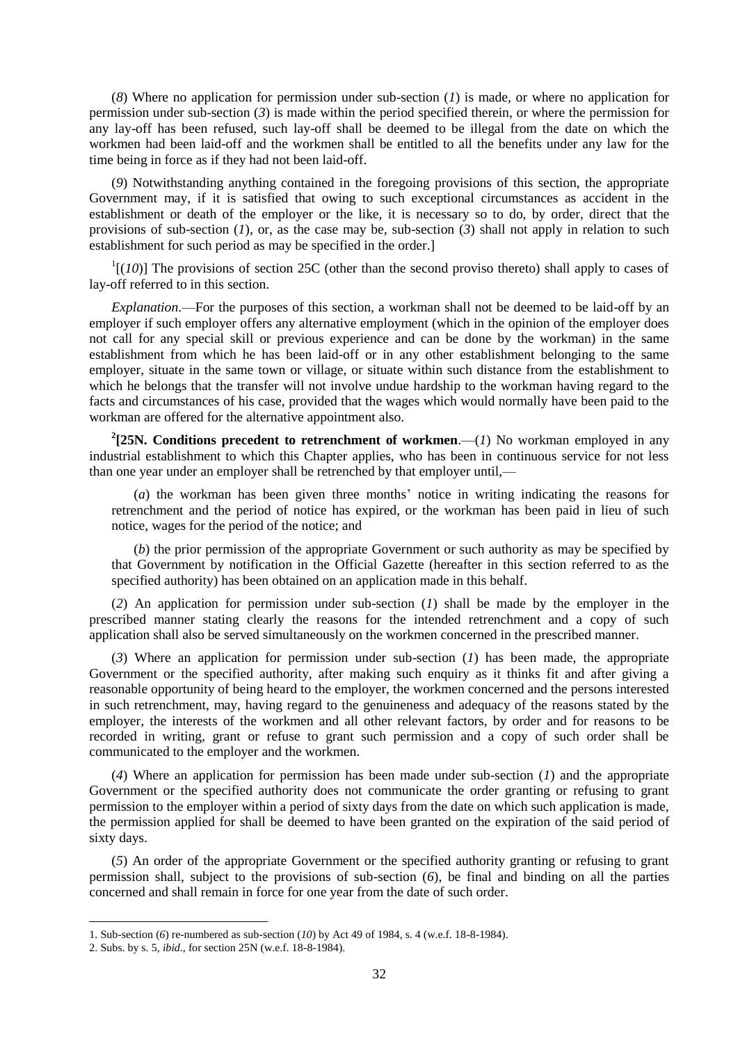(*8*) Where no application for permission under sub-section (*1*) is made, or where no application for permission under sub-section (*3*) is made within the period specified therein, or where the permission for any lay-off has been refused, such lay-off shall be deemed to be illegal from the date on which the workmen had been laid-off and the workmen shall be entitled to all the benefits under any law for the time being in force as if they had not been laid-off.

(*9*) Notwithstanding anything contained in the foregoing provisions of this section, the appropriate Government may, if it is satisfied that owing to such exceptional circumstances as accident in the establishment or death of the employer or the like, it is necessary so to do, by order, direct that the provisions of sub-section (*1*), or, as the case may be, sub-section (*3*) shall not apply in relation to such establishment for such period as may be specified in the order.]

[1][(*10*)] The provisions of section 25C (other than the second proviso thereto) shall apply to cases of lay-off referred to in this section.

*Explanation*.—For the purposes of this section, a workman shall not be deemed to be laid-off by an employer if such employer offers any alternative employment (which in the opinion of the employer does not call for any special skill or previous experience and can be done by the workman) in the same establishment from which he has been laid-off or in any other establishment belonging to the same employer, situate in the same town or village, or situate within such distance from the establishment to which he belongs that the transfer will not involve undue hardship to the workman having regard to the facts and circumstances of his case, provided that the wages which would normally have been paid to the workman are offered for the alternative appointment also.

[2]**[25N. Conditions precedent to retrenchment of workmen**.—(*1*) No workman employed in any industrial establishment to which this Chapter applies, who has been in continuous service for not less than one year under an employer shall be retrenched by that employer until,—

(*a*) the workman has been given three months' notice in writing indicating the reasons for retrenchment and the period of notice has expired, or the workman has been paid in lieu of such notice, wages for the period of the notice; and

(*b*) the prior permission of the appropriate Government or such authority as may be specified by that Government by notification in the Official Gazette (hereafter in this section referred to as the specified authority) has been obtained on an application made in this behalf.

(*2*) An application for permission under sub-section (*1*) shall be made by the employer in the prescribed manner stating clearly the reasons for the intended retrenchment and a copy of such application shall also be served simultaneously on the workmen concerned in the prescribed manner.

(*3*) Where an application for permission under sub-section (*1*) has been made, the appropriate Government or the specified authority, after making such enquiry as it thinks fit and after giving a reasonable opportunity of being heard to the employer, the workmen concerned and the persons interested in such retrenchment, may, having regard to the genuineness and adequacy of the reasons stated by the employer, the interests of the workmen and all other relevant factors, by order and for reasons to be recorded in writing, grant or refuse to grant such permission and a copy of such order shall be communicated to the employer and the workmen.

(*4*) Where an application for permission has been made under sub-section (*1*) and the appropriate Government or the specified authority does not communicate the order granting or refusing to grant permission to the employer within a period of sixty days from the date on which such application is made, the permission applied for shall be deemed to have been granted on the expiration of the said period of sixty days.

(*5*) An order of the appropriate Government or the specified authority granting or refusing to grant permission shall, subject to the provisions of sub-section (*6*), be final and binding on all the parties concerned and shall remain in force for one year from the date of such order.

---

1. Sub-section (*6*) re-numbered as sub-section (*10*) by Act 49 of 1984, s. 4 (w.e.f. 18-8-1984).
2. Subs. by s. 5, *ibid*., for section 25N (w.e.f. 18-8-1984).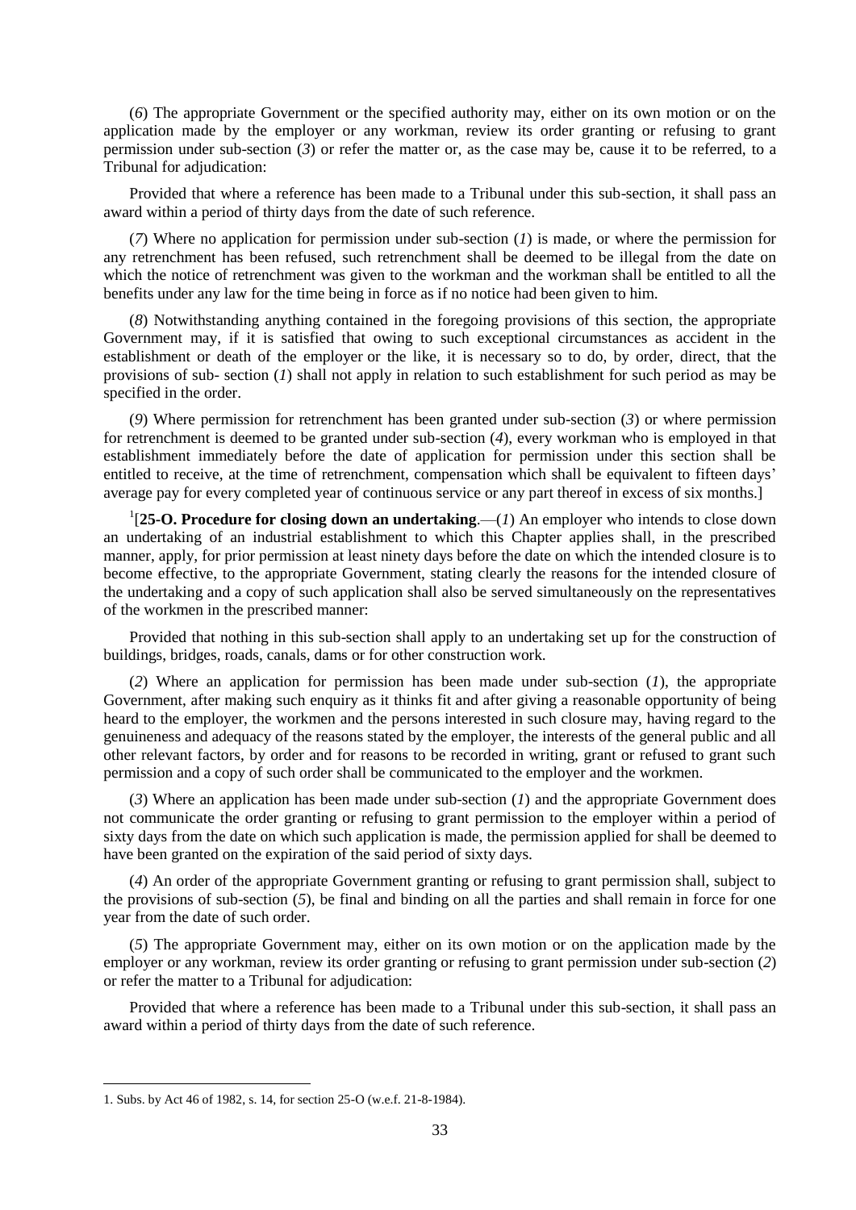(*6*) The appropriate Government or the specified authority may, either on its own motion or on the application made by the employer or any workman, review its order granting or refusing to grant permission under sub-section (*3*) or refer the matter or, as the case may be, cause it to be referred, to a Tribunal for adjudication:

Provided that where a reference has been made to a Tribunal under this sub-section, it shall pass an award within a period of thirty days from the date of such reference.

(*7*) Where no application for permission under sub-section (*1*) is made, or where the permission for any retrenchment has been refused, such retrenchment shall be deemed to be illegal from the date on which the notice of retrenchment was given to the workman and the workman shall be entitled to all the benefits under any law for the time being in force as if no notice had been given to him.

(*8*) Notwithstanding anything contained in the foregoing provisions of this section, the appropriate Government may, if it is satisfied that owing to such exceptional circumstances as accident in the establishment or death of the employer or the like, it is necessary so to do, by order, direct, that the provisions of sub- section (*1*) shall not apply in relation to such establishment for such period as may be specified in the order.

(*9*) Where permission for retrenchment has been granted under sub-section (*3*) or where permission for retrenchment is deemed to be granted under sub-section (*4*), every workman who is employed in that establishment immediately before the date of application for permission under this section shall be entitled to receive, at the time of retrenchment, compensation which shall be equivalent to fifteen days' average pay for every completed year of continuous service or any part thereof in excess of six months.]

[1][**25-O. Procedure for closing down an undertaking**.—(*1*) An employer who intends to close down an undertaking of an industrial establishment to which this Chapter applies shall, in the prescribed manner, apply, for prior permission at least ninety days before the date on which the intended closure is to become effective, to the appropriate Government, stating clearly the reasons for the intended closure of the undertaking and a copy of such application shall also be served simultaneously on the representatives of the workmen in the prescribed manner:

Provided that nothing in this sub-section shall apply to an undertaking set up for the construction of buildings, bridges, roads, canals, dams or for other construction work.

(*2*) Where an application for permission has been made under sub-section (*1*), the appropriate Government, after making such enquiry as it thinks fit and after giving a reasonable opportunity of being heard to the employer, the workmen and the persons interested in such closure may, having regard to the genuineness and adequacy of the reasons stated by the employer, the interests of the general public and all other relevant factors, by order and for reasons to be recorded in writing, grant or refused to grant such permission and a copy of such order shall be communicated to the employer and the workmen.

(*3*) Where an application has been made under sub-section (*1*) and the appropriate Government does not communicate the order granting or refusing to grant permission to the employer within a period of sixty days from the date on which such application is made, the permission applied for shall be deemed to have been granted on the expiration of the said period of sixty days.

(*4*) An order of the appropriate Government granting or refusing to grant permission shall, subject to the provisions of sub-section (*5*), be final and binding on all the parties and shall remain in force for one year from the date of such order.

(*5*) The appropriate Government may, either on its own motion or on the application made by the employer or any workman, review its order granting or refusing to grant permission under sub-section (*2*) or refer the matter to a Tribunal for adjudication:

Provided that where a reference has been made to a Tribunal under this sub-section, it shall pass an award within a period of thirty days from the date of such reference.

1. Subs. by Act 46 of 1982, s. 14, for section 25-O (w.e.f. 21-8-1984).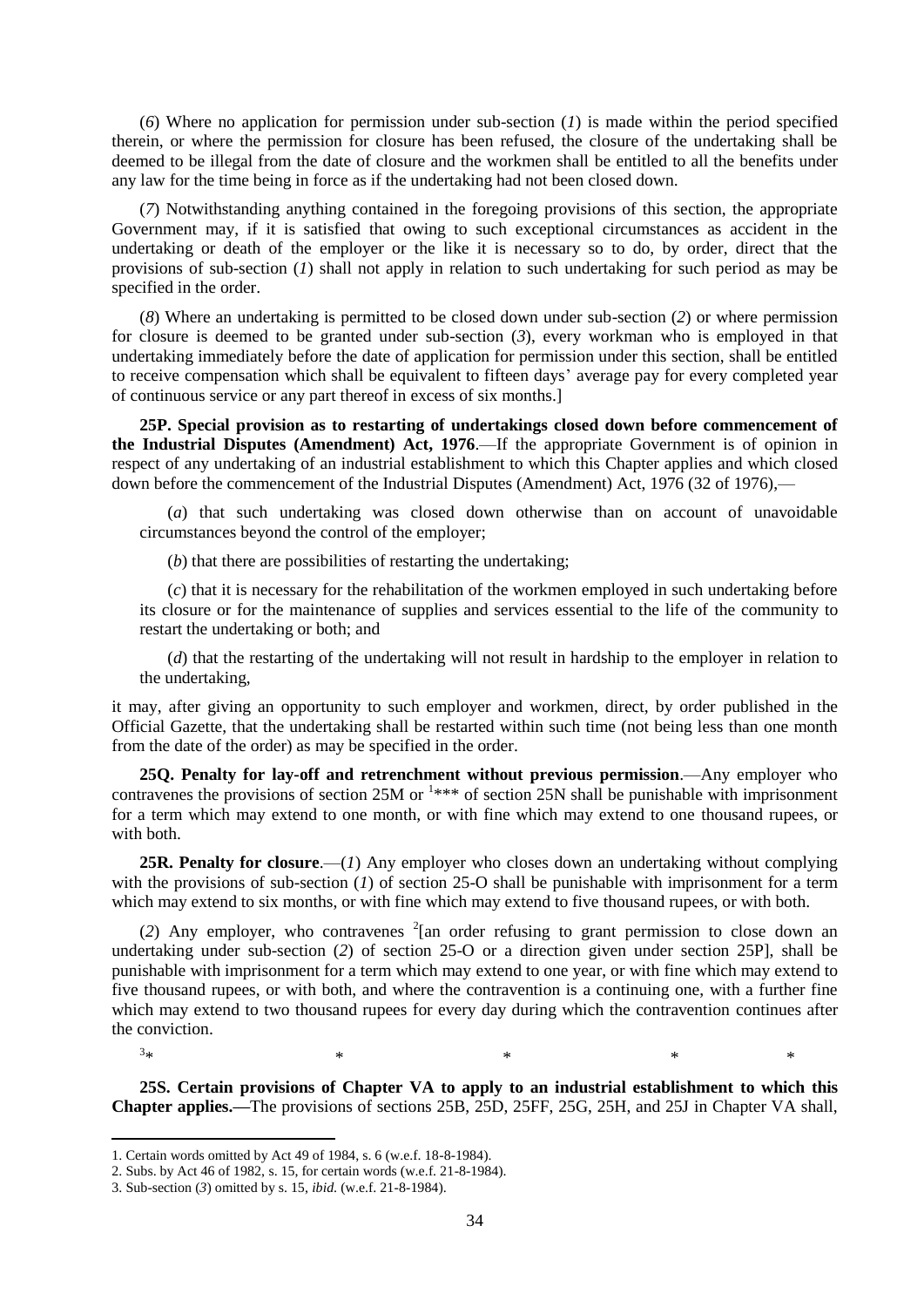(*6*) Where no application for permission under sub-section (*1*) is made within the period specified therein, or where the permission for closure has been refused, the closure of the undertaking shall be deemed to be illegal from the date of closure and the workmen shall be entitled to all the benefits under any law for the time being in force as if the undertaking had not been closed down.

(*7*) Notwithstanding anything contained in the foregoing provisions of this section, the appropriate Government may, if it is satisfied that owing to such exceptional circumstances as accident in the undertaking or death of the employer or the like it is necessary so to do, by order, direct that the provisions of sub-section (*1*) shall not apply in relation to such undertaking for such period as may be specified in the order.

(*8*) Where an undertaking is permitted to be closed down under sub-section (*2*) or where permission for closure is deemed to be granted under sub-section (*3*), every workman who is employed in that undertaking immediately before the date of application for permission under this section, shall be entitled to receive compensation which shall be equivalent to fifteen days' average pay for every completed year of continuous service or any part thereof in excess of six months.]

**25P. Special provision as to restarting of undertakings closed down before commencement of the Industrial Disputes (Amendment) Act, 1976**.—If the appropriate Government is of opinion in respect of any undertaking of an industrial establishment to which this Chapter applies and which closed down before the commencement of the Industrial Disputes (Amendment) Act, 1976 (32 of 1976),—

(*a*) that such undertaking was closed down otherwise than on account of unavoidable circumstances beyond the control of the employer;

(*b*) that there are possibilities of restarting the undertaking;

(*c*) that it is necessary for the rehabilitation of the workmen employed in such undertaking before its closure or for the maintenance of supplies and services essential to the life of the community to restart the undertaking or both; and

(*d*) that the restarting of the undertaking will not result in hardship to the employer in relation to the undertaking,

it may, after giving an opportunity to such employer and workmen, direct, by order published in the Official Gazette, that the undertaking shall be restarted within such time (not being less than one month from the date of the order) as may be specified in the order.

**25Q. Penalty for lay-off and retrenchment without previous permission**.—Any employer who contravenes the provisions of section 25M or [1]*** of section 25N shall be punishable with imprisonment for a term which may extend to one month, or with fine which may extend to one thousand rupees, or with both.

**25R. Penalty for closure**.—(*1*) Any employer who closes down an undertaking without complying with the provisions of sub-section (*1*) of section 25-O shall be punishable with imprisonment for a term which may extend to six months, or with fine which may extend to five thousand rupees, or with both.

(*2*) Any employer, who contravenes [2][an order refusing to grant permission to close down an undertaking under sub-section (*2*) of section 25-O or a direction given under section 25P], shall be punishable with imprisonment for a term which may extend to one year, or with fine which may extend to five thousand rupees, or with both, and where the contravention is a continuing one, with a further fine which may extend to two thousand rupees for every day during which the contravention continues after the conviction.

[3]* * * * *

**25S. Certain provisions of Chapter VA to apply to an industrial establishment to which this Chapter applies.—**The provisions of sections 25B, 25D, 25FF, 25G, 25H, and 25J in Chapter VA shall,

---

1. Certain words omitted by Act 49 of 1984, s. 6 (w.e.f. 18-8-1984).
2. Subs. by Act 46 of 1982, s. 15, for certain words (w.e.f. 21-8-1984).
3. Sub-section (*3*) omitted by s. 15, *ibid.* (w.e.f. 21-8-1984).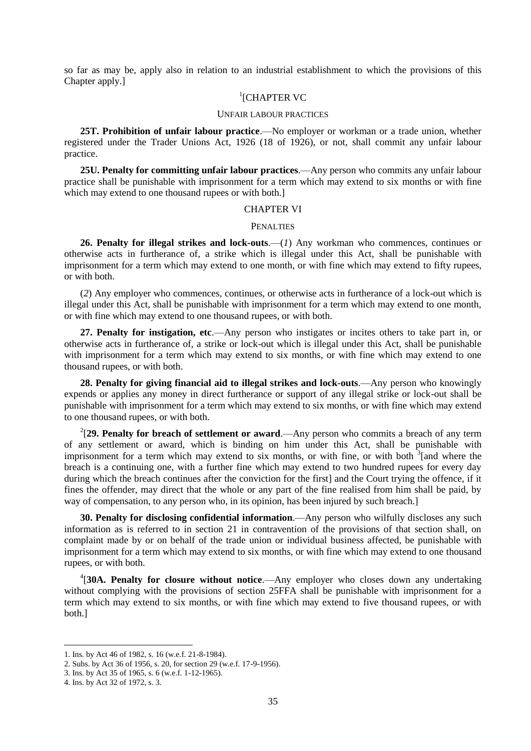so far as may be, apply also in relation to an industrial establishment to which the provisions of this Chapter apply.]

## [1][CHAPTER VC

### UNFAIR LABOUR PRACTICES

**25T. Prohibition of unfair labour practice**.—No employer or workman or a trade union, whether registered under the Trader Unions Act, 1926 (18 of 1926), or not, shall commit any unfair labour practice.

**25U. Penalty for committing unfair labour practices**.—Any person who commits any unfair labour practice shall be punishable with imprisonment for a term which may extend to six months or with fine which may extend to one thousand rupees or with both.]

## CHAPTER VI

### PENALTIES

**26. Penalty for illegal strikes and lock-outs**.—(*1*) Any workman who commences, continues or otherwise acts in furtherance of, a strike which is illegal under this Act, shall be punishable with imprisonment for a term which may extend to one month, or with fine which may extend to fifty rupees, or with both.

(*2*) Any employer who commences, continues, or otherwise acts in furtherance of a lock-out which is illegal under this Act, shall be punishable with imprisonment for a term which may extend to one month, or with fine which may extend to one thousand rupees, or with both.

**27. Penalty for instigation, etc**.—Any person who instigates or incites others to take part in, or otherwise acts in furtherance of, a strike or lock-out which is illegal under this Act, shall be punishable with imprisonment for a term which may extend to six months, or with fine which may extend to one thousand rupees, or with both.

**28. Penalty for giving financial aid to illegal strikes and lock-outs**.—Any person who knowingly expends or applies any money in direct furtherance or support of any illegal strike or lock-out shall be punishable with imprisonment for a term which may extend to six months, or with fine which may extend to one thousand rupees, or with both.

[2][**29. Penalty for breach of settlement or award**.—Any person who commits a breach of any term of any settlement or award, which is binding on him under this Act, shall be punishable with imprisonment for a term which may extend to six months, or with fine, or with both [3][and where the breach is a continuing one, with a further fine which may extend to two hundred rupees for every day during which the breach continues after the conviction for the first] and the Court trying the offence, if it fines the offender, may direct that the whole or any part of the fine realised from him shall be paid, by way of compensation, to any person who, in its opinion, has been injured by such breach.]

**30. Penalty for disclosing confidential information**.—Any person who wilfully discloses any such information as is referred to in section 21 in contravention of the provisions of that section shall, on complaint made by or on behalf of the trade union or individual business affected, be punishable with imprisonment for a term which may extend to six months, or with fine which may extend to one thousand rupees, or with both.

[4][**30A. Penalty for closure without notice**.—Any employer who closes down any undertaking without complying with the provisions of section 25FFA shall be punishable with imprisonment for a term which may extend to six months, or with fine which may extend to five thousand rupees, or with both.]

---

1. Ins. by Act 46 of 1982, s. 16 (w.e.f. 21-8-1984).
2. Subs. by Act 36 of 1956, s. 20, for section 29 (w.e.f. 17-9-1956).
3. Ins. by Act 35 of 1965, s. 6 (w.e.f. 1-12-1965).
4. Ins. by Act 32 of 1972, s. 3.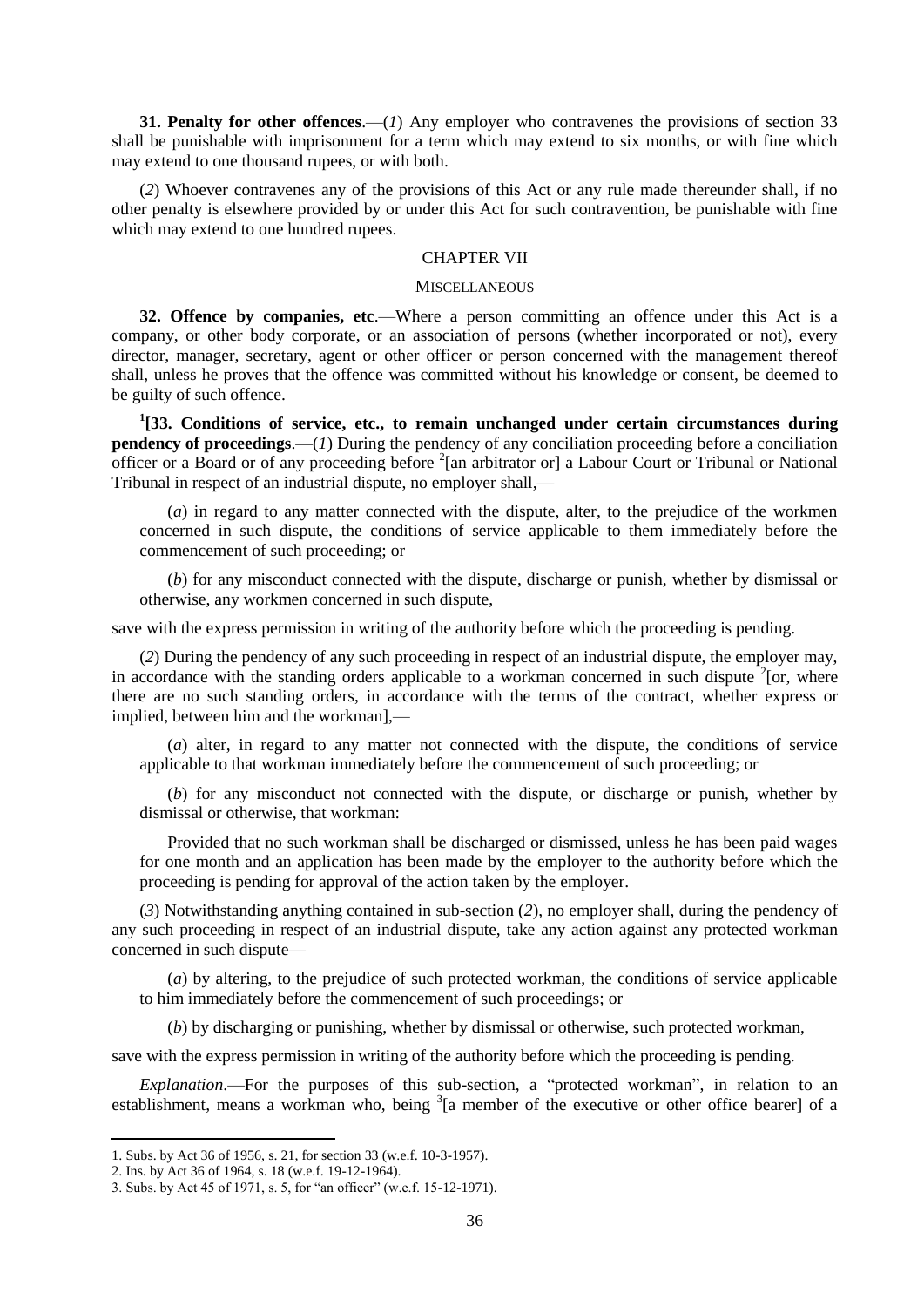**31. Penalty for other offences**.—(*1*) Any employer who contravenes the provisions of section 33 shall be punishable with imprisonment for a term which may extend to six months, or with fine which may extend to one thousand rupees, or with both.

(*2*) Whoever contravenes any of the provisions of this Act or any rule made thereunder shall, if no other penalty is elsewhere provided by or under this Act for such contravention, be punishable with fine which may extend to one hundred rupees.

## CHAPTER VII

### MISCELLANEOUS

**32. Offence by companies, etc**.—Where a person committing an offence under this Act is a company, or other body corporate, or an association of persons (whether incorporated or not), every director, manager, secretary, agent or other officer or person concerned with the management thereof shall, unless he proves that the offence was committed without his knowledge or consent, be deemed to be guilty of such offence.

[1][**33. Conditions of service, etc., to remain unchanged under certain circumstances during pendency of proceedings**.—(*1*) During the pendency of any conciliation proceeding before a conciliation officer or a Board or of any proceeding before [2][an arbitrator or] a Labour Court or Tribunal or National Tribunal in respect of an industrial dispute, no employer shall,—

(*a*) in regard to any matter connected with the dispute, alter, to the prejudice of the workmen concerned in such dispute, the conditions of service applicable to them immediately before the commencement of such proceeding; or

(*b*) for any misconduct connected with the dispute, discharge or punish, whether by dismissal or otherwise, any workmen concerned in such dispute,

save with the express permission in writing of the authority before which the proceeding is pending.

(*2*) During the pendency of any such proceeding in respect of an industrial dispute, the employer may, in accordance with the standing orders applicable to a workman concerned in such dispute [2][or, where there are no such standing orders, in accordance with the terms of the contract, whether express or implied, between him and the workman],—

(*a*) alter, in regard to any matter not connected with the dispute, the conditions of service applicable to that workman immediately before the commencement of such proceeding; or

(*b*) for any misconduct not connected with the dispute, or discharge or punish, whether by dismissal or otherwise, that workman:

Provided that no such workman shall be discharged or dismissed, unless he has been paid wages for one month and an application has been made by the employer to the authority before which the proceeding is pending for approval of the action taken by the employer.

(*3*) Notwithstanding anything contained in sub-section (*2*), no employer shall, during the pendency of any such proceeding in respect of an industrial dispute, take any action against any protected workman concerned in such dispute—

(*a*) by altering, to the prejudice of such protected workman, the conditions of service applicable to him immediately before the commencement of such proceedings; or

(*b*) by discharging or punishing, whether by dismissal or otherwise, such protected workman,

save with the express permission in writing of the authority before which the proceeding is pending.

*Explanation*.—For the purposes of this sub-section, a "protected workman", in relation to an establishment, means a workman who, being [3][a member of the executive or other office bearer] of a

---

1. Subs. by Act 36 of 1956, s. 21, for section 33 (w.e.f. 10-3-1957).
2. Ins. by Act 36 of 1964, s. 18 (w.e.f. 19-12-1964).
3. Subs. by Act 45 of 1971, s. 5, for "an officer" (w.e.f. 15-12-1971).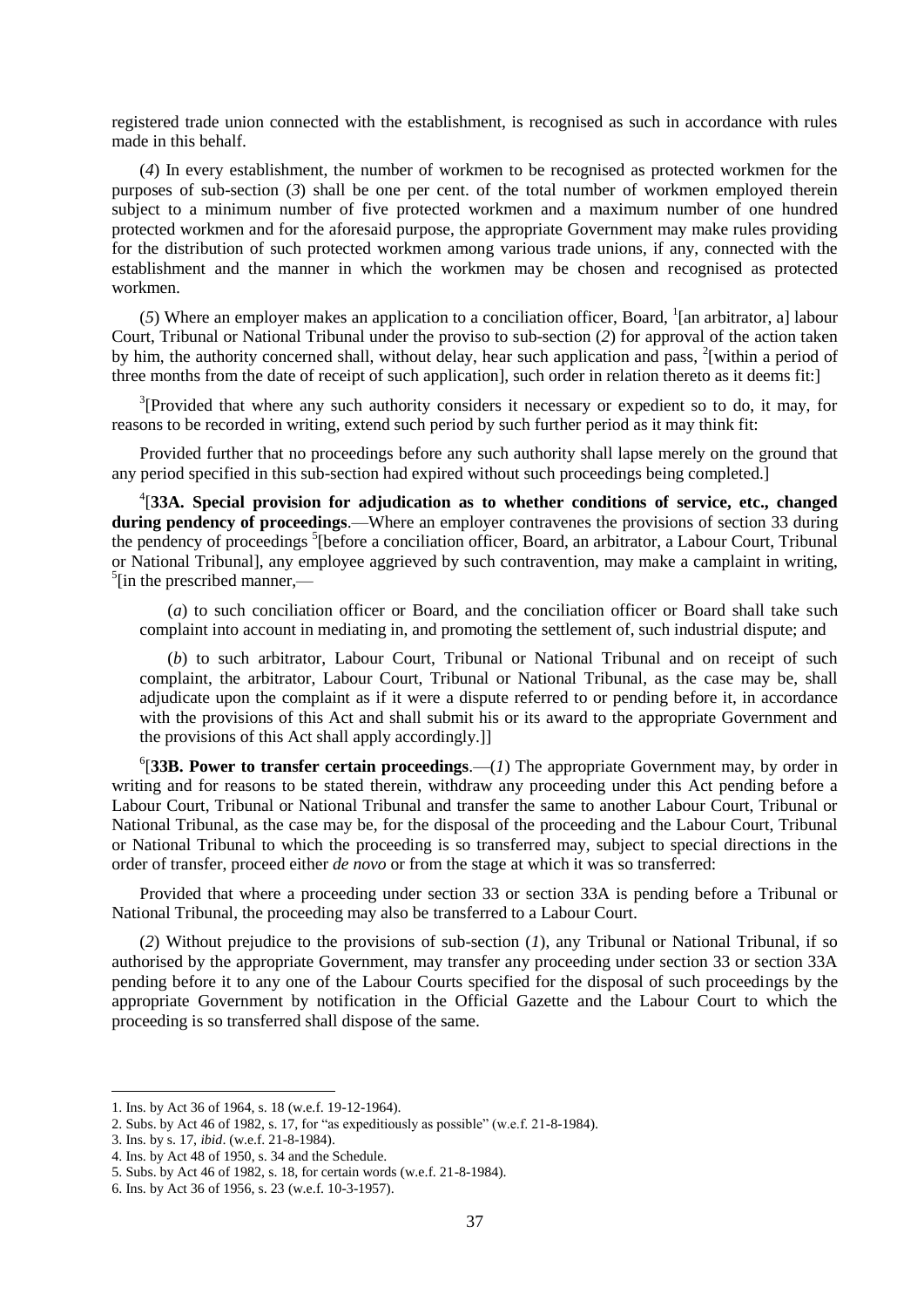registered trade union connected with the establishment, is recognised as such in accordance with rules made in this behalf.

(*4*) In every establishment, the number of workmen to be recognised as protected workmen for the purposes of sub-section (*3*) shall be one per cent. of the total number of workmen employed therein subject to a minimum number of five protected workmen and a maximum number of one hundred protected workmen and for the aforesaid purpose, the appropriate Government may make rules providing for the distribution of such protected workmen among various trade unions, if any, connected with the establishment and the manner in which the workmen may be chosen and recognised as protected workmen.

(*5*) Where an employer makes an application to a conciliation officer, Board, [1][an arbitrator, a] labour Court, Tribunal or National Tribunal under the proviso to sub-section (*2*) for approval of the action taken by him, the authority concerned shall, without delay, hear such application and pass, [2][within a period of three months from the date of receipt of such application], such order in relation thereto as it deems fit:]

[3][Provided that where any such authority considers it necessary or expedient so to do, it may, for reasons to be recorded in writing, extend such period by such further period as it may think fit:

Provided further that no proceedings before any such authority shall lapse merely on the ground that any period specified in this sub-section had expired without such proceedings being completed.]

[4][**33A. Special provision for adjudication as to whether conditions of service, etc., changed during pendency of proceedings**.—Where an employer contravenes the provisions of section 33 during the pendency of proceedings [5][before a conciliation officer, Board, an arbitrator, a Labour Court, Tribunal or National Tribunal], any employee aggrieved by such contravention, may make a camplaint in writing, [5][in the prescribed manner,—

(*a*) to such conciliation officer or Board, and the conciliation officer or Board shall take such complaint into account in mediating in, and promoting the settlement of, such industrial dispute; and

(*b*) to such arbitrator, Labour Court, Tribunal or National Tribunal and on receipt of such complaint, the arbitrator, Labour Court, Tribunal or National Tribunal, as the case may be, shall adjudicate upon the complaint as if it were a dispute referred to or pending before it, in accordance with the provisions of this Act and shall submit his or its award to the appropriate Government and the provisions of this Act shall apply accordingly.]]

[6][**33B. Power to transfer certain proceedings**.—(*1*) The appropriate Government may, by order in writing and for reasons to be stated therein, withdraw any proceeding under this Act pending before a Labour Court, Tribunal or National Tribunal and transfer the same to another Labour Court, Tribunal or National Tribunal, as the case may be, for the disposal of the proceeding and the Labour Court, Tribunal or National Tribunal to which the proceeding is so transferred may, subject to special directions in the order of transfer, proceed either *de novo* or from the stage at which it was so transferred:

Provided that where a proceeding under section 33 or section 33A is pending before a Tribunal or National Tribunal, the proceeding may also be transferred to a Labour Court.

(*2*) Without prejudice to the provisions of sub-section (*1*), any Tribunal or National Tribunal, if so authorised by the appropriate Government, may transfer any proceeding under section 33 or section 33A pending before it to any one of the Labour Courts specified for the disposal of such proceedings by the appropriate Government by notification in the Official Gazette and the Labour Court to which the proceeding is so transferred shall dispose of the same.

---

1. Ins. by Act 36 of 1964, s. 18 (w.e.f. 19-12-1964).
2. Subs. by Act 46 of 1982, s. 17, for "as expeditiously as possible" (w.e.f. 21-8-1984).
3. Ins. by s. 17, *ibid*. (w.e.f. 21-8-1984).
4. Ins. by Act 48 of 1950, s. 34 and the Schedule.
5. Subs. by Act 46 of 1982, s. 18, for certain words (w.e.f. 21-8-1984).
6. Ins. by Act 36 of 1956, s. 23 (w.e.f. 10-3-1957).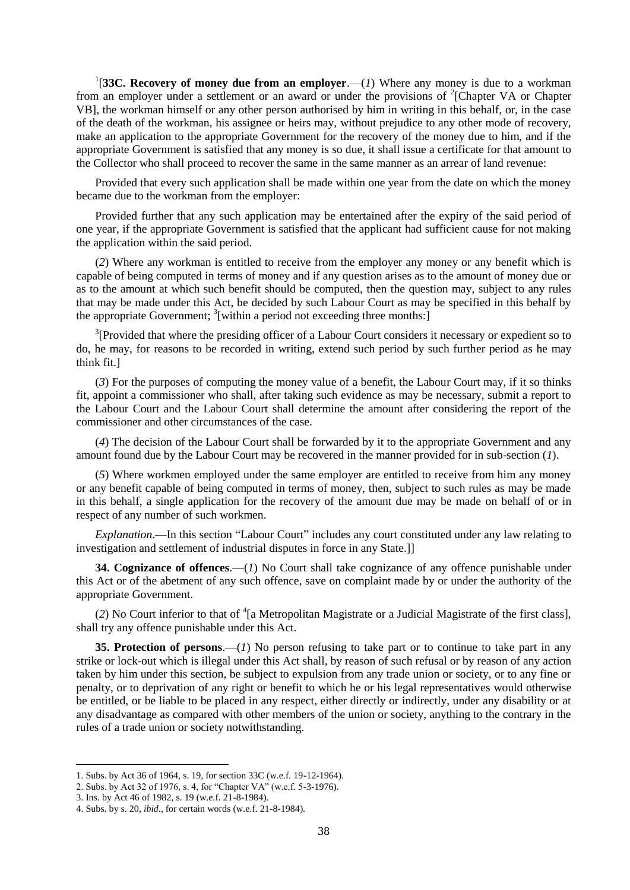[1][**33C. Recovery of money due from an employer**.—(*1*) Where any money is due to a workman from an employer under a settlement or an award or under the provisions of [2][Chapter VA or Chapter VB], the workman himself or any other person authorised by him in writing in this behalf, or, in the case of the death of the workman, his assignee or heirs may, without prejudice to any other mode of recovery, make an application to the appropriate Government for the recovery of the money due to him, and if the appropriate Government is satisfied that any money is so due, it shall issue a certificate for that amount to the Collector who shall proceed to recover the same in the same manner as an arrear of land revenue:

Provided that every such application shall be made within one year from the date on which the money became due to the workman from the employer:

Provided further that any such application may be entertained after the expiry of the said period of one year, if the appropriate Government is satisfied that the applicant had sufficient cause for not making the application within the said period.

(*2*) Where any workman is entitled to receive from the employer any money or any benefit which is capable of being computed in terms of money and if any question arises as to the amount of money due or as to the amount at which such benefit should be computed, then the question may, subject to any rules that may be made under this Act, be decided by such Labour Court as may be specified in this behalf by the appropriate Government; [3][within a period not exceeding three months:]

[3][Provided that where the presiding officer of a Labour Court considers it necessary or expedient so to do, he may, for reasons to be recorded in writing, extend such period by such further period as he may think fit.]

(*3*) For the purposes of computing the money value of a benefit, the Labour Court may, if it so thinks fit, appoint a commissioner who shall, after taking such evidence as may be necessary, submit a report to the Labour Court and the Labour Court shall determine the amount after considering the report of the commissioner and other circumstances of the case.

(*4*) The decision of the Labour Court shall be forwarded by it to the appropriate Government and any amount found due by the Labour Court may be recovered in the manner provided for in sub-section (*1*).

(*5*) Where workmen employed under the same employer are entitled to receive from him any money or any benefit capable of being computed in terms of money, then, subject to such rules as may be made in this behalf, a single application for the recovery of the amount due may be made on behalf of or in respect of any number of such workmen.

*Explanation*.—In this section "Labour Court" includes any court constituted under any law relating to investigation and settlement of industrial disputes in force in any State.]]

**34. Cognizance of offences**.—(*1*) No Court shall take cognizance of any offence punishable under this Act or of the abetment of any such offence, save on complaint made by or under the authority of the appropriate Government.

(*2*) No Court inferior to that of [4][a Metropolitan Magistrate or a Judicial Magistrate of the first class], shall try any offence punishable under this Act.

**35. Protection of persons**.—(*1*) No person refusing to take part or to continue to take part in any strike or lock-out which is illegal under this Act shall, by reason of such refusal or by reason of any action taken by him under this section, be subject to expulsion from any trade union or society, or to any fine or penalty, or to deprivation of any right or benefit to which he or his legal representatives would otherwise be entitled, or be liable to be placed in any respect, either directly or indirectly, under any disability or at any disadvantage as compared with other members of the union or society, anything to the contrary in the rules of a trade union or society notwithstanding.

---

1. Subs. by Act 36 of 1964, s. 19, for section 33C (w.e.f. 19-12-1964).
2. Subs. by Act 32 of 1976, s. 4, for "Chapter VA" (w.e.f. 5-3-1976).
3. Ins. by Act 46 of 1982, s. 19 (w.e.f. 21-8-1984).
4. Subs. by s. 20, *ibid*., for certain words (w.e.f. 21-8-1984).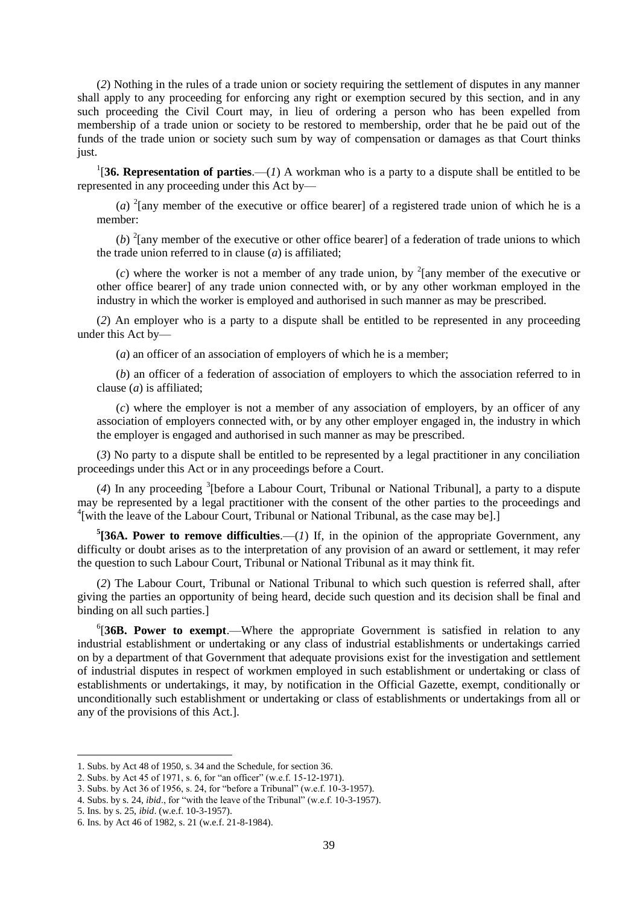(*2*) Nothing in the rules of a trade union or society requiring the settlement of disputes in any manner shall apply to any proceeding for enforcing any right or exemption secured by this section, and in any such proceeding the Civil Court may, in lieu of ordering a person who has been expelled from membership of a trade union or society to be restored to membership, order that he be paid out of the funds of the trade union or society such sum by way of compensation or damages as that Court thinks just.

[1][**36. Representation of parties**.—(*1*) A workman who is a party to a dispute shall be entitled to be represented in any proceeding under this Act by—

(*a*) [2][any member of the executive or office bearer] of a registered trade union of which he is a member:

(*b*) [2][any member of the executive or other office bearer] of a federation of trade unions to which the trade union referred to in clause (*a*) is affiliated;

(*c*) where the worker is not a member of any trade union, by [2][any member of the executive or other office bearer] of any trade union connected with, or by any other workman employed in the industry in which the worker is employed and authorised in such manner as may be prescribed.

(*2*) An employer who is a party to a dispute shall be entitled to be represented in any proceeding under this Act by—

(*a*) an officer of an association of employers of which he is a member;

(*b*) an officer of a federation of association of employers to which the association referred to in clause (*a*) is affiliated;

(*c*) where the employer is not a member of any association of employers, by an officer of any association of employers connected with, or by any other employer engaged in, the industry in which the employer is engaged and authorised in such manner as may be prescribed.

(*3*) No party to a dispute shall be entitled to be represented by a legal practitioner in any conciliation proceedings under this Act or in any proceedings before a Court.

(*4*) In any proceeding [3][before a Labour Court, Tribunal or National Tribunal], a party to a dispute may be represented by a legal practitioner with the consent of the other parties to the proceedings and [4][with the leave of the Labour Court, Tribunal or National Tribunal, as the case may be].]

[5][**36A. Power to remove difficulties**.—(*1*) If, in the opinion of the appropriate Government, any difficulty or doubt arises as to the interpretation of any provision of an award or settlement, it may refer the question to such Labour Court, Tribunal or National Tribunal as it may think fit.

(*2*) The Labour Court, Tribunal or National Tribunal to which such question is referred shall, after giving the parties an opportunity of being heard, decide such question and its decision shall be final and binding on all such parties.]

[6][**36B. Power to exempt**.—Where the appropriate Government is satisfied in relation to any industrial establishment or undertaking or any class of industrial establishments or undertakings carried on by a department of that Government that adequate provisions exist for the investigation and settlement of industrial disputes in respect of workmen employed in such establishment or undertaking or class of establishments or undertakings, it may, by notification in the Official Gazette, exempt, conditionally or unconditionally such establishment or undertaking or class of establishments or undertakings from all or any of the provisions of this Act.].

---

1. Subs. by Act 48 of 1950, s. 34 and the Schedule, for section 36.
2. Subs. by Act 45 of 1971, s. 6, for "an officer" (w.e.f. 15-12-1971).
3. Subs. by Act 36 of 1956, s. 24, for "before a Tribunal" (w.e.f. 10-3-1957).
4. Subs. by s. 24, *ibid*., for "with the leave of the Tribunal" (w.e.f. 10-3-1957).
5. Ins. by s. 25, *ibid*. (w.e.f. 10-3-1957).
6. Ins. by Act 46 of 1982, s. 21 (w.e.f. 21-8-1984).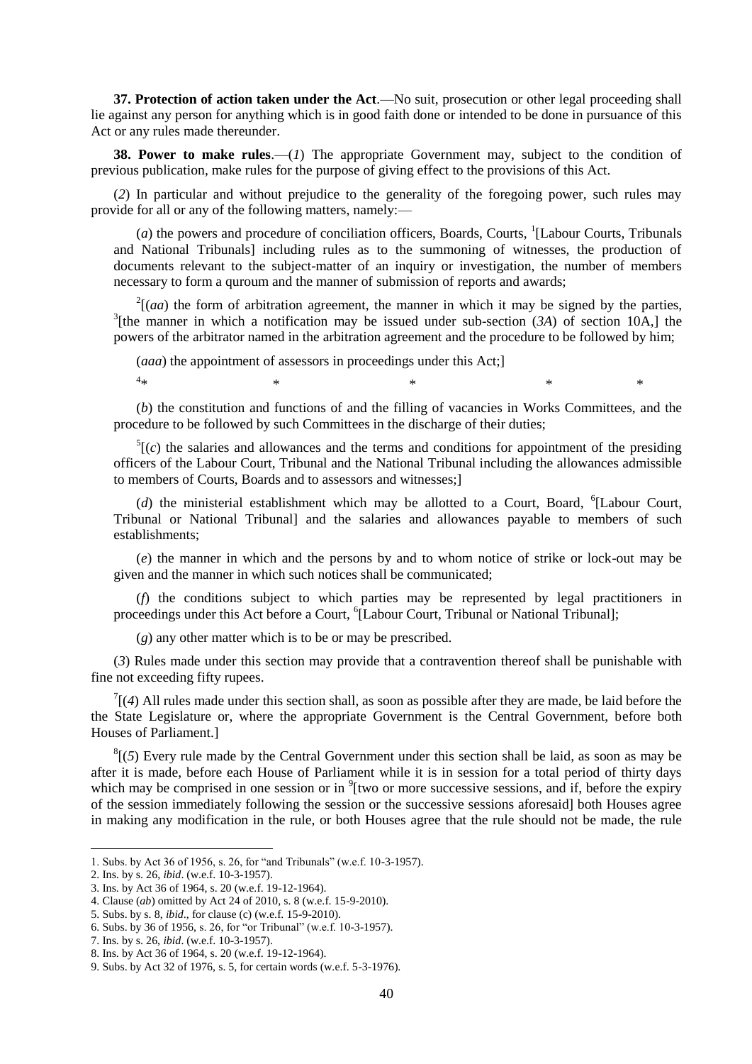**37. Protection of action taken under the Act**.—No suit, prosecution or other legal proceeding shall lie against any person for anything which is in good faith done or intended to be done in pursuance of this Act or any rules made thereunder.

**38. Power to make rules**.—(*1*) The appropriate Government may, subject to the condition of previous publication, make rules for the purpose of giving effect to the provisions of this Act.

(*2*) In particular and without prejudice to the generality of the foregoing power, such rules may provide for all or any of the following matters, namely:—

(*a*) the powers and procedure of conciliation officers, Boards, Courts, [1][Labour Courts, Tribunals and National Tribunals] including rules as to the summoning of witnesses, the production of documents relevant to the subject-matter of an inquiry or investigation, the number of members necessary to form a quroum and the manner of submission of reports and awards;

[2][(*aa*) the form of arbitration agreement, the manner in which it may be signed by the parties, [3][the manner in which a notification may be issued under sub-section (*3A*) of section 10A,] the powers of the arbitrator named in the arbitration agreement and the procedure to be followed by him;

(*aaa*) the appointment of assessors in proceedings under this Act;]

[4]* * * * *

(*b*) the constitution and functions of and the filling of vacancies in Works Committees, and the procedure to be followed by such Committees in the discharge of their duties;

[5][(*c*) the salaries and allowances and the terms and conditions for appointment of the presiding officers of the Labour Court, Tribunal and the National Tribunal including the allowances admissible to members of Courts, Boards and to assessors and witnesses;]

(*d*) the ministerial establishment which may be allotted to a Court, Board, [6][Labour Court, Tribunal or National Tribunal] and the salaries and allowances payable to members of such establishments;

(*e*) the manner in which and the persons by and to whom notice of strike or lock-out may be given and the manner in which such notices shall be communicated;

(*f*) the conditions subject to which parties may be represented by legal practitioners in proceedings under this Act before a Court, [6][Labour Court, Tribunal or National Tribunal];

(*g*) any other matter which is to be or may be prescribed.

(*3*) Rules made under this section may provide that a contravention thereof shall be punishable with fine not exceeding fifty rupees.

[7][(*4*) All rules made under this section shall, as soon as possible after they are made, be laid before the State Legislature or, where the appropriate Government is the Central Government, before both Houses of Parliament.]

[8][(*5*) Every rule made by the Central Government under this section shall be laid, as soon as may be after it is made, before each House of Parliament while it is in session for a total period of thirty days which may be comprised in one session or in [9][two or more successive sessions, and if, before the expiry of the session immediately following the session or the successive sessions aforesaid] both Houses agree in making any modification in the rule, or both Houses agree that the rule should not be made, the rule

---

1. Subs. by Act 36 of 1956, s. 26, for "and Tribunals" (w.e.f. 10-3-1957).
2. Ins. by s. 26, *ibid*. (w.e.f. 10-3-1957).
3. Ins. by Act 36 of 1964, s. 20 (w.e.f. 19-12-1964).
4. Clause (*ab*) omitted by Act 24 of 2010, s. 8 (w.e.f. 15-9-2010).
5. Subs. by s. 8, *ibid*., for clause (c) (w.e.f. 15-9-2010).
6. Subs. by 36 of 1956, s. 26, for "or Tribunal" (w.e.f. 10-3-1957).
7. Ins. by s. 26, *ibid*. (w.e.f. 10-3-1957).
8. Ins. by Act 36 of 1964, s. 20 (w.e.f. 19-12-1964).
9. Subs. by Act 32 of 1976, s. 5, for certain words (w.e.f. 5-3-1976).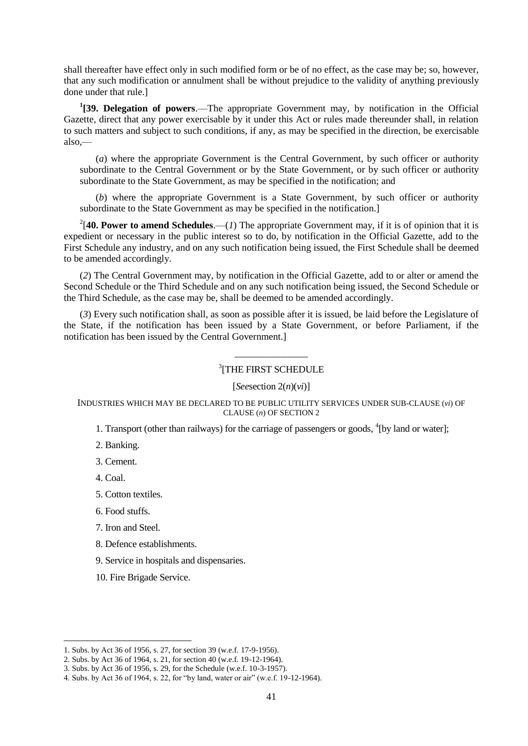shall thereafter have effect only in such modified form or be of no effect, as the case may be; so, however, that any such modification or annulment shall be without prejudice to the validity of anything previously done under that rule.]

[1][**39. Delegation of powers**.—The appropriate Government may, by notification in the Official Gazette, direct that any power exercisable by it under this Act or rules made thereunder shall, in relation to such matters and subject to such conditions, if any, as may be specified in the direction, be exercisable also,—

(*a*) where the appropriate Government is the Central Government, by such officer or authority subordinate to the Central Government or by the State Government, or by such officer or authority subordinate to the State Government, as may be specified in the notification; and

(*b*) where the appropriate Government is a State Government, by such officer or authority subordinate to the State Government as may be specified in the notification.]

[2][**40. Power to amend Schedules**.—(*1*) The appropriate Government may, if it is of opinion that it is expedient or necessary in the public interest so to do, by notification in the Official Gazette, add to the First Schedule any industry, and on any such notification being issued, the First Schedule shall be deemed to be amended accordingly.

(*2*) The Central Government may, by notification in the Official Gazette, add to or alter or amend the Second Schedule or the Third Schedule and on any such notification being issued, the Second Schedule or the Third Schedule, as the case may be, shall be deemed to be amended accordingly.

(*3*) Every such notification shall, as soon as possible after it is issued, be laid before the Legislature of the State, if the notification has been issued by a State Government, or before Parliament, if the notification has been issued by the Central Government.]

---

## [3][THE FIRST SCHEDULE

[*See*section 2(*n*)(*vi*)]

INDUSTRIES WHICH MAY BE DECLARED TO BE PUBLIC UTILITY SERVICES UNDER SUB-CLAUSE (*vi*) OF CLAUSE (*n*) OF SECTION 2

1. Transport (other than railways) for the carriage of passengers or goods, [4][by land or water];
2. Banking.
3. Cement.
4. Coal.
5. Cotton textiles.
6. Food stuffs.
7. Iron and Steel.
8. Defence establishments.
9. Service in hospitals and dispensaries.
10. Fire Brigade Service.

---

1. Subs. by Act 36 of 1956, s. 27, for section 39 (w.e.f. 17-9-1956).
2. Subs. by Act 36 of 1964, s. 21, for section 40 (w.e.f. 19-12-1964).
3. Subs. by Act 36 of 1956, s. 29, for the Schedule (w.e.f. 10-3-1957).
4. Subs. by Act 36 of 1964, s. 22, for "by land, water or air" (w.e.f. 19-12-1964).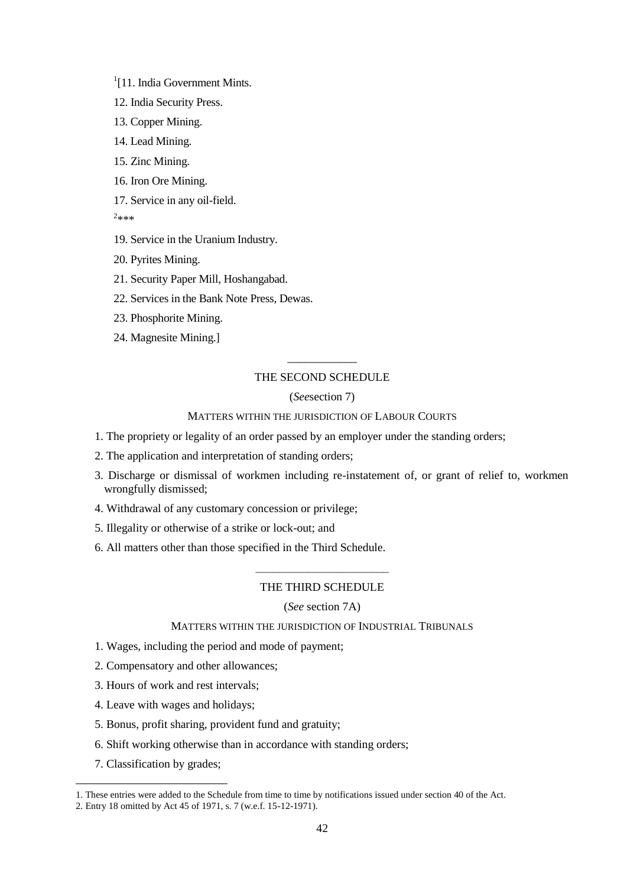[1][11. India Government Mints.

12. India Security Press.

13. Copper Mining.

14. Lead Mining.

15. Zinc Mining.

16. Iron Ore Mining.

17. Service in any oil-field.

[2]***

19. Service in the Uranium Industry.

20. Pyrites Mining.

21. Security Paper Mill, Hoshangabad.

22. Services in the Bank Note Press, Dewas.

23. Phosphorite Mining.

24. Magnesite Mining.]

---

## THE SECOND SCHEDULE

(*See*section 7)

MATTERS WITHIN THE JURISDICTION OF LABOUR COURTS

1. The propriety or legality of an order passed by an employer under the standing orders;

2. The application and interpretation of standing orders;

3. Discharge or dismissal of workmen including re-instatement of, or grant of relief to, workmen wrongfully dismissed;

4. Withdrawal of any customary concession or privilege;

5. Illegality or otherwise of a strike or lock-out; and

6. All matters other than those specified in the Third Schedule.

---

## THE THIRD SCHEDULE

(*See* section 7A)

MATTERS WITHIN THE JURISDICTION OF INDUSTRIAL TRIBUNALS

1. Wages, including the period and mode of payment;

2. Compensatory and other allowances;

3. Hours of work and rest intervals;

4. Leave with wages and holidays;

5. Bonus, profit sharing, provident fund and gratuity;

6. Shift working otherwise than in accordance with standing orders;

7. Classification by grades;

---

1. These entries were added to the Schedule from time to time by notifications issued under section 40 of the Act.

2. Entry 18 omitted by Act 45 of 1971, s. 7 (w.e.f. 15-12-1971).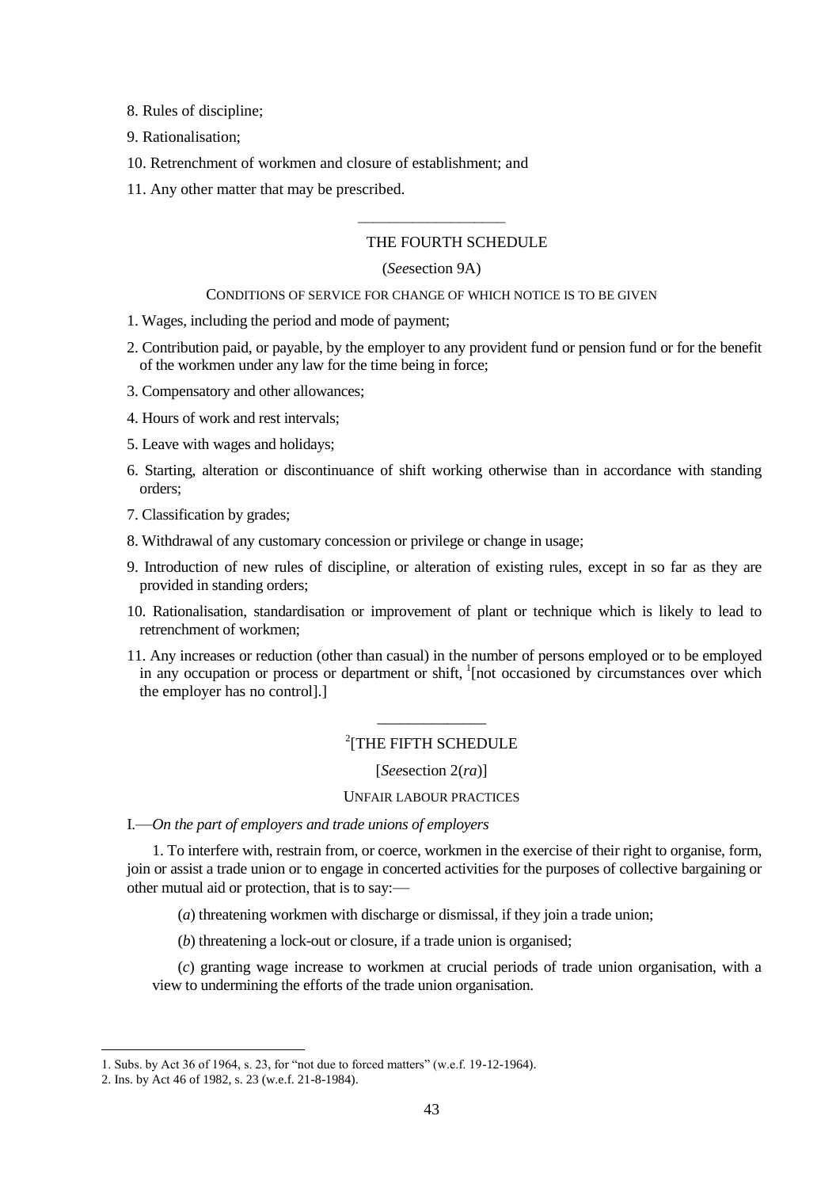8. Rules of discipline;

9. Rationalisation;

10. Retrenchment of workmen and closure of establishment; and

11. Any other matter that may be prescribed.

---

## THE FOURTH SCHEDULE

(*See* section 9A)

CONDITIONS OF SERVICE FOR CHANGE OF WHICH NOTICE IS TO BE GIVEN

1. Wages, including the period and mode of payment;

2. Contribution paid, or payable, by the employer to any provident fund or pension fund or for the benefit of the workmen under any law for the time being in force;

3. Compensatory and other allowances;

4. Hours of work and rest intervals;

5. Leave with wages and holidays;

6. Starting, alteration or discontinuance of shift working otherwise than in accordance with standing orders;

7. Classification by grades;

8. Withdrawal of any customary concession or privilege or change in usage;

9. Introduction of new rules of discipline, or alteration of existing rules, except in so far as they are provided in standing orders;

10. Rationalisation, standardisation or improvement of plant or technique which is likely to lead to retrenchment of workmen;

11. Any increases or reduction (other than casual) in the number of persons employed or to be employed in any occupation or process or department or shift, [1][not occasioned by circumstances over which the employer has no control].]

---

## [2][THE FIFTH SCHEDULE

[*See* section 2(*ra*)]

UNFAIR LABOUR PRACTICES

I.—*On the part of employers and trade unions of employers*

1. To interfere with, restrain from, or coerce, workmen in the exercise of their right to organise, form, join or assist a trade union or to engage in concerted activities for the purposes of collective bargaining or other mutual aid or protection, that is to say:—

(*a*) threatening workmen with discharge or dismissal, if they join a trade union;

(*b*) threatening a lock-out or closure, if a trade union is organised;

(*c*) granting wage increase to workmen at crucial periods of trade union organisation, with a view to undermining the efforts of the trade union organisation.

---

1. Subs. by Act 36 of 1964, s. 23, for "not due to forced matters" (w.e.f. 19-12-1964).

2. Ins. by Act 46 of 1982, s. 23 (w.e.f. 21-8-1984).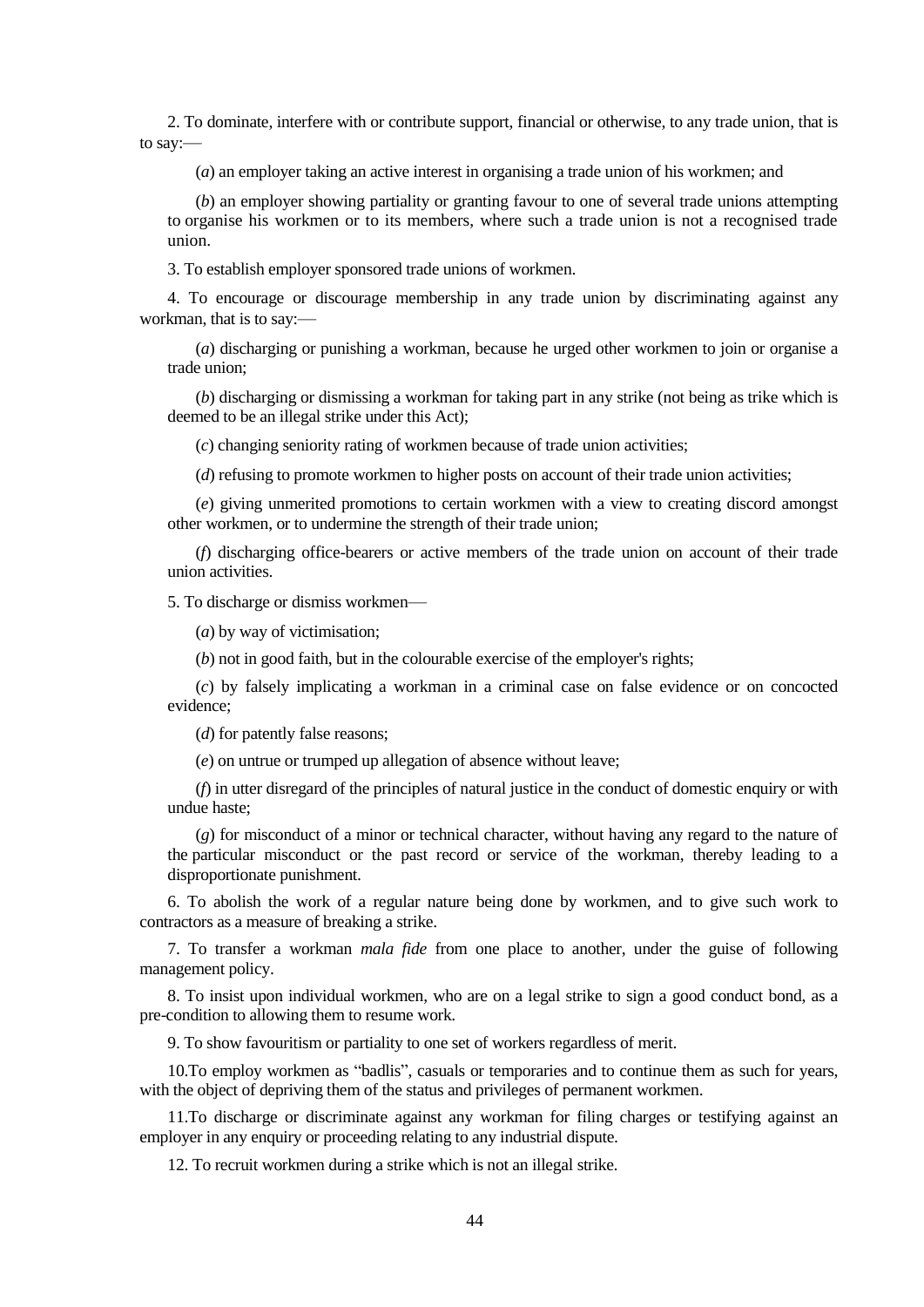2. To dominate, interfere with or contribute support, financial or otherwise, to any trade union, that is to say:—

(*a*) an employer taking an active interest in organising a trade union of his workmen; and

(*b*) an employer showing partiality or granting favour to one of several trade unions attempting to organise his workmen or to its members, where such a trade union is not a recognised trade union.

3. To establish employer sponsored trade unions of workmen.

4. To encourage or discourage membership in any trade union by discriminating against any workman, that is to say:—

(*a*) discharging or punishing a workman, because he urged other workmen to join or organise a trade union;

(*b*) discharging or dismissing a workman for taking part in any strike (not being as trike which is deemed to be an illegal strike under this Act);

(*c*) changing seniority rating of workmen because of trade union activities;

(*d*) refusing to promote workmen to higher posts on account of their trade union activities;

(*e*) giving unmerited promotions to certain workmen with a view to creating discord amongst other workmen, or to undermine the strength of their trade union;

(*f*) discharging office-bearers or active members of the trade union on account of their trade union activities.

5. To discharge or dismiss workmen—

(*a*) by way of victimisation;

(*b*) not in good faith, but in the colourable exercise of the employer's rights;

(*c*) by falsely implicating a workman in a criminal case on false evidence or on concocted evidence;

(*d*) for patently false reasons;

(*e*) on untrue or trumped up allegation of absence without leave;

(*f*) in utter disregard of the principles of natural justice in the conduct of domestic enquiry or with undue haste;

(*g*) for misconduct of a minor or technical character, without having any regard to the nature of the particular misconduct or the past record or service of the workman, thereby leading to a disproportionate punishment.

6. To abolish the work of a regular nature being done by workmen, and to give such work to contractors as a measure of breaking a strike.

7. To transfer a workman *mala fide* from one place to another, under the guise of following management policy.

8. To insist upon individual workmen, who are on a legal strike to sign a good conduct bond, as a pre-condition to allowing them to resume work.

9. To show favouritism or partiality to one set of workers regardless of merit.

10.To employ workmen as "badlis", casuals or temporaries and to continue them as such for years, with the object of depriving them of the status and privileges of permanent workmen.

11.To discharge or discriminate against any workman for filing charges or testifying against an employer in any enquiry or proceeding relating to any industrial dispute.

12. To recruit workmen during a strike which is not an illegal strike.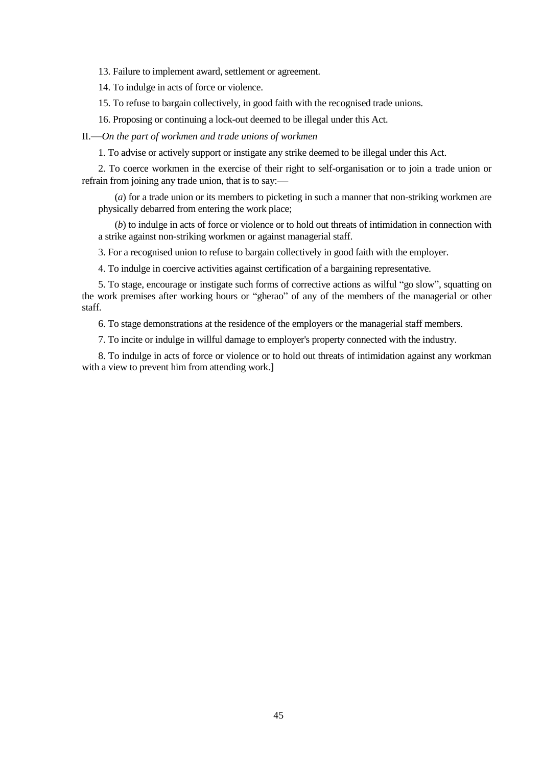13. Failure to implement award, settlement or agreement.

14. To indulge in acts of force or violence.

15. To refuse to bargain collectively, in good faith with the recognised trade unions.

16. Proposing or continuing a lock-out deemed to be illegal under this Act.

II.—*On the part of workmen and trade unions of workmen*

1. To advise or actively support or instigate any strike deemed to be illegal under this Act.

2. To coerce workmen in the exercise of their right to self-organisation or to join a trade union or refrain from joining any trade union, that is to say:—

(*a*) for a trade union or its members to picketing in such a manner that non-striking workmen are physically debarred from entering the work place;

(*b*) to indulge in acts of force or violence or to hold out threats of intimidation in connection with a strike against non-striking workmen or against managerial staff.

3. For a recognised union to refuse to bargain collectively in good faith with the employer.

4. To indulge in coercive activities against certification of a bargaining representative.

5. To stage, encourage or instigate such forms of corrective actions as wilful "go slow", squatting on the work premises after working hours or "gherao" of any of the members of the managerial or other staff.

6. To stage demonstrations at the residence of the employers or the managerial staff members.

7. To incite or indulge in willful damage to employer's property connected with the industry.

8. To indulge in acts of force or violence or to hold out threats of intimidation against any workman with a view to prevent him from attending work.]